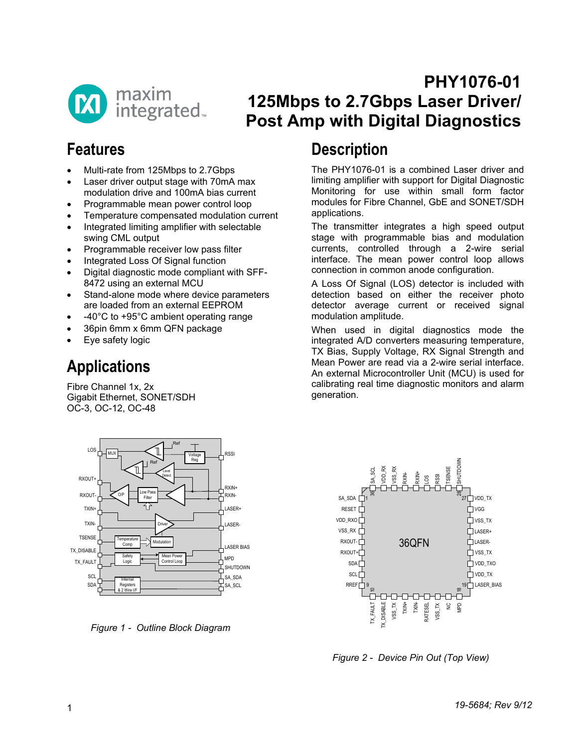# PHY1076-01

# 125Mbps to 2.7Gbps Laser Driver/ Post Amp with Digital Diagnostics

## Features

- Multi-rate from 125Mbps to 2.7Gbps
- Laser driver output stage with 70mA max modulation drive and 100mA bias current
- Programmable mean power control loop
- Temperature compensated modulation current
- Integrated limiting amplifier with selectable swing CML output
- Programmable receiver low pass filter
- Integrated Loss Of Signal function
- Digital diagnostic mode compliant with SFF-8472 using an external MCU
- Stand-alone mode where device parameters are loaded from an external EEPROM
- -40°C to +95°C ambient operating range
- 36pin 6mm x 6mm QFN package
- Eye safety logic

## Applications

Fibre Channel 1x, 2x
Gigabit Ethernet, SONET/SDH
OC-3, OC-12, OC-48

## Description

The PHY1076-01 is a combined Laser driver and limiting amplifier with support for Digital Diagnostic Monitoring for use within small form factor modules for Fibre Channel, GbE and SONET/SDH applications.

The transmitter integrates a high speed output stage with programmable bias and modulation currents, controlled through a 2-wire serial interface. The mean power control loop allows connection in common anode configuration.

A Loss Of Signal (LOS) detector is included with detection based on either the receiver photo detector average current or received signal modulation amplitude.

When used in digital diagnostics mode the integrated A/D converters measuring temperature, TX Bias, Supply Voltage, RX Signal Strength and Mean Power are read via a 2-wire serial interface. An external Microcontroller Unit (MCU) is used for calibrating real time diagnostic monitors and alarm generation.

*Figure 1 - Outline Block Diagram*

*Figure 2 - Device Pin Out (Top View)*

19-5684; Rev 9/12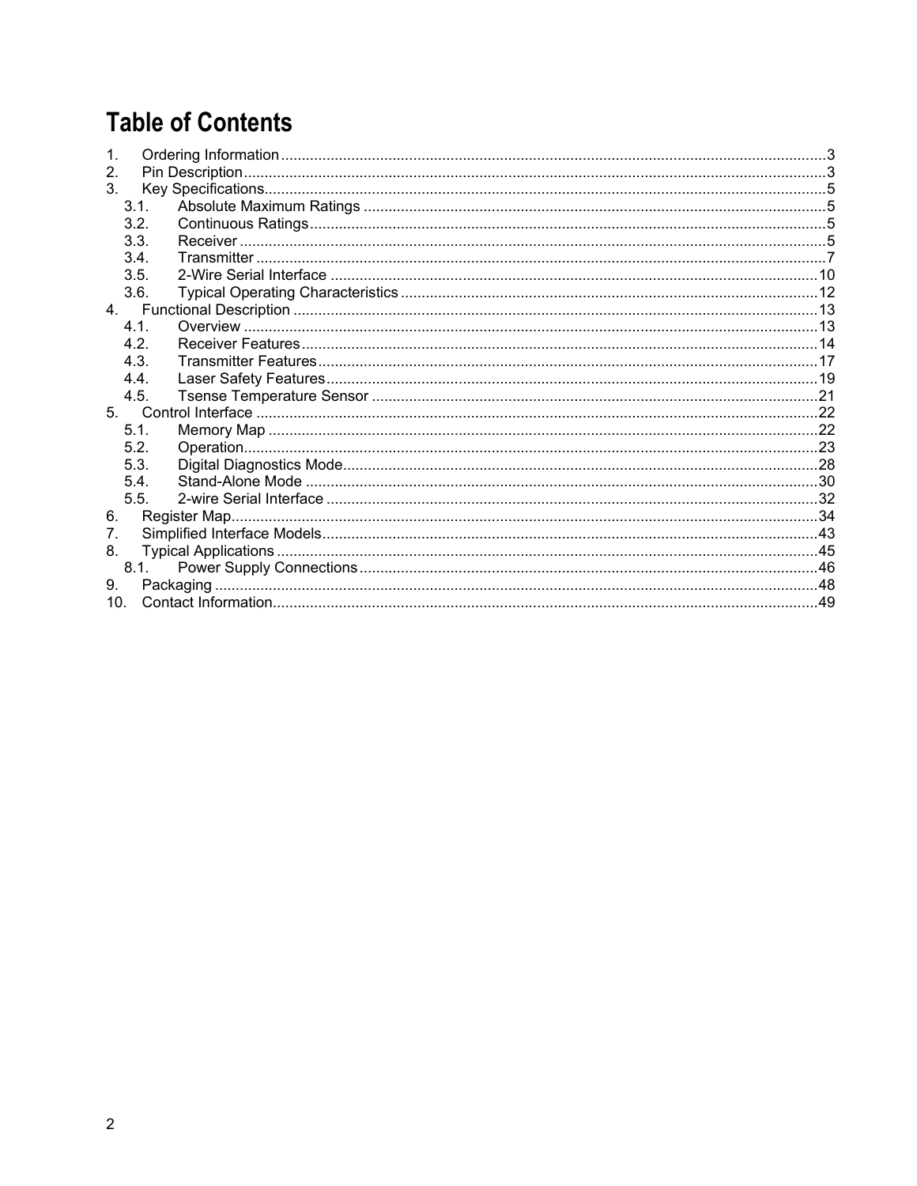# Table of Contents

1. Ordering Information ........................................................ 3
2. Pin Description ........................................................ 3
3. Key Specifications ........................................................ 5
   - 3.1. Absolute Maximum Ratings ........................................................ 5
   - 3.2. Continuous Ratings ........................................................ 5
   - 3.3. Receiver ........................................................ 5
   - 3.4. Transmitter ........................................................ 7
   - 3.5. 2-Wire Serial Interface ........................................................ 10
   - 3.6. Typical Operating Characteristics ........................................................ 12
4. Functional Description ........................................................ 13
   - 4.1. Overview ........................................................ 13
   - 4.2. Receiver Features ........................................................ 14
   - 4.3. Transmitter Features ........................................................ 17
   - 4.4. Laser Safety Features ........................................................ 19
   - 4.5. Tsense Temperature Sensor ........................................................ 21
5. Control Interface ........................................................ 22
   - 5.1. Memory Map ........................................................ 22
   - 5.2. Operation ........................................................ 23
   - 5.3. Digital Diagnostics Mode ........................................................ 28
   - 5.4. Stand-Alone Mode ........................................................ 30
   - 5.5. 2-wire Serial Interface ........................................................ 32
6. Register Map ........................................................ 34
7. Simplified Interface Models ........................................................ 43
8. Typical Applications ........................................................ 45
   - 8.1. Power Supply Connections ........................................................ 46
9. Packaging ........................................................ 48
10. Contact Information ........................................................ 49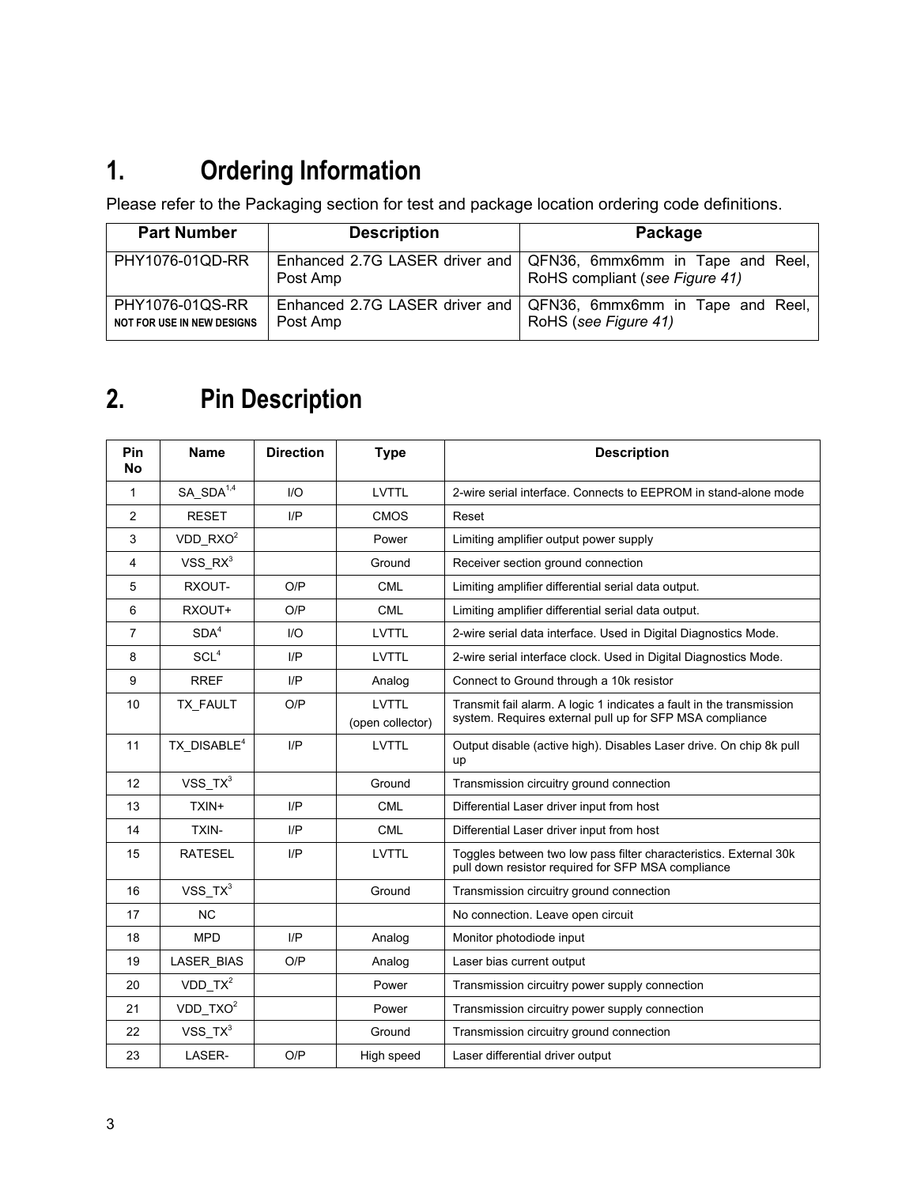# 1. Ordering Information

Please refer to the Packaging section for test and package location ordering code definitions.

| Part Number | Description | Package |
|---|---|---|
| PHY1076-01QD-RR | Enhanced 2.7G LASER driver and Post Amp | QFN36, 6mmx6mm in Tape and Reel, RoHS compliant (*see Figure 41)* |
| PHY1076-01QS-RR **NOT FOR USE IN NEW DESIGNS** | Enhanced 2.7G LASER driver and Post Amp | QFN36, 6mmx6mm in Tape and Reel, RoHS (*see Figure 41)* |

# 2. Pin Description

| Pin No | Name | Direction | Type | Description |
|---|---|---|---|---|
| 1 | SA_SDA[1,4] | I/O | LVTTL | 2-wire serial interface. Connects to EEPROM in stand-alone mode |
| 2 | RESET | I/P | CMOS | Reset |
| 3 | VDD_RXO[2] | | Power | Limiting amplifier output power supply |
| 4 | VSS_RX[3] | | Ground | Receiver section ground connection |
| 5 | RXOUT- | O/P | CML | Limiting amplifier differential serial data output. |
| 6 | RXOUT+ | O/P | CML | Limiting amplifier differential serial data output. |
| 7 | SDA[4] | I/O | LVTTL | 2-wire serial data interface. Used in Digital Diagnostics Mode. |
| 8 | SCL[4] | I/P | LVTTL | 2-wire serial interface clock. Used in Digital Diagnostics Mode. |
| 9 | RREF | I/P | Analog | Connect to Ground through a 10k resistor |
| 10 | TX_FAULT | O/P | LVTTL (open collector) | Transmit fail alarm. A logic 1 indicates a fault in the transmission system. Requires external pull up for SFP MSA compliance |
| 11 | TX_DISABLE[4] | I/P | LVTTL | Output disable (active high). Disables Laser drive. On chip 8k pull up |
| 12 | VSS_TX[3] | | Ground | Transmission circuitry ground connection |
| 13 | TXIN+ | I/P | CML | Differential Laser driver input from host |
| 14 | TXIN- | I/P | CML | Differential Laser driver input from host |
| 15 | RATESEL | I/P | LVTTL | Toggles between two low pass filter characteristics. External 30k pull down resistor required for SFP MSA compliance |
| 16 | VSS_TX[3] | | Ground | Transmission circuitry ground connection |
| 17 | NC | | | No connection. Leave open circuit |
| 18 | MPD | I/P | Analog | Monitor photodiode input |
| 19 | LASER_BIAS | O/P | Analog | Laser bias current output |
| 20 | VDD_TX[2] | | Power | Transmission circuitry power supply connection |
| 21 | VDD_TXO[2] | | Power | Transmission circuitry power supply connection |
| 22 | VSS_TX[3] | | Ground | Transmission circuitry ground connection |
| 23 | LASER- | O/P | High speed | Laser differential driver output |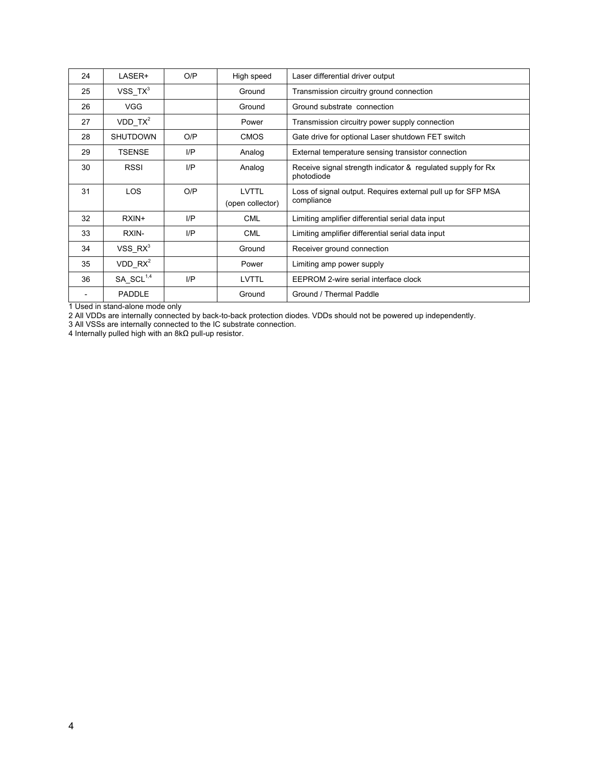| 24 | LASER+ | O/P | High speed | Laser differential driver output |
|---|---|---|---|---|
| 25 | VSS_TX[3] | | Ground | Transmission circuitry ground connection |
| 26 | VGG | | Ground | Ground substrate connection |
| 27 | VDD_TX[2] | | Power | Transmission circuitry power supply connection |
| 28 | SHUTDOWN | O/P | CMOS | Gate drive for optional Laser shutdown FET switch |
| 29 | TSENSE | I/P | Analog | External temperature sensing transistor connection |
| 30 | RSSI | I/P | Analog | Receive signal strength indicator & regulated supply for Rx photodiode |
| 31 | LOS | O/P | LVTTL (open collector) | Loss of signal output. Requires external pull up for SFP MSA compliance |
| 32 | RXIN+ | I/P | CML | Limiting amplifier differential serial data input |
| 33 | RXIN- | I/P | CML | Limiting amplifier differential serial data input |
| 34 | VSS_RX[3] | | Ground | Receiver ground connection |
| 35 | VDD_RX[2] | | Power | Limiting amp power supply |
| 36 | SA_SCL[1,4] | I/P | LVTTL | EEPROM 2-wire serial interface clock |
| - | PADDLE | | Ground | Ground / Thermal Paddle |

1 Used in stand-alone mode only

2 All VDDs are internally connected by back-to-back protection diodes. VDDs should not be powered up independently.

3 All VSSs are internally connected to the IC substrate connection.

4 Internally pulled high with an 8kΩ pull-up resistor.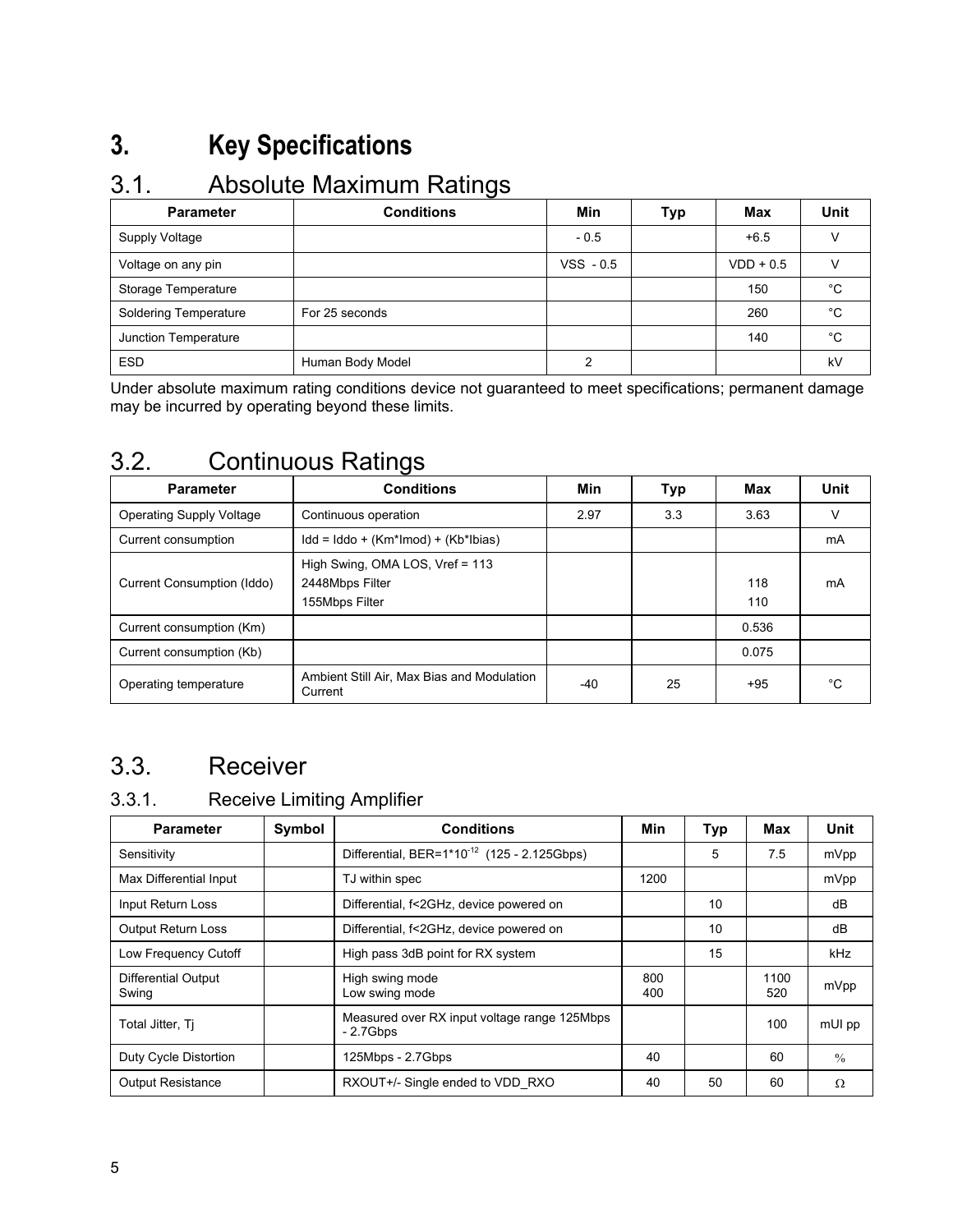# 3. Key Specifications

## 3.1. Absolute Maximum Ratings

| Parameter | Conditions | Min | Typ | Max | Unit |
|---|---|---|---|---|---|
| Supply Voltage | | - 0.5 | | +6.5 | V |
| Voltage on any pin | | VSS - 0.5 | | VDD + 0.5 | V |
| Storage Temperature | | | | 150 | °C |
| Soldering Temperature | For 25 seconds | | | 260 | °C |
| Junction Temperature | | | | 140 | °C |
| ESD | Human Body Model | 2 | | | kV |

Under absolute maximum rating conditions device not guaranteed to meet specifications; permanent damage may be incurred by operating beyond these limits.

## 3.2. Continuous Ratings

| Parameter | Conditions | Min | Typ | Max | Unit |
|---|---|---|---|---|---|
| Operating Supply Voltage | Continuous operation | 2.97 | 3.3 | 3.63 | V |
| Current consumption | Idd = Iddo + (Km*Imod) + (Kb*Ibias) | | | | mA |
| Current Consumption (Iddo) | High Swing, OMA LOS, Vref = 113<br>2448Mbps Filter<br>155Mbps Filter | | | <br>118<br>110 | mA |
| Current consumption (Km) | | | | 0.536 | |
| Current consumption (Kb) | | | | 0.075 | |
| Operating temperature | Ambient Still Air, Max Bias and Modulation Current | -40 | 25 | +95 | °C |

## 3.3. Receiver

### 3.3.1. Receive Limiting Amplifier

| Parameter | Symbol | Conditions | Min | Typ | Max | Unit |
|---|---|---|---|---|---|---|
| Sensitivity | | Differential, BER=$1*10^{-12}$ (125 - 2.125Gbps) | | 5 | 7.5 | mVpp |
| Max Differential Input | | TJ within spec | 1200 | | | mVpp |
| Input Return Loss | | Differential, f<2GHz, device powered on | | 10 | | dB |
| Output Return Loss | | Differential, f<2GHz, device powered on | | 10 | | dB |
| Low Frequency Cutoff | | High pass 3dB point for RX system | | 15 | | kHz |
| Differential Output Swing | | High swing mode<br>Low swing mode | 800<br>400 | | 1100<br>520 | mVpp |
| Total Jitter, Tj | | Measured over RX input voltage range 125Mbps - 2.7Gbps | | | 100 | mUI pp |
| Duty Cycle Distortion | | 125Mbps - 2.7Gbps | 40 | | 60 | % |
| Output Resistance | | RXOUT+/- Single ended to VDD_RXO | 40 | 50 | 60 | Ω |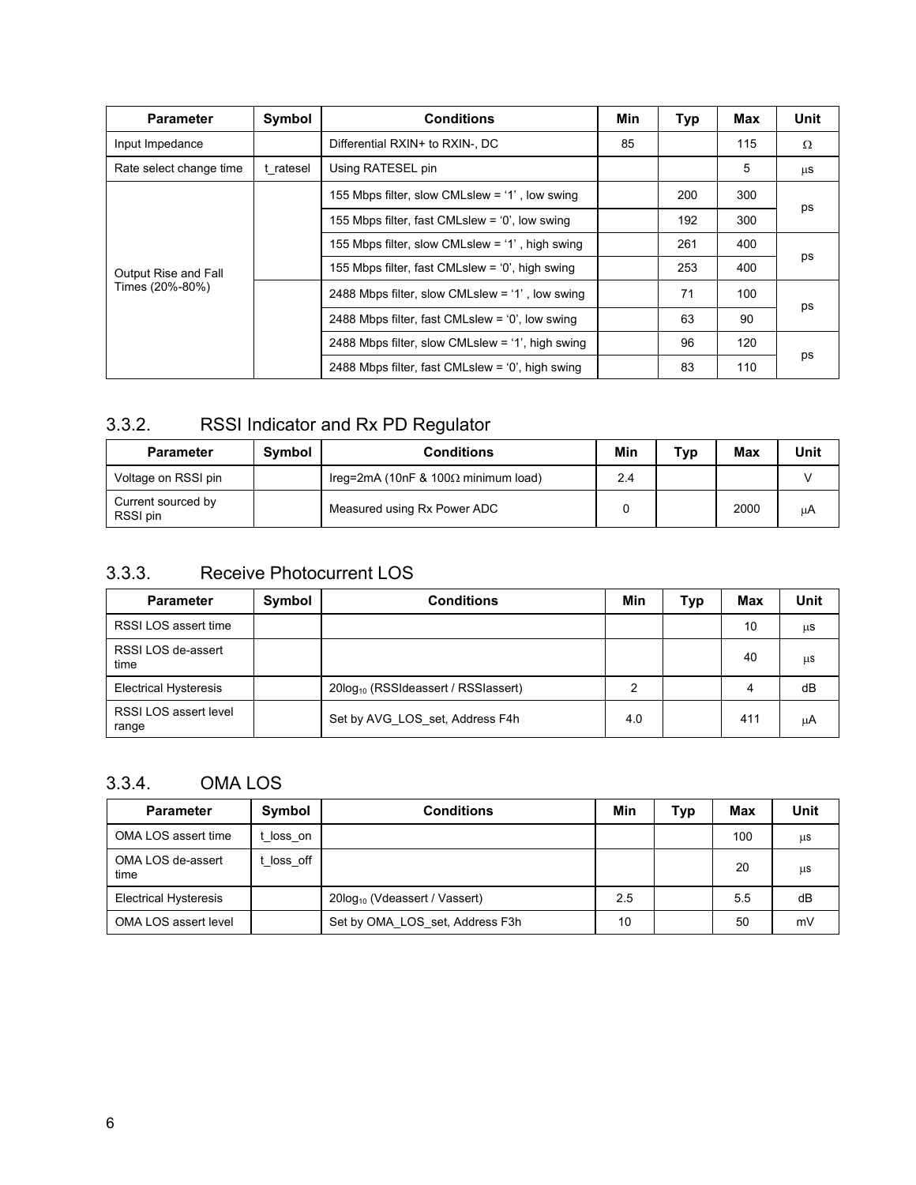| Parameter | Symbol | Conditions | Min | Typ | Max | Unit |
|---|---|---|---|---|---|---|
| Input Impedance | | Differential RXIN+ to RXIN-, DC | 85 | | 115 | Ω |
| Rate select change time | t_ratesel | Using RATESEL pin | | | 5 | μs |
| Output Rise and Fall Times (20%-80%) | | 155 Mbps filter, slow CMLslew = '1' , low swing | | 200 | 300 | ps |
| | | 155 Mbps filter, fast CMLslew = '0', low swing | | 192 | 300 | |
| | | 155 Mbps filter, slow CMLslew = '1' , high swing | | 261 | 400 | ps |
| | | 155 Mbps filter, fast CMLslew = '0', high swing | | 253 | 400 | |
| | | 2488 Mbps filter, slow CMLslew = '1' , low swing | | 71 | 100 | ps |
| | | 2488 Mbps filter, fast CMLslew = '0', low swing | | 63 | 90 | |
| | | 2488 Mbps filter, slow CMLslew = '1', high swing | | 96 | 120 | ps |
| | | 2488 Mbps filter, fast CMLslew = '0', high swing | | 83 | 110 | |

### 3.3.2. RSSI Indicator and Rx PD Regulator

| Parameter | Symbol | Conditions | Min | Typ | Max | Unit |
|---|---|---|---|---|---|---|
| Voltage on RSSI pin | | Ireg=2mA (10nF & 100Ω minimum load) | 2.4 | | | V |
| Current sourced by RSSI pin | | Measured using Rx Power ADC | 0 | | 2000 | μA |

### 3.3.3. Receive Photocurrent LOS

| Parameter | Symbol | Conditions | Min | Typ | Max | Unit |
|---|---|---|---|---|---|---|
| RSSI LOS assert time | | | | | 10 | μs |
| RSSI LOS de-assert time | | | | | 40 | μs |
| Electrical Hysteresis | | $20\log_{10}$ (RSSIdeassert / RSSIassert) | 2 | | 4 | dB |
| RSSI LOS assert level range | | Set by AVG_LOS_set, Address F4h | 4.0 | | 411 | μA |

### 3.3.4. OMA LOS

| Parameter | Symbol | Conditions | Min | Typ | Max | Unit |
|---|---|---|---|---|---|---|
| OMA LOS assert time | t_loss_on | | | | 100 | μs |
| OMA LOS de-assert time | t_loss_off | | | | 20 | μs |
| Electrical Hysteresis | | $20\log_{10}$ (Vdeassert / Vassert) | 2.5 | | 5.5 | dB |
| OMA LOS assert level | | Set by OMA_LOS_set, Address F3h | 10 | | 50 | mV |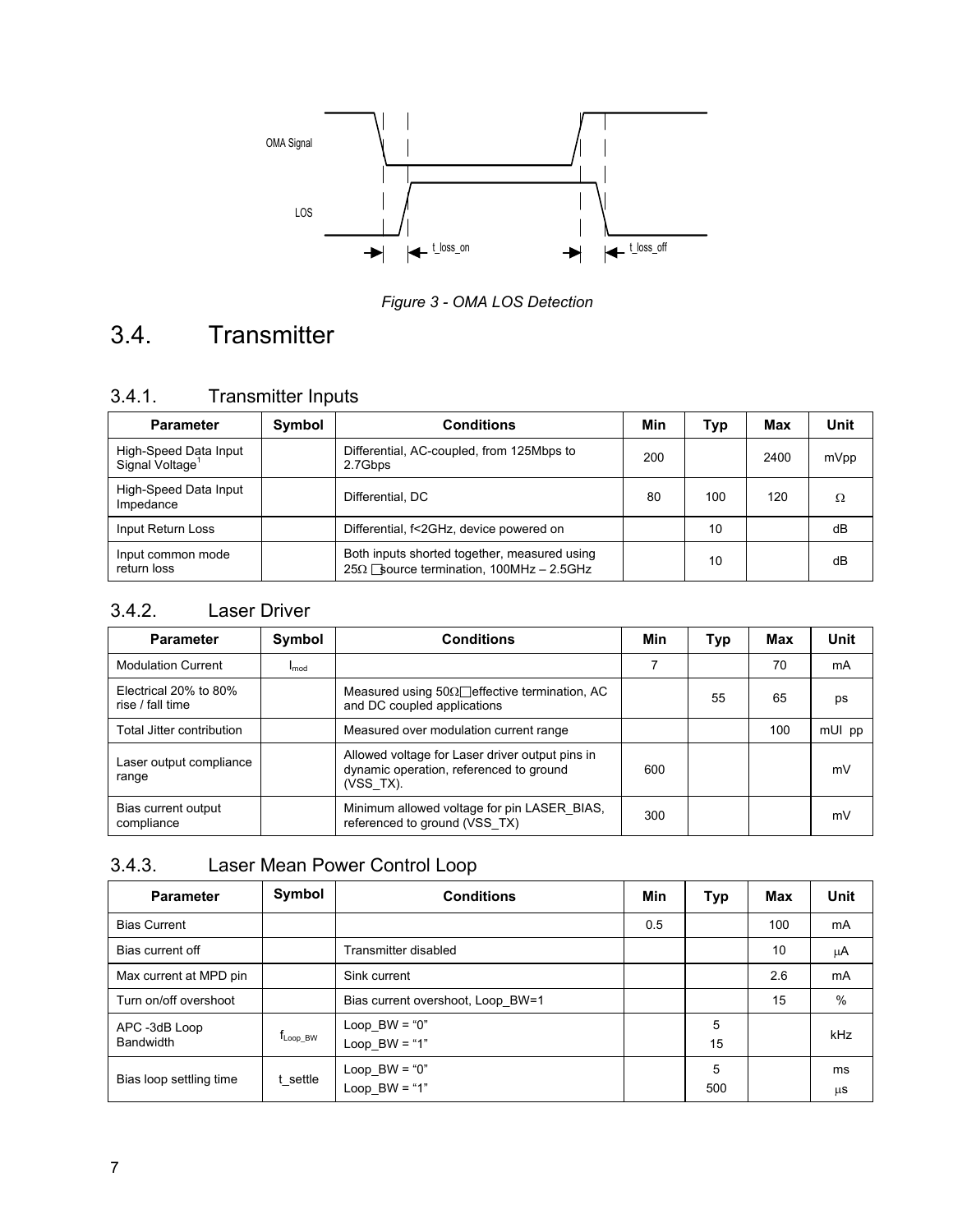OMA Signal

LOS

t_loss_on

t_loss_off

*Figure 3 - OMA LOS Detection*

# 3.4. Transmitter

## 3.4.1. Transmitter Inputs

| Parameter | Symbol | Conditions | Min | Typ | Max | Unit |
|---|---|---|---|---|---|---|
| High-Speed Data Input Signal Voltage[1] | | Differential, AC-coupled, from 125Mbps to 2.7Gbps | 200 | | 2400 | mVpp |
| High-Speed Data Input Impedance | | Differential, DC | 80 | 100 | 120 | Ω |
| Input Return Loss | | Differential, f<2GHz, device powered on | | 10 | | dB |
| Input common mode return loss | | Both inputs shorted together, measured using 25Ω source termination, 100MHz – 2.5GHz | | 10 | | dB |

## 3.4.2. Laser Driver

| Parameter | Symbol | Conditions | Min | Typ | Max | Unit |
|---|---|---|---|---|---|---|
| Modulation Current | $I_{mod}$ | | 7 | | 70 | mA |
| Electrical 20% to 80% rise / fall time | | Measured using 50Ω effective termination, AC and DC coupled applications | | 55 | 65 | ps |
| Total Jitter contribution | | Measured over modulation current range | | | 100 | mUI pp |
| Laser output compliance range | | Allowed voltage for Laser driver output pins in dynamic operation, referenced to ground (VSS_TX). | 600 | | | mV |
| Bias current output compliance | | Minimum allowed voltage for pin LASER_BIAS, referenced to ground (VSS_TX) | 300 | | | mV |

## 3.4.3. Laser Mean Power Control Loop

| Parameter | Symbol | Conditions | Min | Typ | Max | Unit |
|---|---|---|---|---|---|---|
| Bias Current | | | 0.5 | | 100 | mA |
| Bias current off | | Transmitter disabled | | | 10 | μA |
| Max current at MPD pin | | Sink current | | | 2.6 | mA |
| Turn on/off overshoot | | Bias current overshoot, Loop_BW=1 | | | 15 | % |
| APC -3dB Loop Bandwidth | $f_{Loop\_BW}$ | Loop_BW = "0"<br>Loop_BW = "1" | | 5<br>15 | | kHz |
| Bias loop settling time | t_settle | Loop_BW = "0"<br>Loop_BW = "1" | | 5<br>500 | | ms<br>μs |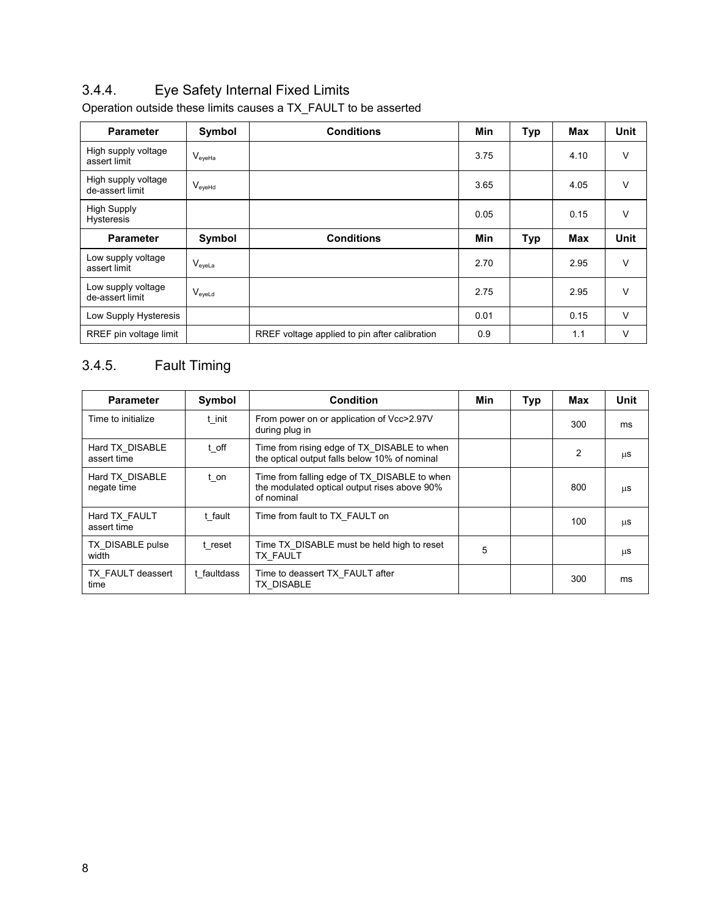### 3.4.4. Eye Safety Internal Fixed Limits

Operation outside these limits causes a TX_FAULT to be asserted

| Parameter | Symbol | Conditions | Min | Typ | Max | Unit |
|---|---|---|---|---|---|---|
| High supply voltage assert limit | $V_{eyeHa}$ | | 3.75 | | 4.10 | V |
| High supply voltage de-assert limit | $V_{eyeHd}$ | | 3.65 | | 4.05 | V |
| High Supply Hysteresis | | | 0.05 | | 0.15 | V |
| **Parameter** | **Symbol** | **Conditions** | **Min** | **Typ** | **Max** | **Unit** |
| Low supply voltage assert limit | $V_{eyeLa}$ | | 2.70 | | 2.95 | V |
| Low supply voltage de-assert limit | $V_{eyeLd}$ | | 2.75 | | 2.95 | V |
| Low Supply Hysteresis | | | 0.01 | | 0.15 | V |
| RREF pin voltage limit | | RREF voltage applied to pin after calibration | 0.9 | | 1.1 | V |

### 3.4.5. Fault Timing

| Parameter | Symbol | Condition | Min | Typ | Max | Unit |
|---|---|---|---|---|---|---|
| Time to initialize | t_init | From power on or application of Vcc>2.97V during plug in | | | 300 | ms |
| Hard TX_DISABLE assert time | t_off | Time from rising edge of TX_DISABLE to when the optical output falls below 10% of nominal | | | 2 | µs |
| Hard TX_DISABLE negate time | t_on | Time from falling edge of TX_DISABLE to when the modulated optical output rises above 90% of nominal | | | 800 | µs |
| Hard TX_FAULT assert time | t_fault | Time from fault to TX_FAULT on | | | 100 | µs |
| TX_DISABLE pulse width | t_reset | Time TX_DISABLE must be held high to reset TX_FAULT | 5 | | | µs |
| TX_FAULT deassert time | t_faultdass | Time to deassert TX_FAULT after TX_DISABLE | | | 300 | ms |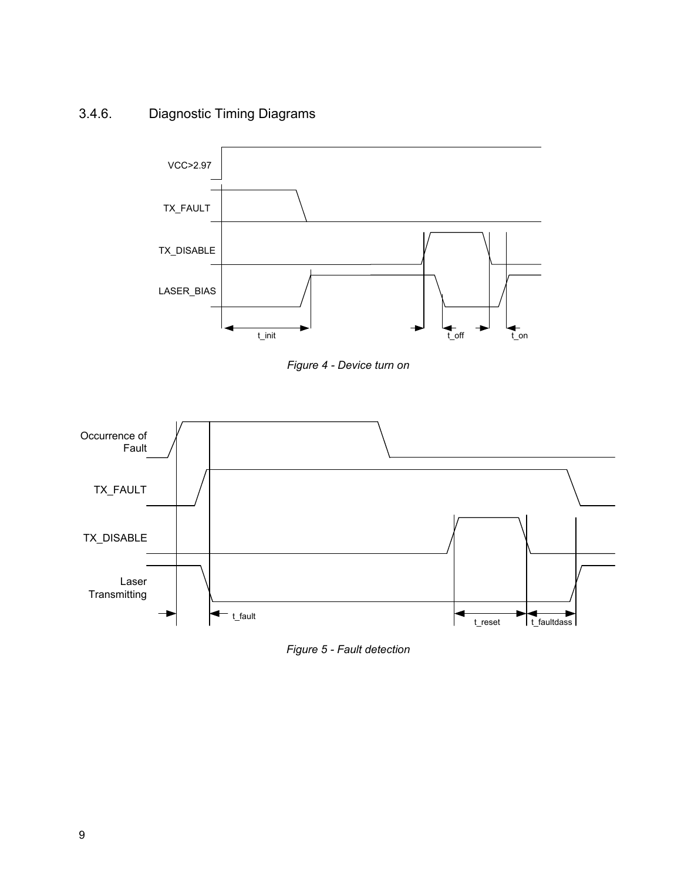### 3.4.6. Diagnostic Timing Diagrams

VCC>2.97

TX_FAULT

TX_DISABLE

LASER_BIAS

t_init t_off t_on

*Figure 4 - Device turn on*

Occurrence of Fault

TX_FAULT

TX_DISABLE

Laser Transmitting

t_fault t_reset t_faultdass

*Figure 5 - Fault detection*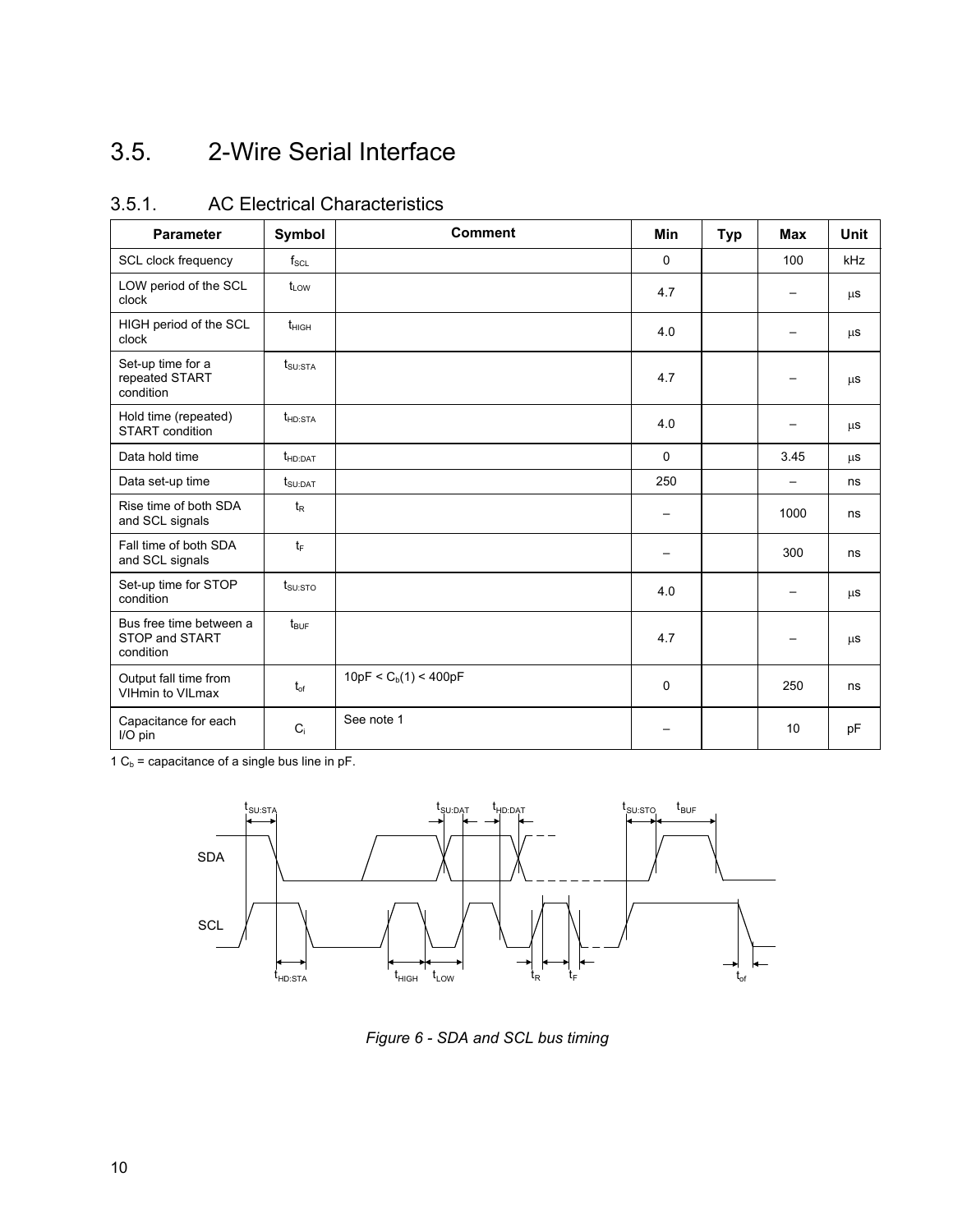# 3.5. 2-Wire Serial Interface

## 3.5.1. AC Electrical Characteristics

| Parameter | Symbol | Comment | Min | Typ | Max | Unit |
|---|---|---|---|---|---|---|
| SCL clock frequency | $f_{SCL}$ | | 0 | | 100 | kHz |
| LOW period of the SCL clock | $t_{LOW}$ | | 4.7 | | – | μs |
| HIGH period of the SCL clock | $t_{HIGH}$ | | 4.0 | | – | μs |
| Set-up time for a repeated START condition | $t_{SU:STA}$ | | 4.7 | | – | μs |
| Hold time (repeated) START condition | $t_{HD:STA}$ | | 4.0 | | – | μs |
| Data hold time | $t_{HD:DAT}$ | | 0 | | 3.45 | μs |
| Data set-up time | $t_{SU:DAT}$ | | 250 | | – | ns |
| Rise time of both SDA and SCL signals | $t_R$ | | – | | 1000 | ns |
| Fall time of both SDA and SCL signals | $t_F$ | | – | | 300 | ns |
| Set-up time for STOP condition | $t_{SU:STO}$ | | 4.0 | | – | μs |
| Bus free time between a STOP and START condition | $t_{BUF}$ | | 4.7 | | – | μs |
| Output fall time from VIHmin to VILmax | $t_{of}$ | 10pF < $C_b$(1) < 400pF | 0 | | 250 | ns |
| Capacitance for each I/O pin | $C_i$ | See note 1 | – | | 10 | pF |

1 $C_b$ = capacitance of a single bus line in pF.

*Figure 6 - SDA and SCL bus timing*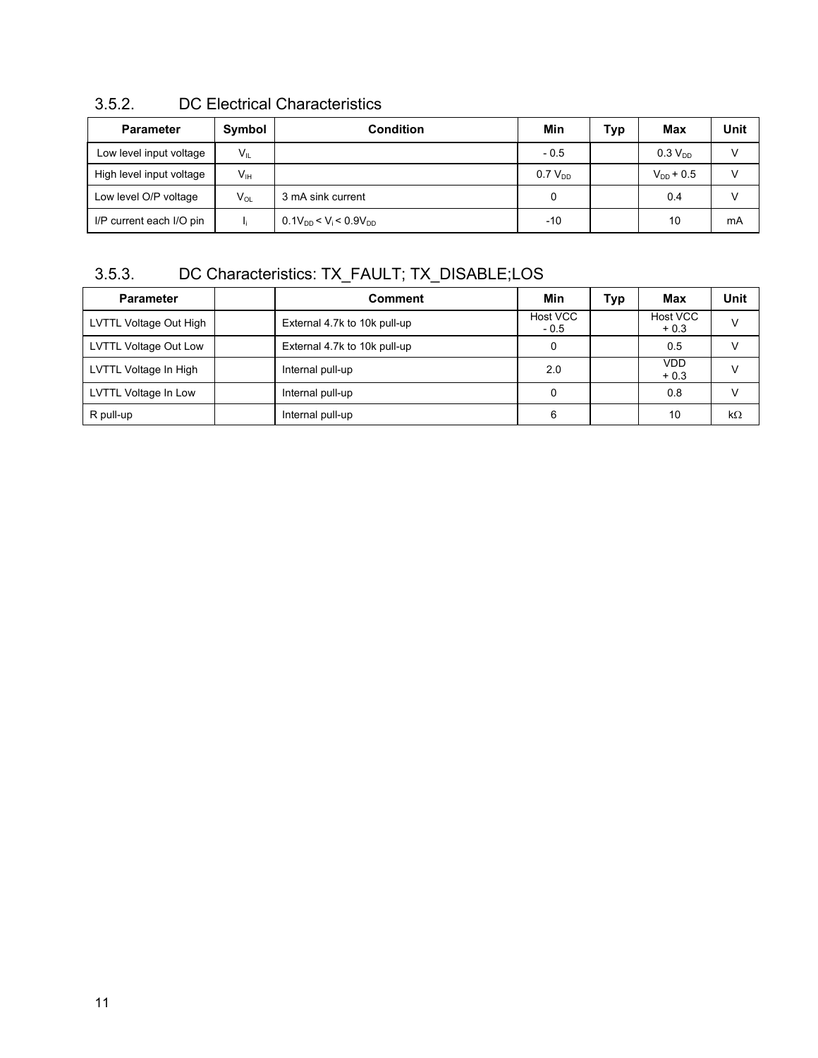### 3.5.2. DC Electrical Characteristics

| Parameter | Symbol | Condition | Min | Typ | Max | Unit |
|---|---|---|---|---|---|---|
| Low level input voltage | $V_{IL}$ | | - 0.5 | | 0.3 $V_{DD}$ | V |
| High level input voltage | $V_{IH}$ | | 0.7 $V_{DD}$ | | $V_{DD}$ + 0.5 | V |
| Low level O/P voltage | $V_{OL}$ | 3 mA sink current | 0 | | 0.4 | V |
| I/P current each I/O pin | $I_i$ | $0.1V_{DD} < V_i < 0.9V_{DD}$ | -10 | | 10 | mA |

### 3.5.3. DC Characteristics: TX_FAULT; TX_DISABLE;LOS

| Parameter | | Comment | Min | Typ | Max | Unit |
|---|---|---|---|---|---|---|
| LVTTL Voltage Out High | | External 4.7k to 10k pull-up | Host VCC - 0.5 | | Host VCC + 0.3 | V |
| LVTTL Voltage Out Low | | External 4.7k to 10k pull-up | 0 | | 0.5 | V |
| LVTTL Voltage In High | | Internal pull-up | 2.0 | | VDD + 0.3 | V |
| LVTTL Voltage In Low | | Internal pull-up | 0 | | 0.8 | V |
| R pull-up | | Internal pull-up | 6 | | 10 | kΩ |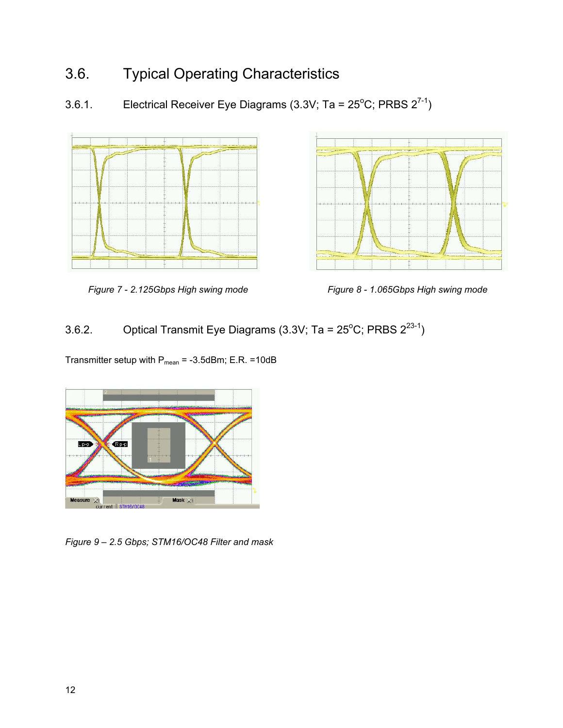## 3.6. Typical Operating Characteristics

### 3.6.1. Electrical Receiver Eye Diagrams (3.3V; Ta = 25°C; PRBS $2^{7-1}$)

*Figure 7 - 2.125Gbps High swing mode*

*Figure 8 - 1.065Gbps High swing mode*

### 3.6.2. Optical Transmit Eye Diagrams (3.3V; Ta = 25°C; PRBS $2^{23-1}$)

Transmitter setup with $P_{mean}$ = -3.5dBm; E.R. =10dB

*Figure 9 – 2.5 Gbps; STM16/OC48 Filter and mask*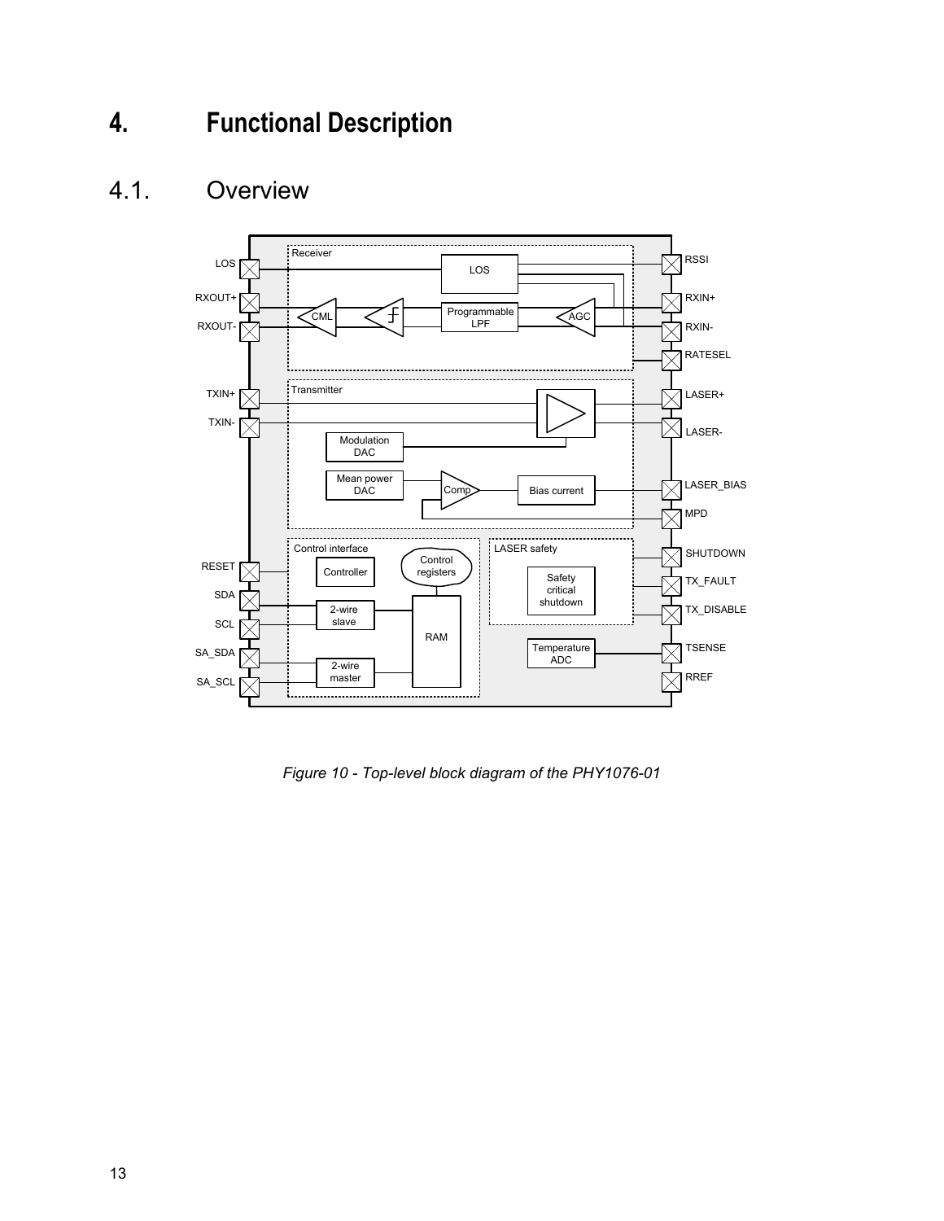# 4. Functional Description

## 4.1. Overview

*Figure 10 - Top-level block diagram of the PHY1076-01*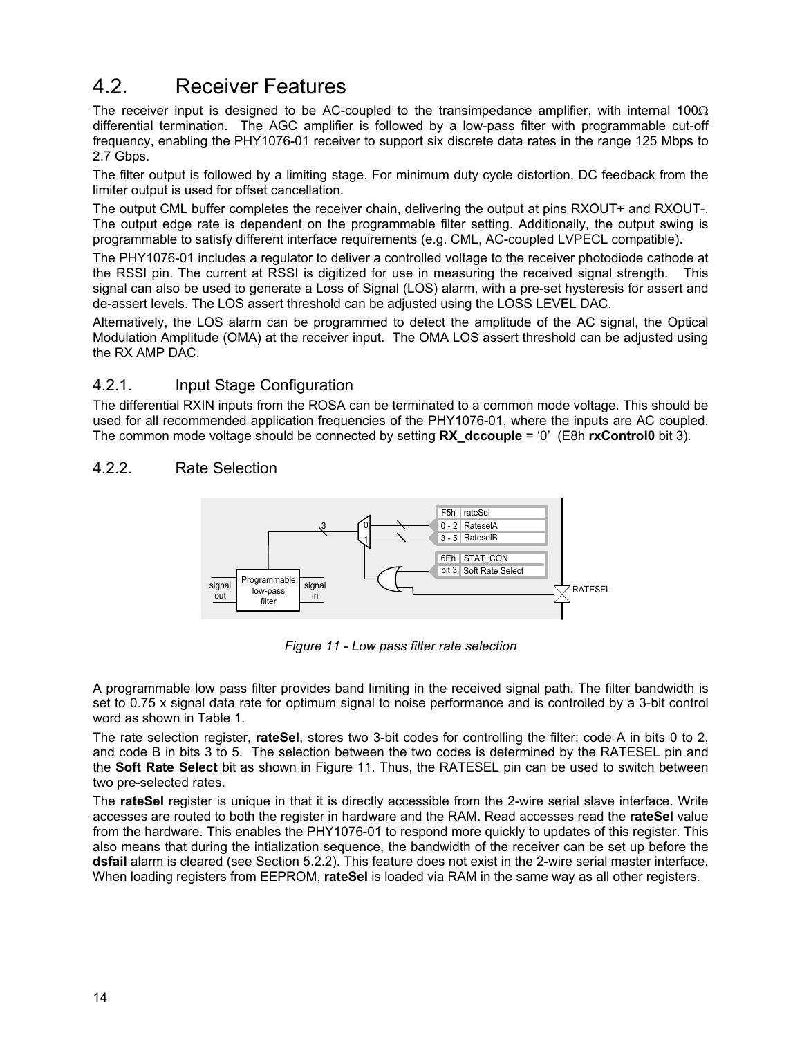## 4.2. Receiver Features

The receiver input is designed to be AC-coupled to the transimpedance amplifier, with internal 100Ω differential termination. The AGC amplifier is followed by a low-pass filter with programmable cut-off frequency, enabling the PHY1076-01 receiver to support six discrete data rates in the range 125 Mbps to 2.7 Gbps.

The filter output is followed by a limiting stage. For minimum duty cycle distortion, DC feedback from the limiter output is used for offset cancellation.

The output CML buffer completes the receiver chain, delivering the output at pins RXOUT+ and RXOUT-. The output edge rate is dependent on the programmable filter setting. Additionally, the output swing is programmable to satisfy different interface requirements (e.g. CML, AC-coupled LVPECL compatible).

The PHY1076-01 includes a regulator to deliver a controlled voltage to the receiver photodiode cathode at the RSSI pin. The current at RSSI is digitized for use in measuring the received signal strength. This signal can also be used to generate a Loss of Signal (LOS) alarm, with a pre-set hysteresis for assert and de-assert levels. The LOS assert threshold can be adjusted using the LOSS LEVEL DAC.

Alternatively, the LOS alarm can be programmed to detect the amplitude of the AC signal, the Optical Modulation Amplitude (OMA) at the receiver input. The OMA LOS assert threshold can be adjusted using the RX AMP DAC.

### 4.2.1. Input Stage Configuration

The differential RXIN inputs from the ROSA can be terminated to a common mode voltage. This should be used for all recommended application frequencies of the PHY1076-01, where the inputs are AC coupled. The common mode voltage should be connected by setting **RX_dccouple** = '0' (E8h **rxControl0** bit 3).

### 4.2.2. Rate Selection

| F5h | rateSel |
|---|---|
| 0 - 2 | RateselA |
| 3 - 5 | RateselB |

| 6Eh | STAT_CON |
|---|---|
| bit 3 | Soft Rate Select |

signal out | Programmable low-pass filter | signal in | 3 | 0 | 1 | RATESEL

*Figure 11 - Low pass filter rate selection*

A programmable low pass filter provides band limiting in the received signal path. The filter bandwidth is set to 0.75 x signal data rate for optimum signal to noise performance and is controlled by a 3-bit control word as shown in Table 1.

The rate selection register, **rateSel**, stores two 3-bit codes for controlling the filter; code A in bits 0 to 2, and code B in bits 3 to 5. The selection between the two codes is determined by the RATESEL pin and the **Soft Rate Select** bit as shown in Figure 11. Thus, the RATESEL pin can be used to switch between two pre-selected rates.

The **rateSel** register is unique in that it is directly accessible from the 2-wire serial slave interface. Write accesses are routed to both the register in hardware and the RAM. Read accesses read the **rateSel** value from the hardware. This enables the PHY1076-01 to respond more quickly to updates of this register. This also means that during the intialization sequence, the bandwidth of the receiver can be set up before the **dsfail** alarm is cleared (see Section 5.2.2). This feature does not exist in the 2-wire serial master interface. When loading registers from EEPROM, **rateSel** is loaded via RAM in the same way as all other registers.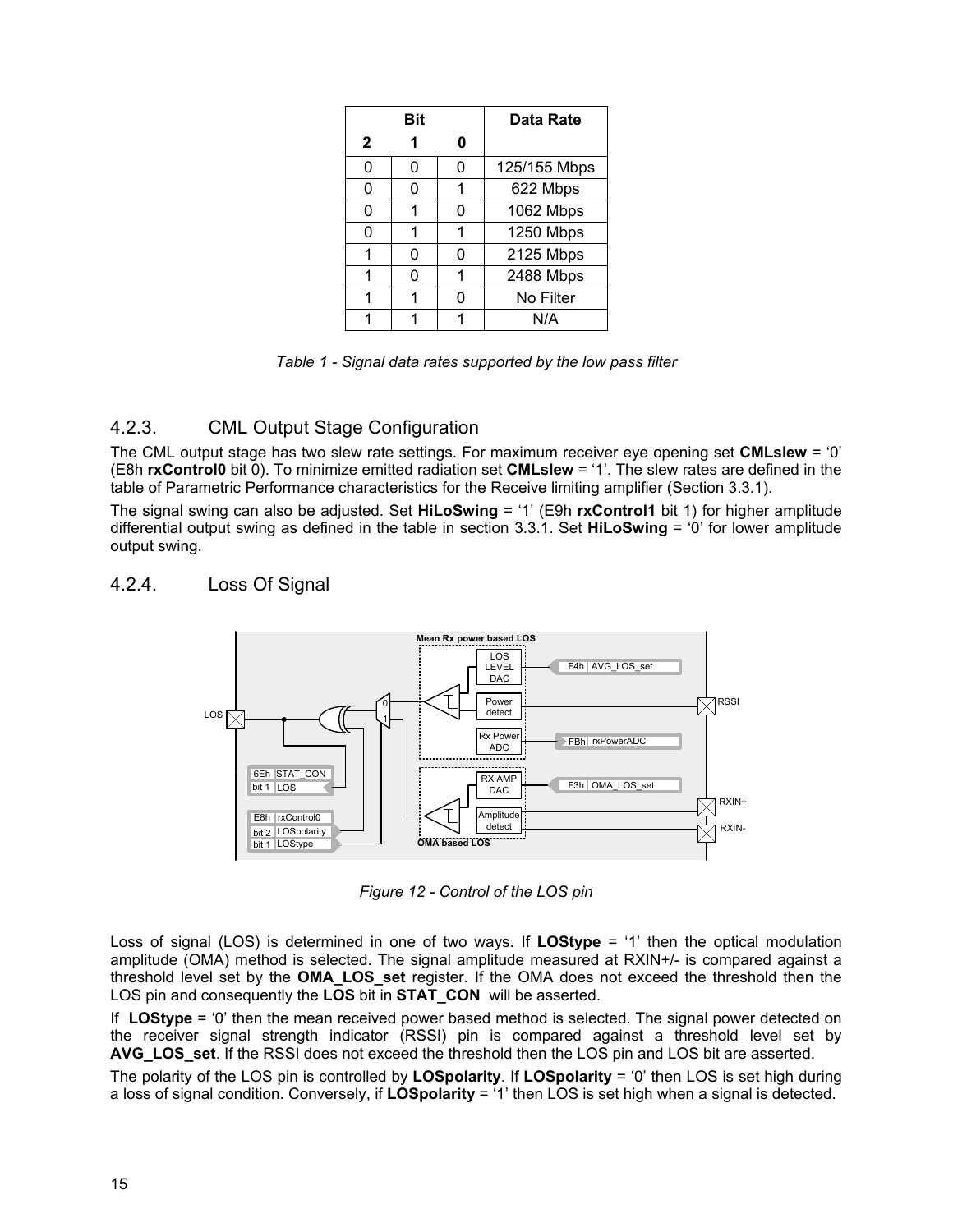| Bit | | | Data Rate |
|---|---|---|---|
| 2 | 1 | 0 | |
| 0 | 0 | 0 | 125/155 Mbps |
| 0 | 0 | 1 | 622 Mbps |
| 0 | 1 | 0 | 1062 Mbps |
| 0 | 1 | 1 | 1250 Mbps |
| 1 | 0 | 0 | 2125 Mbps |
| 1 | 0 | 1 | 2488 Mbps |
| 1 | 1 | 0 | No Filter |
| 1 | 1 | 1 | N/A |

*Table 1 - Signal data rates supported by the low pass filter*

### 4.2.3. CML Output Stage Configuration

The CML output stage has two slew rate settings. For maximum receiver eye opening set **CMLslew** = '0' (E8h **rxControl0** bit 0). To minimize emitted radiation set **CMLslew** = '1'. The slew rates are defined in the table of Parametric Performance characteristics for the Receive limiting amplifier (Section 3.3.1).

The signal swing can also be adjusted. Set **HiLoSwing** = '1' (E9h **rxControl1** bit 1) for higher amplitude differential output swing as defined in the table in section 3.3.1. Set **HiLoSwing** = '0' for lower amplitude output swing.

### 4.2.4. Loss Of Signal

*Figure 12 - Control of the LOS pin*

Loss of signal (LOS) is determined in one of two ways. If **LOStype** = '1' then the optical modulation amplitude (OMA) method is selected. The signal amplitude measured at RXIN+/- is compared against a threshold level set by the **OMA_LOS_set** register. If the OMA does not exceed the threshold then the LOS pin and consequently the **LOS** bit in **STAT_CON** will be asserted.

If **LOStype** = '0' then the mean received power based method is selected. The signal power detected on the receiver signal strength indicator (RSSI) pin is compared against a threshold level set by **AVG_LOS_set**. If the RSSI does not exceed the threshold then the LOS pin and LOS bit are asserted.

The polarity of the LOS pin is controlled by **LOSpolarity**. If **LOSpolarity** = '0' then LOS is set high during a loss of signal condition. Conversely, if **LOSpolarity** = '1' then LOS is set high when a signal is detected.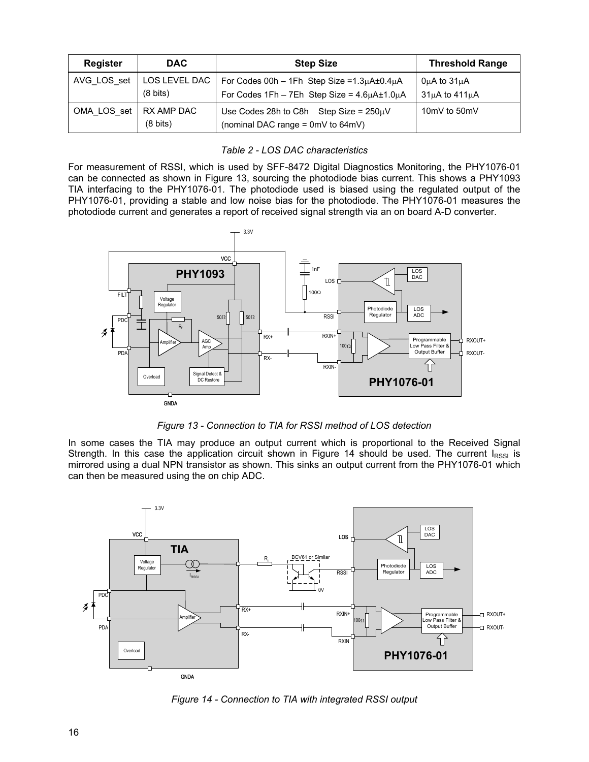| Register | DAC | Step Size | Threshold Range |
|---|---|---|---|
| AVG_LOS_set | LOS LEVEL DAC (8 bits) | For Codes 00h – 1Fh Step Size =1.3μA±0.4μA<br>For Codes 1Fh – 7Eh Step Size = 4.6μA±1.0μA | 0μA to 31μA<br>31μA to 411μA |
| OMA_LOS_set | RX AMP DAC (8 bits) | Use Codes 28h to C8h Step Size = 250μV<br>(nominal DAC range = 0mV to 64mV) | 10mV to 50mV |

*Table 2 - LOS DAC characteristics*

For measurement of RSSI, which is used by SFF-8472 Digital Diagnostics Monitoring, the PHY1076-01 can be connected as shown in Figure 13, sourcing the photodiode bias current. This shows a PHY1093 TIA interfacing to the PHY1076-01. The photodiode used is biased using the regulated output of the PHY1076-01, providing a stable and low noise bias for the photodiode. The PHY1076-01 measures the photodiode current and generates a report of received signal strength via an on board A-D converter.

*Figure 13 - Connection to TIA for RSSI method of LOS detection*

In some cases the TIA may produce an output current which is proportional to the Received Signal Strength. In this case the application circuit shown in Figure 14 should be used. The current $I_{RSSI}$ is mirrored using a dual NPN transistor as shown. This sinks an output current from the PHY1076-01 which can then be measured using the on chip ADC.

*Figure 14 - Connection to TIA with integrated RSSI output*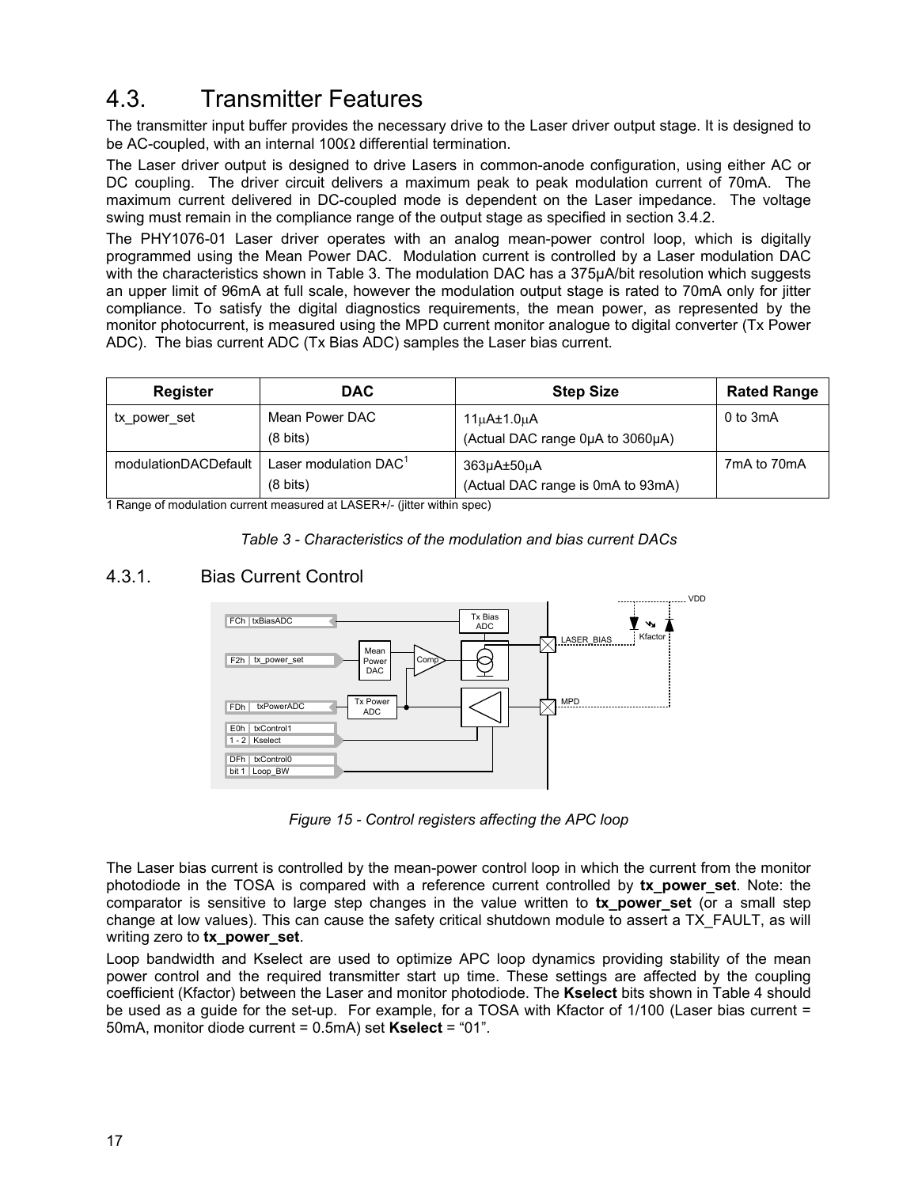## 4.3. Transmitter Features

The transmitter input buffer provides the necessary drive to the Laser driver output stage. It is designed to be AC-coupled, with an internal 100Ω differential termination.

The Laser driver output is designed to drive Lasers in common-anode configuration, using either AC or DC coupling. The driver circuit delivers a maximum peak to peak modulation current of 70mA. The maximum current delivered in DC-coupled mode is dependent on the Laser impedance. The voltage swing must remain in the compliance range of the output stage as specified in section 3.4.2.

The PHY1076-01 Laser driver operates with an analog mean-power control loop, which is digitally programmed using the Mean Power DAC. Modulation current is controlled by a Laser modulation DAC with the characteristics shown in Table 3. The modulation DAC has a 375µA/bit resolution which suggests an upper limit of 96mA at full scale, however the modulation output stage is rated to 70mA only for jitter compliance. To satisfy the digital diagnostics requirements, the mean power, as represented by the monitor photocurrent, is measured using the MPD current monitor analogue to digital converter (Tx Power ADC). The bias current ADC (Tx Bias ADC) samples the Laser bias current.

| Register | DAC | Step Size | Rated Range |
|---|---|---|---|
| tx_power_set | Mean Power DAC (8 bits) | 11µA±1.0µA (Actual DAC range 0µA to 3060µA) | 0 to 3mA |
| modulationDACDefault | Laser modulation DAC[1] (8 bits) | 363µA±50µA (Actual DAC range is 0mA to 93mA) | 7mA to 70mA |

1 Range of modulation current measured at LASER+/- (jitter within spec)

*Table 3 - Characteristics of the modulation and bias current DACs*

### 4.3.1. Bias Current Control

*Figure 15 - Control registers affecting the APC loop*

The Laser bias current is controlled by the mean-power control loop in which the current from the monitor photodiode in the TOSA is compared with a reference current controlled by **tx_power_set**. Note: the comparator is sensitive to large step changes in the value written to **tx_power_set** (or a small step change at low values). This can cause the safety critical shutdown module to assert a TX_FAULT, as will writing zero to **tx_power_set**.

Loop bandwidth and Kselect are used to optimize APC loop dynamics providing stability of the mean power control and the required transmitter start up time. These settings are affected by the coupling coefficient (Kfactor) between the Laser and monitor photodiode. The **Kselect** bits shown in Table 4 should be used as a guide for the set-up. For example, for a TOSA with Kfactor of 1/100 (Laser bias current = 50mA, monitor diode current = 0.5mA) set **Kselect** = "01".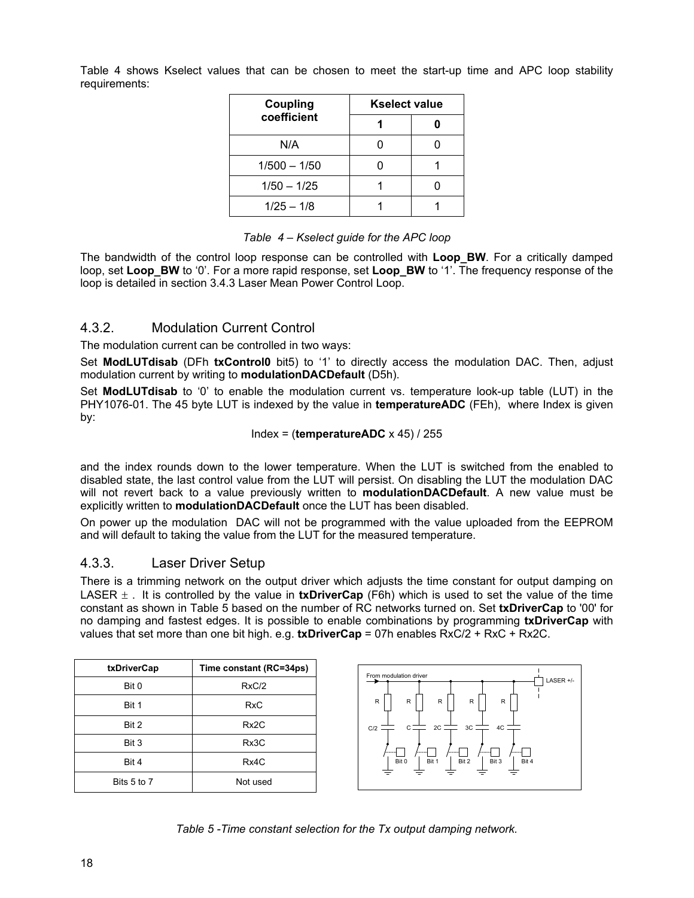Table 4 shows Kselect values that can be chosen to meet the start-up time and APC loop stability requirements:

| Coupling coefficient | Kselect value | |
|---|---|---|
| | **1** | **0** |
| N/A | 0 | 0 |
| 1/500 – 1/50 | 0 | 1 |
| 1/50 – 1/25 | 1 | 0 |
| 1/25 – 1/8 | 1 | 1 |

*Table 4 – Kselect guide for the APC loop*

The bandwidth of the control loop response can be controlled with **Loop_BW**. For a critically damped loop, set **Loop_BW** to '0'. For a more rapid response, set **Loop_BW** to '1'. The frequency response of the loop is detailed in section 3.4.3 Laser Mean Power Control Loop.

### 4.3.2. Modulation Current Control

The modulation current can be controlled in two ways:

Set **ModLUTdisab** (DFh **txControl0** bit5) to '1' to directly access the modulation DAC. Then, adjust modulation current by writing to **modulationDACDefault** (D5h).

Set **ModLUTdisab** to '0' to enable the modulation current vs. temperature look-up table (LUT) in the PHY1076-01. The 45 byte LUT is indexed by the value in **temperatureADC** (FEh), where Index is given by:

Index = (**temperatureADC** x 45) / 255

and the index rounds down to the lower temperature. When the LUT is switched from the enabled to disabled state, the last control value from the LUT will persist. On disabling the LUT the modulation DAC will not revert back to a value previously written to **modulationDACDefault**. A new value must be explicitly written to **modulationDACDefault** once the LUT has been disabled.

On power up the modulation DAC will not be programmed with the value uploaded from the EEPROM and will default to taking the value from the LUT for the measured temperature.

### 4.3.3. Laser Driver Setup

There is a trimming network on the output driver which adjusts the time constant for output damping on LASER ± . It is controlled by the value in **txDriverCap** (F6h) which is used to set the value of the time constant as shown in Table 5 based on the number of RC networks turned on. Set **txDriverCap** to '00' for no damping and fastest edges. It is possible to enable combinations by programming **txDriverCap** with values that set more than one bit high. e.g. **txDriverCap** = 07h enables RxC/2 + RxC + Rx2C.

| txDriverCap | Time constant (RC=34ps) |
|---|---|
| Bit 0 | RxC/2 |
| Bit 1 | RxC |
| Bit 2 | Rx2C |
| Bit 3 | Rx3C |
| Bit 4 | Rx4C |
| Bits 5 to 7 | Not used |

From modulation driver — LASER +/-; R, R, R, R, R; C/2, C, 2C, 3C, 4C; Bit 0, Bit 1, Bit 2, Bit 3, Bit 4

*Table 5 -Time constant selection for the Tx output damping network.*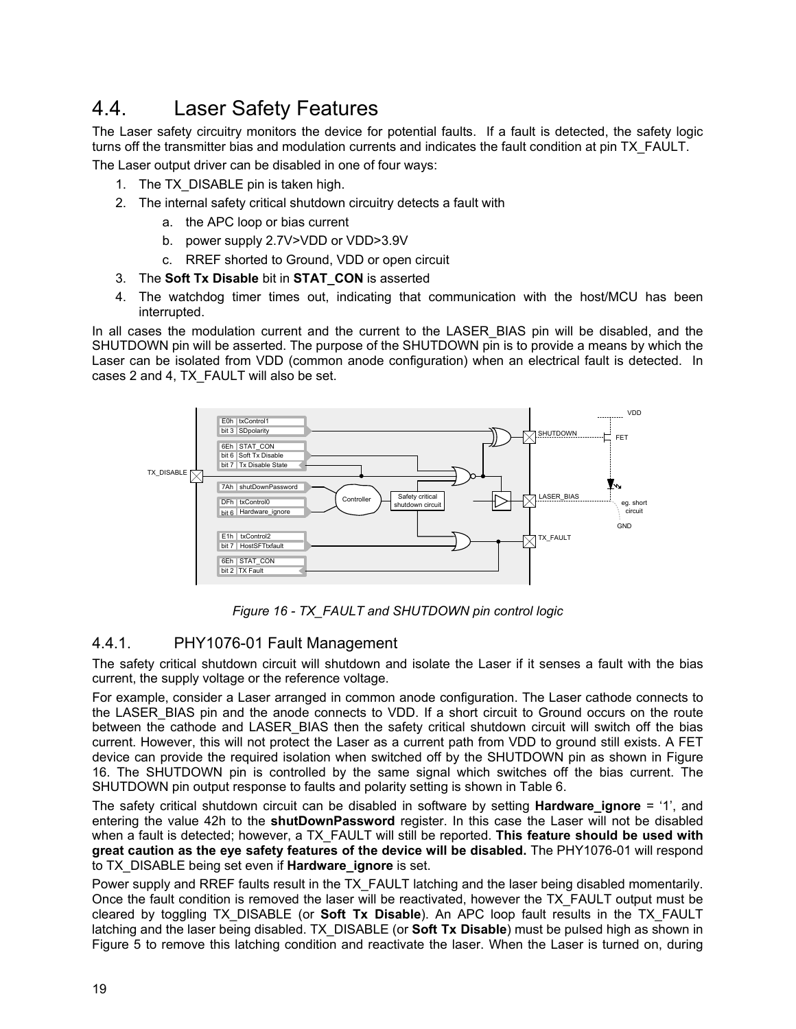## 4.4. Laser Safety Features

The Laser safety circuitry monitors the device for potential faults. If a fault is detected, the safety logic turns off the transmitter bias and modulation currents and indicates the fault condition at pin TX_FAULT.

The Laser output driver can be disabled in one of four ways:

1. The TX_DISABLE pin is taken high.
2. The internal safety critical shutdown circuitry detects a fault with
   a. the APC loop or bias current
   b. power supply 2.7V>VDD or VDD>3.9V
   c. RREF shorted to Ground, VDD or open circuit
3. The **Soft Tx Disable** bit in **STAT_CON** is asserted
4. The watchdog timer times out, indicating that communication with the host/MCU has been interrupted.

In all cases the modulation current and the current to the LASER_BIAS pin will be disabled, and the SHUTDOWN pin will be asserted. The purpose of the SHUTDOWN pin is to provide a means by which the Laser can be isolated from VDD (common anode configuration) when an electrical fault is detected. In cases 2 and 4, TX_FAULT will also be set.

*Figure 16 - TX_FAULT and SHUTDOWN pin control logic*

### 4.4.1. PHY1076-01 Fault Management

The safety critical shutdown circuit will shutdown and isolate the Laser if it senses a fault with the bias current, the supply voltage or the reference voltage.

For example, consider a Laser arranged in common anode configuration. The Laser cathode connects to the LASER_BIAS pin and the anode connects to VDD. If a short circuit to Ground occurs on the route between the cathode and LASER_BIAS then the safety critical shutdown circuit will switch off the bias current. However, this will not protect the Laser as a current path from VDD to ground still exists. A FET device can provide the required isolation when switched off by the SHUTDOWN pin as shown in Figure 16. The SHUTDOWN pin is controlled by the same signal which switches off the bias current. The SHUTDOWN pin output response to faults and polarity setting is shown in Table 6.

The safety critical shutdown circuit can be disabled in software by setting **Hardware_ignore** = '1', and entering the value 42h to the **shutDownPassword** register. In this case the Laser will not be disabled when a fault is detected; however, a TX_FAULT will still be reported. **This feature should be used with great caution as the eye safety features of the device will be disabled.** The PHY1076-01 will respond to TX_DISABLE being set even if **Hardware_ignore** is set.

Power supply and RREF faults result in the TX_FAULT latching and the laser being disabled momentarily. Once the fault condition is removed the laser will be reactivated, however the TX_FAULT output must be cleared by toggling TX_DISABLE (or **Soft Tx Disable**). An APC loop fault results in the TX_FAULT latching and the laser being disabled. TX_DISABLE (or **Soft Tx Disable**) must be pulsed high as shown in Figure 5 to remove this latching condition and reactivate the laser. When the Laser is turned on, during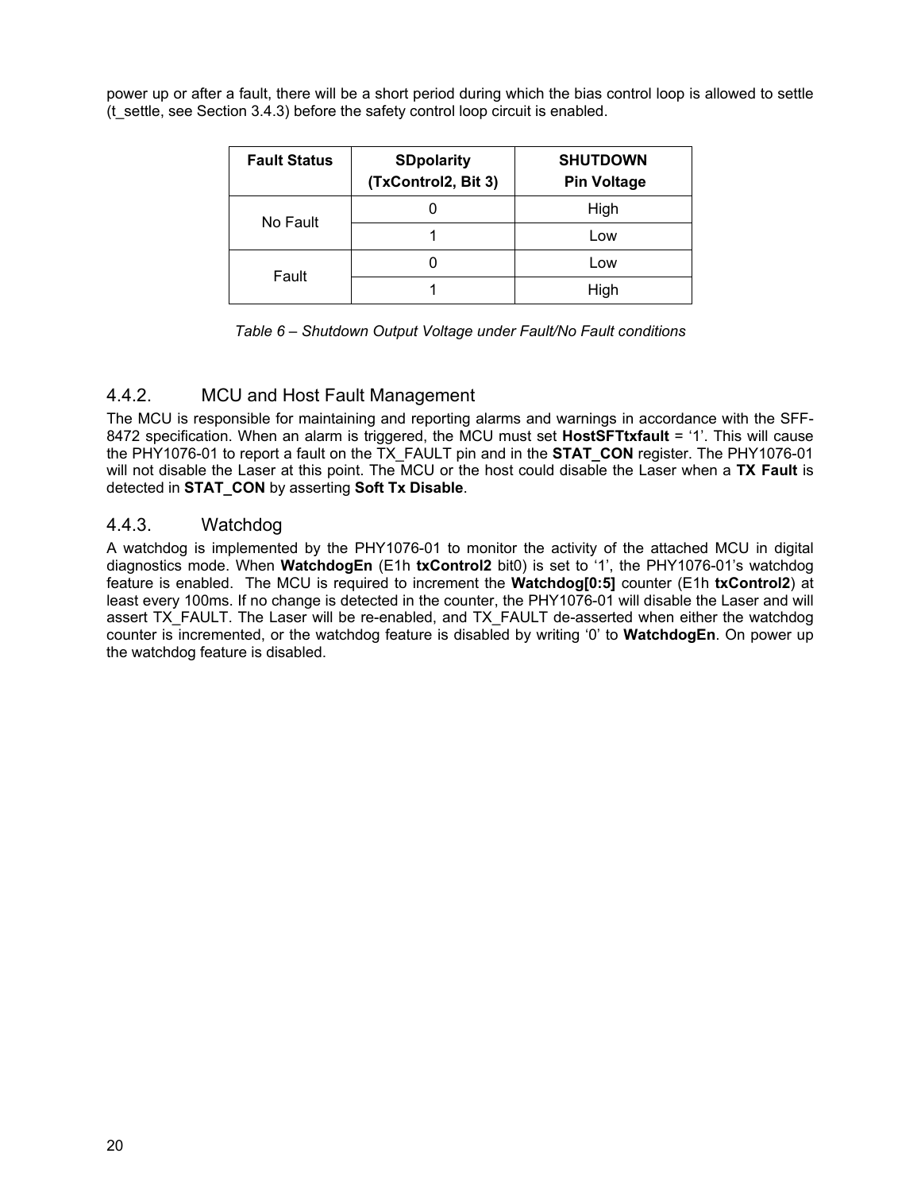power up or after a fault, there will be a short period during which the bias control loop is allowed to settle (t_settle, see Section 3.4.3) before the safety control loop circuit is enabled.

| Fault Status | SDpolarity (TxControl2, Bit 3) | SHUTDOWN Pin Voltage |
|---|---|---|
| No Fault | 0 | High |
| | 1 | Low |
| Fault | 0 | Low |
| | 1 | High |

*Table 6 – Shutdown Output Voltage under Fault/No Fault conditions*

### 4.4.2. MCU and Host Fault Management

The MCU is responsible for maintaining and reporting alarms and warnings in accordance with the SFF-8472 specification. When an alarm is triggered, the MCU must set **HostSFTtxfault** = '1'. This will cause the PHY1076-01 to report a fault on the TX_FAULT pin and in the **STAT_CON** register. The PHY1076-01 will not disable the Laser at this point. The MCU or the host could disable the Laser when a **TX Fault** is detected in **STAT_CON** by asserting **Soft Tx Disable**.

### 4.4.3. Watchdog

A watchdog is implemented by the PHY1076-01 to monitor the activity of the attached MCU in digital diagnostics mode. When **WatchdogEn** (E1h **txControl2** bit0) is set to '1', the PHY1076-01's watchdog feature is enabled. The MCU is required to increment the **Watchdog[0:5]** counter (E1h **txControl2**) at least every 100ms. If no change is detected in the counter, the PHY1076-01 will disable the Laser and will assert TX_FAULT. The Laser will be re-enabled, and TX_FAULT de-asserted when either the watchdog counter is incremented, or the watchdog feature is disabled by writing '0' to **WatchdogEn**. On power up the watchdog feature is disabled.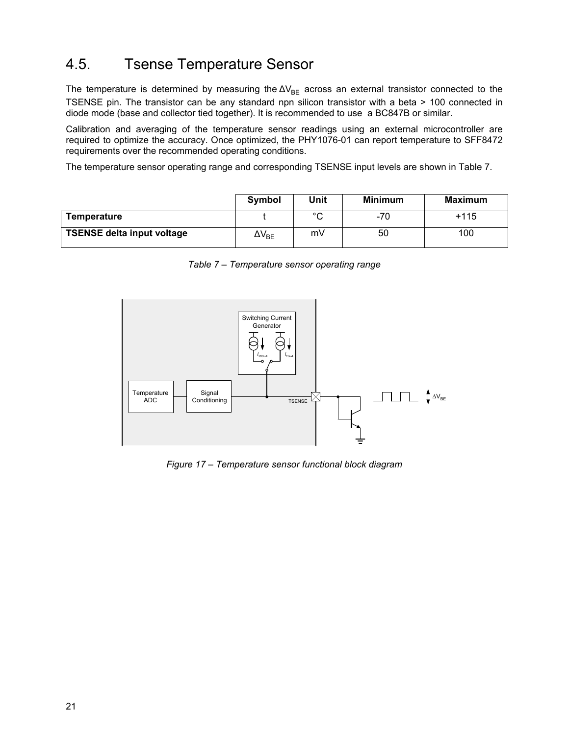# 4.5. Tsense Temperature Sensor

The temperature is determined by measuring the $\Delta V_{BE}$ across an external transistor connected to the TSENSE pin. The transistor can be any standard npn silicon transistor with a beta > 100 connected in diode mode (base and collector tied together). It is recommended to use a BC847B or similar.

Calibration and averaging of the temperature sensor readings using an external microcontroller are required to optimize the accuracy. Once optimized, the PHY1076-01 can report temperature to SFF8472 requirements over the recommended operating conditions.

The temperature sensor operating range and corresponding TSENSE input levels are shown in Table 7.

| | Symbol | Unit | Minimum | Maximum |
|---|---|---|---|---|
| **Temperature** | t | °C | -70 | +115 |
| **TSENSE delta input voltage** | $\Delta V_{BE}$ | mV | 50 | 100 |

*Table 7 – Temperature sensor operating range*

*Figure 17 – Temperature sensor functional block diagram*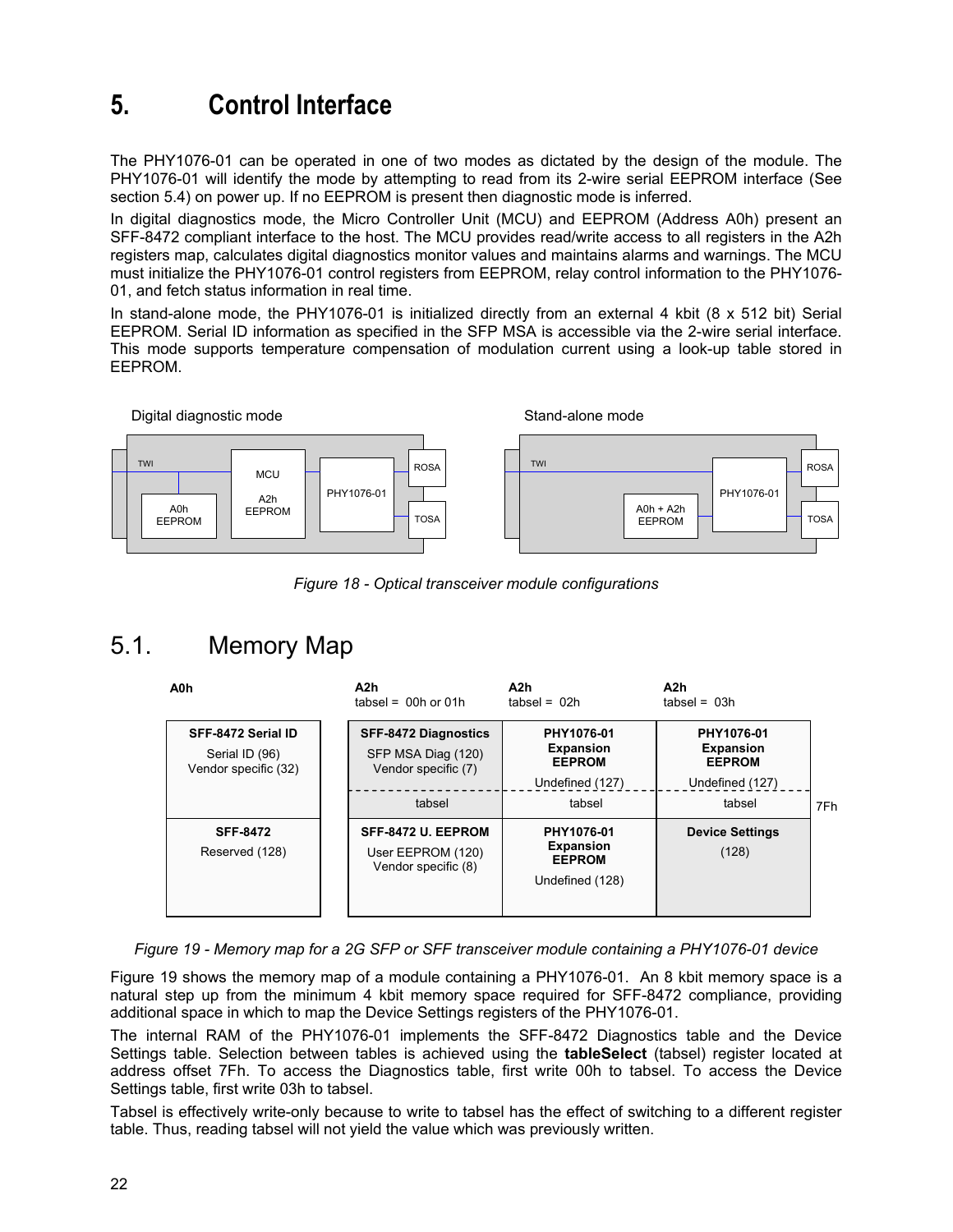# 5. Control Interface

The PHY1076-01 can be operated in one of two modes as dictated by the design of the module. The PHY1076-01 will identify the mode by attempting to read from its 2-wire serial EEPROM interface (See section 5.4) on power up. If no EEPROM is present then diagnostic mode is inferred.

In digital diagnostics mode, the Micro Controller Unit (MCU) and EEPROM (Address A0h) present an SFF-8472 compliant interface to the host. The MCU provides read/write access to all registers in the A2h registers map, calculates digital diagnostics monitor values and maintains alarms and warnings. The MCU must initialize the PHY1076-01 control registers from EEPROM, relay control information to the PHY1076-01, and fetch status information in real time.

In stand-alone mode, the PHY1076-01 is initialized directly from an external 4 kbit (8 x 512 bit) Serial EEPROM. Serial ID information as specified in the SFP MSA is accessible via the 2-wire serial interface. This mode supports temperature compensation of modulation current using a look-up table stored in EEPROM.

Digital diagnostic mode: TWI, A0h EEPROM, MCU A2h EEPROM, PHY1076-01, ROSA, TOSA

Stand-alone mode: TWI, A0h + A2h EEPROM, PHY1076-01, ROSA, TOSA

*Figure 18 - Optical transceiver module configurations*

## 5.1. Memory Map

| A0h | A2h tabsel = 00h or 01h | A2h tabsel = 02h | A2h tabsel = 03h | |
|---|---|---|---|---|
| **SFF-8472 Serial ID** Serial ID (96) Vendor specific (32) | **SFF-8472 Diagnostics** SFP MSA Diag (120) Vendor specific (7) / tabsel | **PHY1076-01 Expansion EEPROM** Undefined (127) / tabsel | **PHY1076-01 Expansion EEPROM** Undefined (127) / tabsel | 7Fh |
| **SFF-8472** Reserved (128) | **SFF-8472 U. EEPROM** User EEPROM (120) Vendor specific (8) | **PHY1076-01 Expansion EEPROM** Undefined (128) | **Device Settings** (128) | |

*Figure 19 - Memory map for a 2G SFP or SFF transceiver module containing a PHY1076-01 device*

Figure 19 shows the memory map of a module containing a PHY1076-01. An 8 kbit memory space is a natural step up from the minimum 4 kbit memory space required for SFF-8472 compliance, providing additional space in which to map the Device Settings registers of the PHY1076-01.

The internal RAM of the PHY1076-01 implements the SFF-8472 Diagnostics table and the Device Settings table. Selection between tables is achieved using the **tableSelect** (tabsel) register located at address offset 7Fh. To access the Diagnostics table, first write 00h to tabsel. To access the Device Settings table, first write 03h to tabsel.

Tabsel is effectively write-only because to write to tabsel has the effect of switching to a different register table. Thus, reading tabsel will not yield the value which was previously written.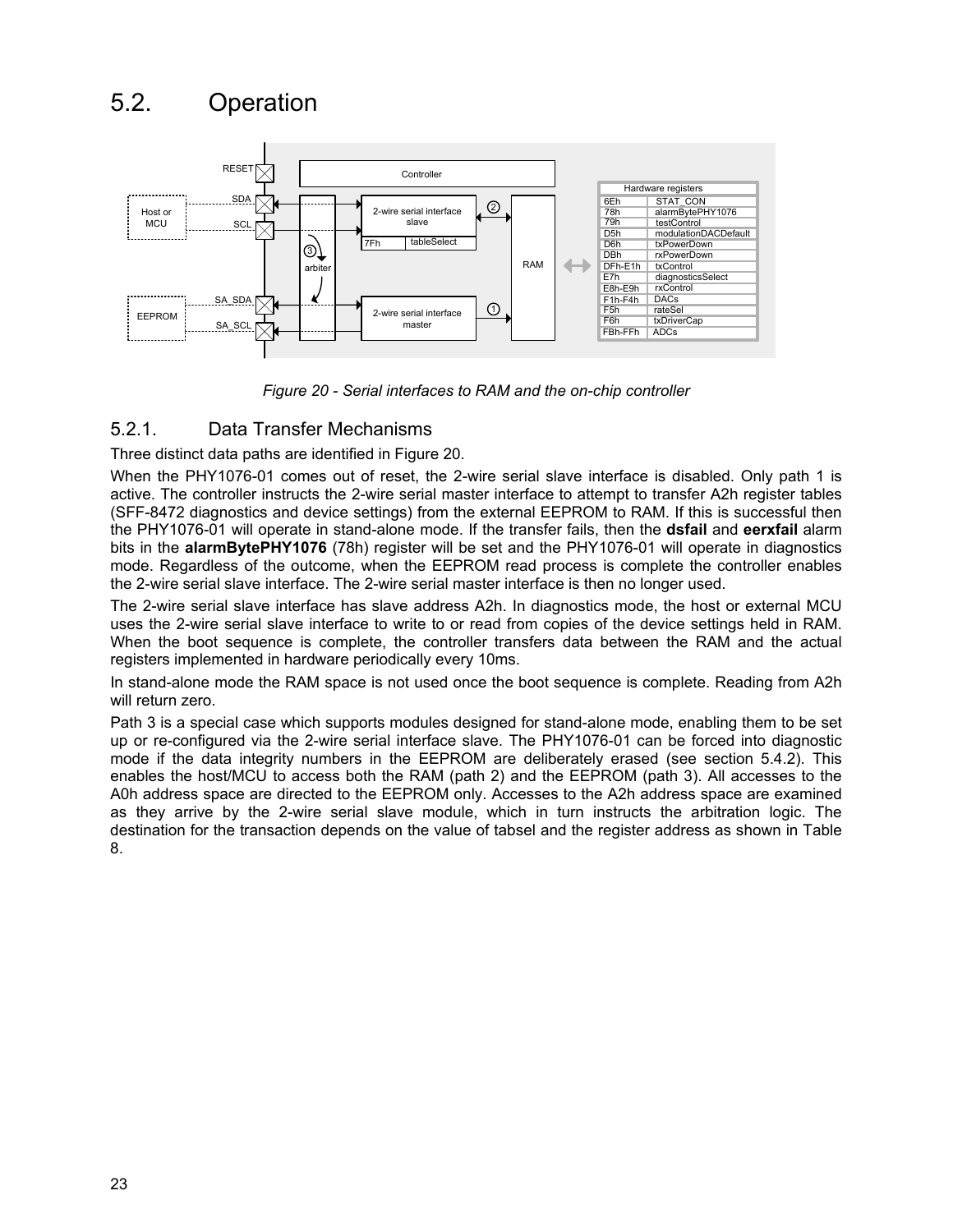# 5.2. Operation

Figure 20 - Serial interfaces to RAM and the on-chip controller

## 5.2.1. Data Transfer Mechanisms

Three distinct data paths are identified in Figure 20.

When the PHY1076-01 comes out of reset, the 2-wire serial slave interface is disabled. Only path 1 is active. The controller instructs the 2-wire serial master interface to attempt to transfer A2h register tables (SFF-8472 diagnostics and device settings) from the external EEPROM to RAM. If this is successful then the PHY1076-01 will operate in stand-alone mode. If the transfer fails, then the **dsfail** and **eerxfail** alarm bits in the **alarmBytePHY1076** (78h) register will be set and the PHY1076-01 will operate in diagnostics mode. Regardless of the outcome, when the EEPROM read process is complete the controller enables the 2-wire serial slave interface. The 2-wire serial master interface is then no longer used.

The 2-wire serial slave interface has slave address A2h. In diagnostics mode, the host or external MCU uses the 2-wire serial slave interface to write to or read from copies of the device settings held in RAM. When the boot sequence is complete, the controller transfers data between the RAM and the actual registers implemented in hardware periodically every 10ms.

In stand-alone mode the RAM space is not used once the boot sequence is complete. Reading from A2h will return zero.

Path 3 is a special case which supports modules designed for stand-alone mode, enabling them to be set up or re-configured via the 2-wire serial interface slave. The PHY1076-01 can be forced into diagnostic mode if the data integrity numbers in the EEPROM are deliberately erased (see section 5.4.2). This enables the host/MCU to access both the RAM (path 2) and the EEPROM (path 3). All accesses to the A0h address space are directed to the EEPROM only. Accesses to the A2h address space are examined as they arrive by the 2-wire serial slave module, which in turn instructs the arbitration logic. The destination for the transaction depends on the value of tabsel and the register address as shown in Table 8.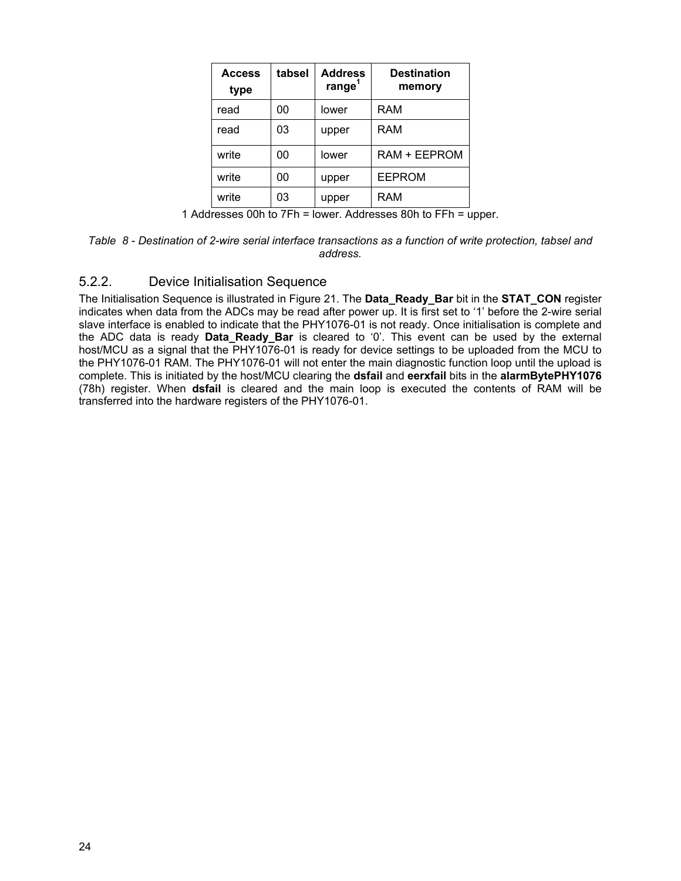| Access type | tabsel | Address range[1] | Destination memory |
|---|---|---|---|
| read | 00 | lower | RAM |
| read | 03 | upper | RAM |
| write | 00 | lower | RAM + EEPROM |
| write | 00 | upper | EEPROM |
| write | 03 | upper | RAM |

1 Addresses 00h to 7Fh = lower. Addresses 80h to FFh = upper.

*Table 8 - Destination of 2-wire serial interface transactions as a function of write protection, tabsel and address.*

### 5.2.2. Device Initialisation Sequence

The Initialisation Sequence is illustrated in Figure 21. The **Data_Ready_Bar** bit in the **STAT_CON** register indicates when data from the ADCs may be read after power up. It is first set to '1' before the 2-wire serial slave interface is enabled to indicate that the PHY1076-01 is not ready. Once initialisation is complete and the ADC data is ready **Data_Ready_Bar** is cleared to '0'. This event can be used by the external host/MCU as a signal that the PHY1076-01 is ready for device settings to be uploaded from the MCU to the PHY1076-01 RAM. The PHY1076-01 will not enter the main diagnostic function loop until the upload is complete. This is initiated by the host/MCU clearing the **dsfail** and **eerxfail** bits in the **alarmBytePHY1076** (78h) register. When **dsfail** is cleared and the main loop is executed the contents of RAM will be transferred into the hardware registers of the PHY1076-01.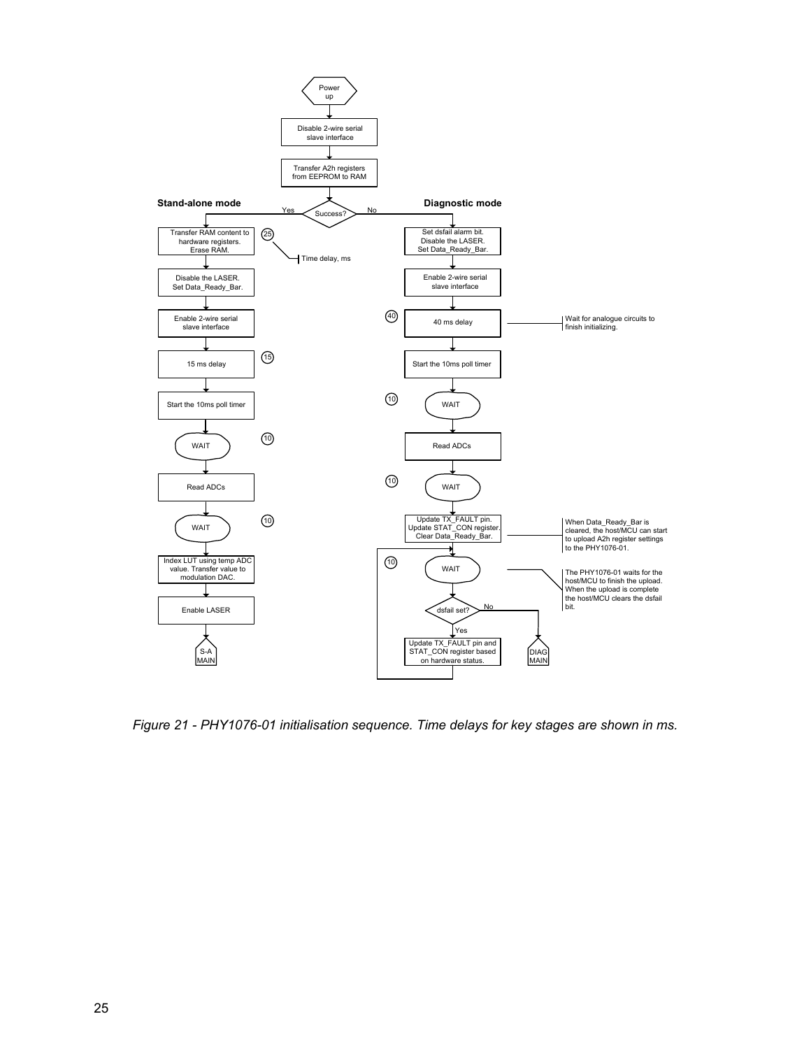Power up

Disable 2-wire serial slave interface

Transfer A2h registers from EEPROM to RAM

Success?

**Stand-alone mode** (Yes)

- Transfer RAM content to hardware registers. Erase RAM. (25)
- Disable the LASER. Set Data_Ready_Bar.
- Enable 2-wire serial slave interface
- 15 ms delay (15)
- Start the 10ms poll timer
- WAIT (10)
- Read ADCs
- WAIT (10)
- Index LUT using temp ADC value. Transfer value to modulation DAC.
- Enable LASER
- S-A MAIN

Time delay, ms

**Diagnostic mode** (No)

- Set dsfail alarm bit. Disable the LASER. Set Data_Ready_Bar.
- Enable 2-wire serial slave interface
- 40 ms delay (40) — Wait for analogue circuits to finish initializing.
- Start the 10ms poll timer
- WAIT (10)
- Read ADCs
- WAIT (10)
- Update TX_FAULT pin. Update STAT_CON register. Clear Data_Ready_Bar. — When Data_Ready_Bar is cleared, the host/MCU can start to upload A2h register settings to the PHY1076-01.
- WAIT (10) — The PHY1076-01 waits for the host/MCU to finish the upload. When the upload is complete the host/MCU clears the dsfail bit.
- dsfail set?
  - Yes: Update TX_FAULT pin and STAT_CON register based on hardware status. (return to WAIT)
  - No: DIAG MAIN

*Figure 21 - PHY1076-01 initialisation sequence. Time delays for key stages are shown in ms.*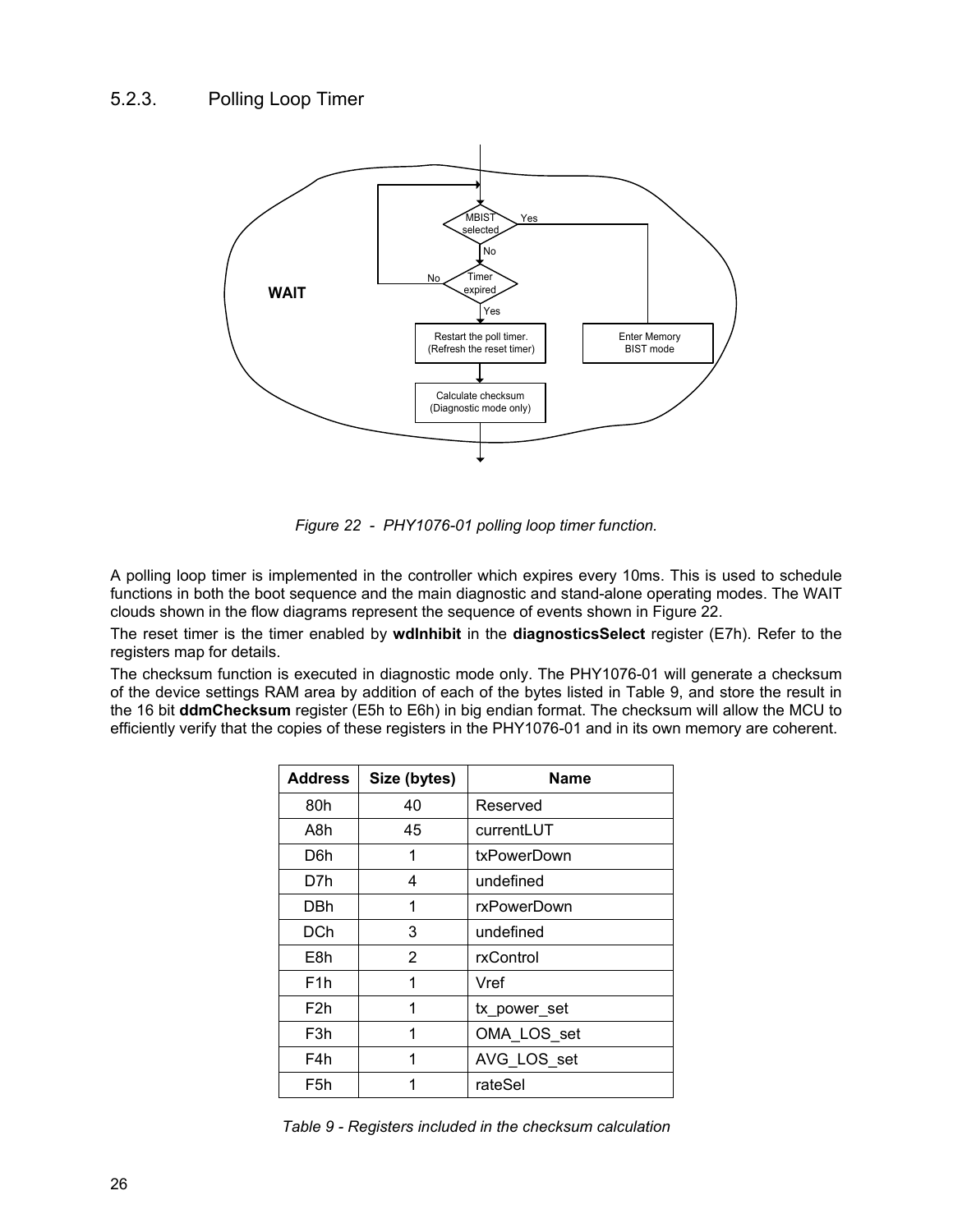### 5.2.3. Polling Loop Timer

*Figure 22 - PHY1076-01 polling loop timer function.*

A polling loop timer is implemented in the controller which expires every 10ms. This is used to schedule functions in both the boot sequence and the main diagnostic and stand-alone operating modes. The WAIT clouds shown in the flow diagrams represent the sequence of events shown in Figure 22.

The reset timer is the timer enabled by **wdInhibit** in the **diagnosticsSelect** register (E7h). Refer to the registers map for details.

The checksum function is executed in diagnostic mode only. The PHY1076-01 will generate a checksum of the device settings RAM area by addition of each of the bytes listed in Table 9, and store the result in the 16 bit **ddmChecksum** register (E5h to E6h) in big endian format. The checksum will allow the MCU to efficiently verify that the copies of these registers in the PHY1076-01 and in its own memory are coherent.

| Address | Size (bytes) | Name |
|---|---|---|
| 80h | 40 | Reserved |
| A8h | 45 | currentLUT |
| D6h | 1 | txPowerDown |
| D7h | 4 | undefined |
| DBh | 1 | rxPowerDown |
| DCh | 3 | undefined |
| E8h | 2 | rxControl |
| F1h | 1 | Vref |
| F2h | 1 | tx_power_set |
| F3h | 1 | OMA_LOS_set |
| F4h | 1 | AVG_LOS_set |
| F5h | 1 | rateSel |

*Table 9 - Registers included in the checksum calculation*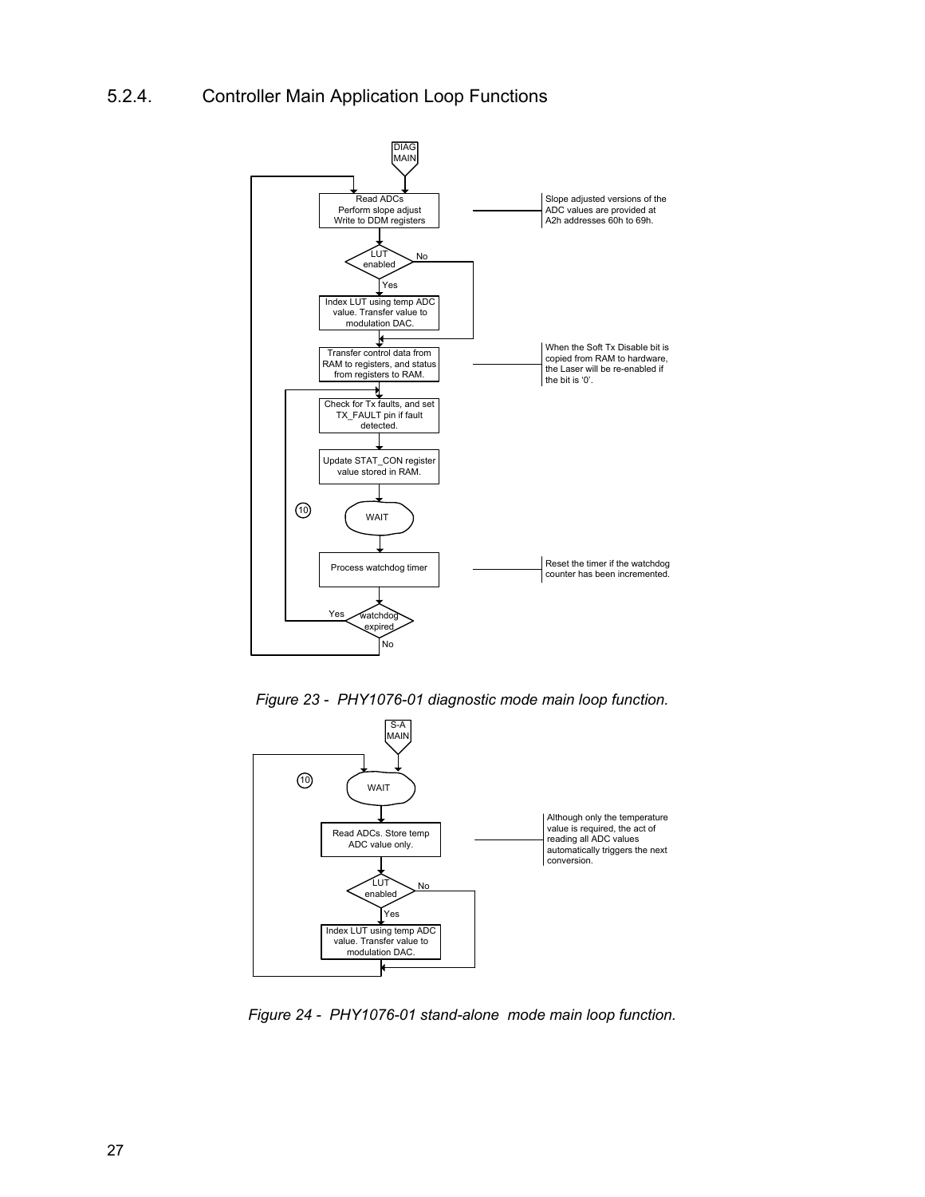## 5.2.4. Controller Main Application Loop Functions

DIAG MAIN

Read ADCs
Perform slope adjust
Write to DDM registers

Slope adjusted versions of the ADC values are provided at A2h addresses 60h to 69h.

LUT enabled — No / Yes

Index LUT using temp ADC value. Transfer value to modulation DAC.

Transfer control data from RAM to registers, and status from registers to RAM.

When the Soft Tx Disable bit is copied from RAM to hardware, the Laser will be re-enabled if the bit is '0'.

Check for Tx faults, and set TX_FAULT pin if fault detected.

Update STAT_CON register value stored in RAM.

10

WAIT

Process watchdog timer

Reset the timer if the watchdog counter has been incremented.

watchdog expired — Yes / No

*Figure 23 - PHY1076-01 diagnostic mode main loop function.*

S-A MAIN

10

WAIT

Read ADCs. Store temp ADC value only.

Although only the temperature value is required, the act of reading all ADC values automatically triggers the next conversion.

LUT enabled — No / Yes

Index LUT using temp ADC value. Transfer value to modulation DAC.

*Figure 24 - PHY1076-01 stand-alone mode main loop function.*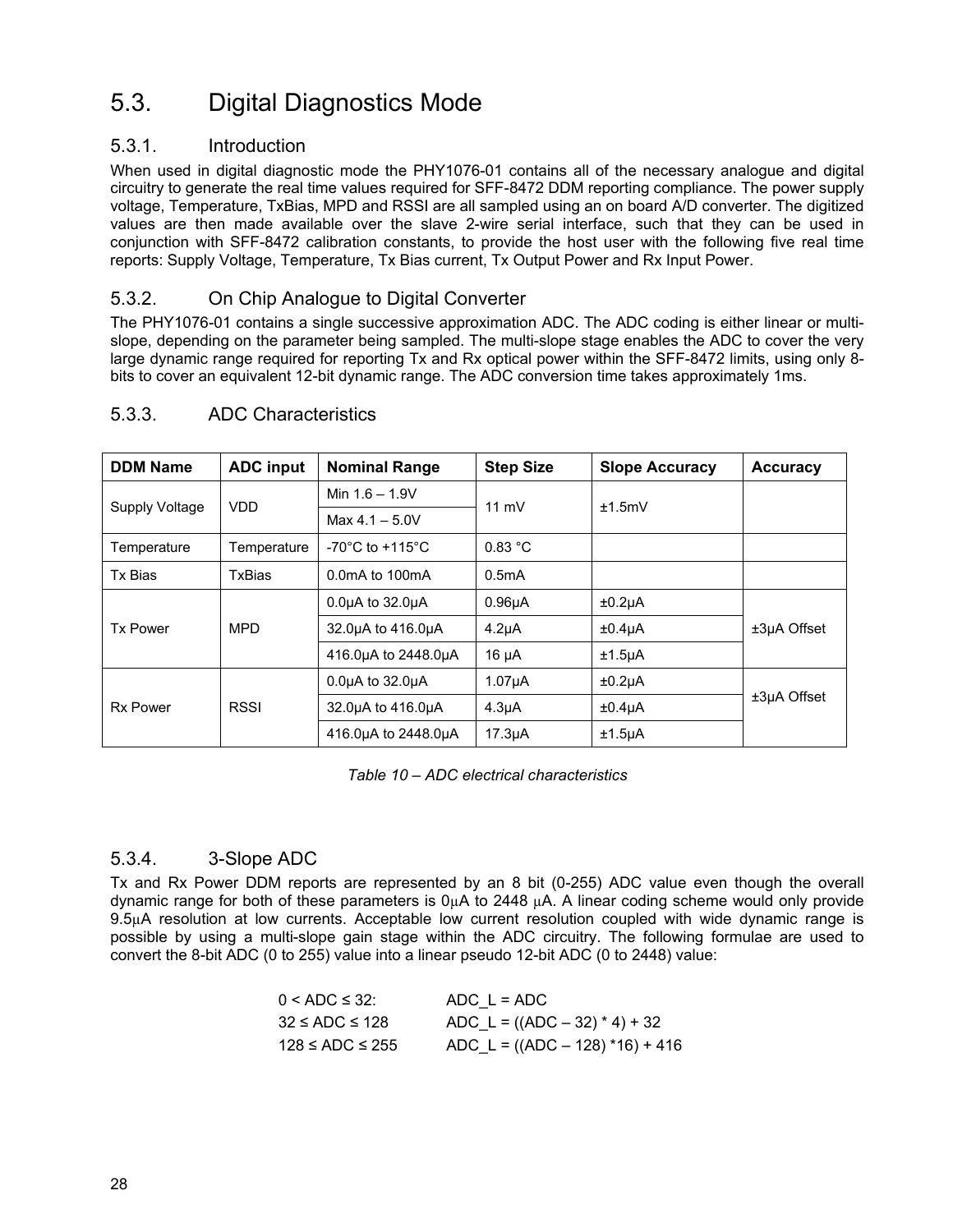## 5.3. Digital Diagnostics Mode

### 5.3.1. Introduction

When used in digital diagnostic mode the PHY1076-01 contains all of the necessary analogue and digital circuitry to generate the real time values required for SFF-8472 DDM reporting compliance. The power supply voltage, Temperature, TxBias, MPD and RSSI are all sampled using an on board A/D converter. The digitized values are then made available over the slave 2-wire serial interface, such that they can be used in conjunction with SFF-8472 calibration constants, to provide the host user with the following five real time reports: Supply Voltage, Temperature, Tx Bias current, Tx Output Power and Rx Input Power.

### 5.3.2. On Chip Analogue to Digital Converter

The PHY1076-01 contains a single successive approximation ADC. The ADC coding is either linear or multi-slope, depending on the parameter being sampled. The multi-slope stage enables the ADC to cover the very large dynamic range required for reporting Tx and Rx optical power within the SFF-8472 limits, using only 8-bits to cover an equivalent 12-bit dynamic range. The ADC conversion time takes approximately 1ms.

### 5.3.3. ADC Characteristics

| DDM Name | ADC input | Nominal Range | Step Size | Slope Accuracy | Accuracy |
|---|---|---|---|---|---|
| Supply Voltage | VDD | Min 1.6 – 1.9V | 11 mV | ±1.5mV | |
| | | Max 4.1 – 5.0V | | | |
| Temperature | Temperature | -70°C to +115°C | 0.83 °C | | |
| Tx Bias | TxBias | 0.0mA to 100mA | 0.5mA | | |
| Tx Power | MPD | 0.0µA to 32.0µA | 0.96µA | ±0.2µA | ±3µA Offset |
| | | 32.0µA to 416.0µA | 4.2µA | ±0.4µA | |
| | | 416.0µA to 2448.0µA | 16 µA | ±1.5µA | |
| Rx Power | RSSI | 0.0µA to 32.0µA | 1.07µA | ±0.2µA | ±3µA Offset |
| | | 32.0µA to 416.0µA | 4.3µA | ±0.4µA | |
| | | 416.0µA to 2448.0µA | 17.3µA | ±1.5µA | |

*Table 10 – ADC electrical characteristics*

### 5.3.4. 3-Slope ADC

Tx and Rx Power DDM reports are represented by an 8 bit (0-255) ADC value even though the overall dynamic range for both of these parameters is 0µA to 2448 µA. A linear coding scheme would only provide 9.5µA resolution at low currents. Acceptable low current resolution coupled with wide dynamic range is possible by using a multi-slope gain stage within the ADC circuitry. The following formulae are used to convert the 8-bit ADC (0 to 255) value into a linear pseudo 12-bit ADC (0 to 2448) value:

$$0 < ADC \le 32: \quad ADC\_L = ADC$$

$$32 \le ADC \le 128 \quad ADC\_L = ((ADC - 32) * 4) + 32$$

$$128 \le ADC \le 255 \quad ADC\_L = ((ADC - 128) * 16) + 416$$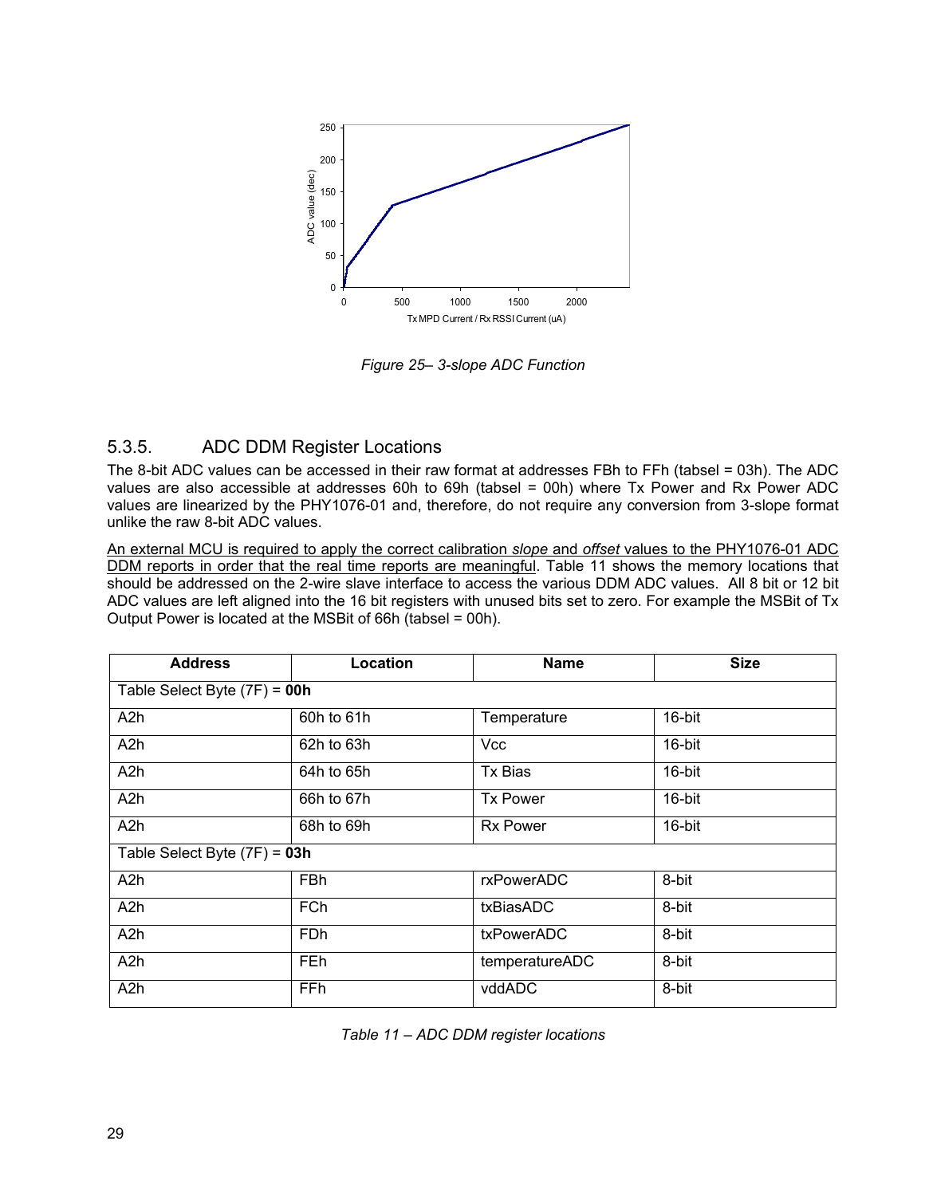*Figure 25– 3-slope ADC Function*

### 5.3.5. ADC DDM Register Locations

The 8-bit ADC values can be accessed in their raw format at addresses FBh to FFh (tabsel = 03h). The ADC values are also accessible at addresses 60h to 69h (tabsel = 00h) where Tx Power and Rx Power ADC values are linearized by the PHY1076-01 and, therefore, do not require any conversion from 3-slope format unlike the raw 8-bit ADC values.

<u>An external MCU is required to apply the correct calibration *slope* and *offset* values to the PHY1076-01 ADC DDM reports in order that the real time reports are meaningful</u>. Table 11 shows the memory locations that should be addressed on the 2-wire slave interface to access the various DDM ADC values. All 8 bit or 12 bit ADC values are left aligned into the 16 bit registers with unused bits set to zero. For example the MSBit of Tx Output Power is located at the MSBit of 66h (tabsel = 00h).

| Address | Location | Name | Size |
|---|---|---|---|
| Table Select Byte (7F) = **00h** | | | |
| A2h | 60h to 61h | Temperature | 16-bit |
| A2h | 62h to 63h | Vcc | 16-bit |
| A2h | 64h to 65h | Tx Bias | 16-bit |
| A2h | 66h to 67h | Tx Power | 16-bit |
| A2h | 68h to 69h | Rx Power | 16-bit |
| Table Select Byte (7F) = **03h** | | | |
| A2h | FBh | rxPowerADC | 8-bit |
| A2h | FCh | txBiasADC | 8-bit |
| A2h | FDh | txPowerADC | 8-bit |
| A2h | FEh | temperatureADC | 8-bit |
| A2h | FFh | vddADC | 8-bit |

*Table 11 – ADC DDM register locations*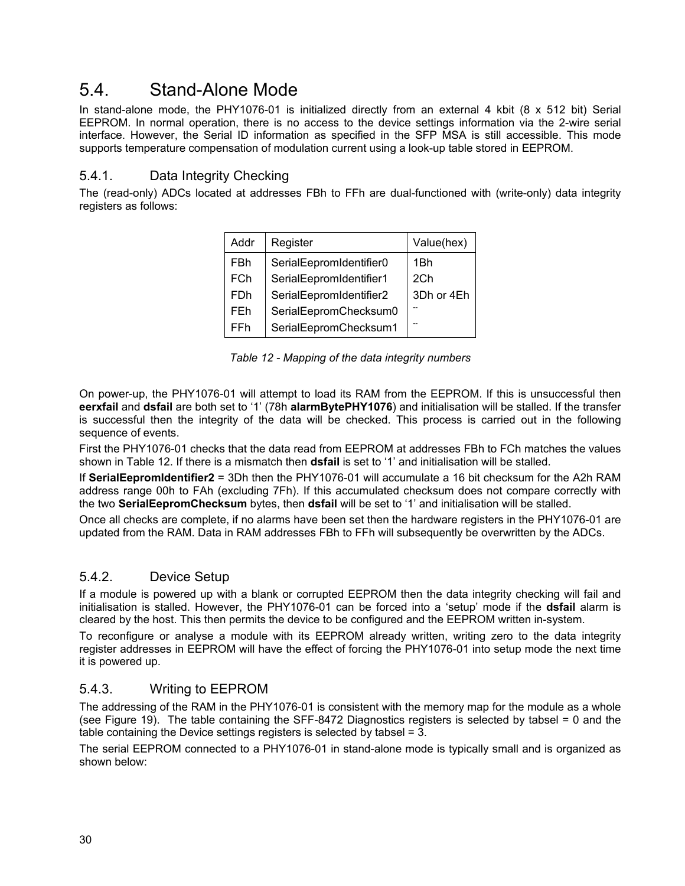## 5.4. Stand-Alone Mode

In stand-alone mode, the PHY1076-01 is initialized directly from an external 4 kbit (8 x 512 bit) Serial EEPROM. In normal operation, there is no access to the device settings information via the 2-wire serial interface. However, the Serial ID information as specified in the SFP MSA is still accessible. This mode supports temperature compensation of modulation current using a look-up table stored in EEPROM.

### 5.4.1. Data Integrity Checking

The (read-only) ADCs located at addresses FBh to FFh are dual-functioned with (write-only) data integrity registers as follows:

| Addr | Register | Value(hex) |
|---|---|---|
| FBh | SerialEepromIdentifier0 | 1Bh |
| FCh | SerialEepromIdentifier1 | 2Ch |
| FDh | SerialEepromIdentifier2 | 3Dh or 4Eh |
| FEh | SerialEepromChecksum0 | -- |
| FFh | SerialEepromChecksum1 | -- |

*Table 12 - Mapping of the data integrity numbers*

On power-up, the PHY1076-01 will attempt to load its RAM from the EEPROM. If this is unsuccessful then **eerxfail** and **dsfail** are both set to '1' (78h **alarmBytePHY1076**) and initialisation will be stalled. If the transfer is successful then the integrity of the data will be checked. This process is carried out in the following sequence of events.

First the PHY1076-01 checks that the data read from EEPROM at addresses FBh to FCh matches the values shown in Table 12. If there is a mismatch then **dsfail** is set to '1' and initialisation will be stalled.

If **SerialEepromIdentifier2** = 3Dh then the PHY1076-01 will accumulate a 16 bit checksum for the A2h RAM address range 00h to FAh (excluding 7Fh). If this accumulated checksum does not compare correctly with the two **SerialEepromChecksum** bytes, then **dsfail** will be set to '1' and initialisation will be stalled.

Once all checks are complete, if no alarms have been set then the hardware registers in the PHY1076-01 are updated from the RAM. Data in RAM addresses FBh to FFh will subsequently be overwritten by the ADCs.

### 5.4.2. Device Setup

If a module is powered up with a blank or corrupted EEPROM then the data integrity checking will fail and initialisation is stalled. However, the PHY1076-01 can be forced into a 'setup' mode if the **dsfail** alarm is cleared by the host. This then permits the device to be configured and the EEPROM written in-system.

To reconfigure or analyse a module with its EEPROM already written, writing zero to the data integrity register addresses in EEPROM will have the effect of forcing the PHY1076-01 into setup mode the next time it is powered up.

### 5.4.3. Writing to EEPROM

The addressing of the RAM in the PHY1076-01 is consistent with the memory map for the module as a whole (see Figure 19). The table containing the SFF-8472 Diagnostics registers is selected by tabsel = 0 and the table containing the Device settings registers is selected by tabsel = 3.

The serial EEPROM connected to a PHY1076-01 in stand-alone mode is typically small and is organized as shown below: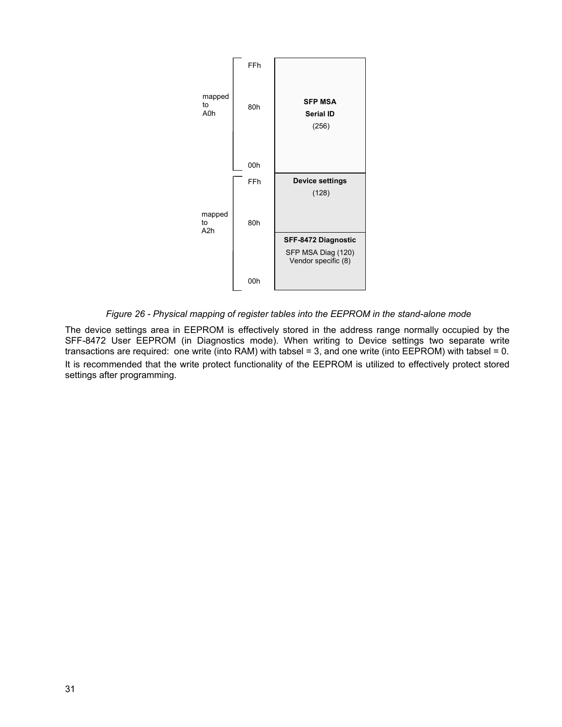| | | |
|---|---|---|
| mapped to A0h | FFh<br>80h<br>00h | **SFP MSA Serial ID** (256) |
| mapped to A2h | FFh<br>80h | **Device settings** (128) |
| | 00h | **SFF-8472 Diagnostic** SFP MSA Diag (120) Vendor specific (8) |

*Figure 26 - Physical mapping of register tables into the EEPROM in the stand-alone mode*

The device settings area in EEPROM is effectively stored in the address range normally occupied by the SFF-8472 User EEPROM (in Diagnostics mode). When writing to Device settings two separate write transactions are required: one write (into RAM) with tabsel = 3, and one write (into EEPROM) with tabsel = 0.

It is recommended that the write protect functionality of the EEPROM is utilized to effectively protect stored settings after programming.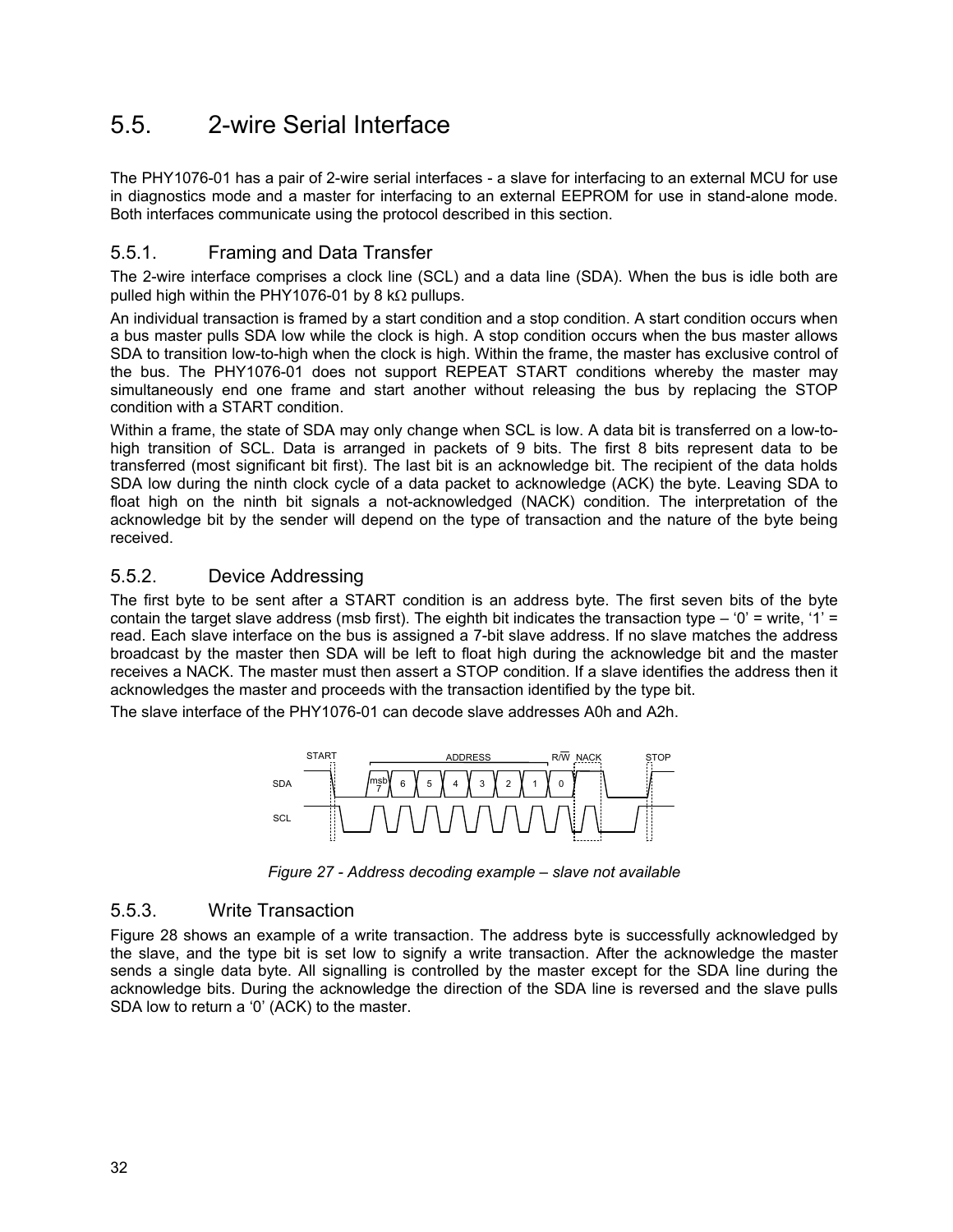## 5.5. 2-wire Serial Interface

The PHY1076-01 has a pair of 2-wire serial interfaces - a slave for interfacing to an external MCU for use in diagnostics mode and a master for interfacing to an external EEPROM for use in stand-alone mode. Both interfaces communicate using the protocol described in this section.

### 5.5.1. Framing and Data Transfer

The 2-wire interface comprises a clock line (SCL) and a data line (SDA). When the bus is idle both are pulled high within the PHY1076-01 by 8 kΩ pullups.

An individual transaction is framed by a start condition and a stop condition. A start condition occurs when a bus master pulls SDA low while the clock is high. A stop condition occurs when the bus master allows SDA to transition low-to-high when the clock is high. Within the frame, the master has exclusive control of the bus. The PHY1076-01 does not support REPEAT START conditions whereby the master may simultaneously end one frame and start another without releasing the bus by replacing the STOP condition with a START condition.

Within a frame, the state of SDA may only change when SCL is low. A data bit is transferred on a low-to-high transition of SCL. Data is arranged in packets of 9 bits. The first 8 bits represent data to be transferred (most significant bit first). The last bit is an acknowledge bit. The recipient of the data holds SDA low during the ninth clock cycle of a data packet to acknowledge (ACK) the byte. Leaving SDA to float high on the ninth bit signals a not-acknowledged (NACK) condition. The interpretation of the acknowledge bit by the sender will depend on the type of transaction and the nature of the byte being received.

### 5.5.2. Device Addressing

The first byte to be sent after a START condition is an address byte. The first seven bits of the byte contain the target slave address (msb first). The eighth bit indicates the transaction type – '0' = write, '1' = read. Each slave interface on the bus is assigned a 7-bit slave address. If no slave matches the address broadcast by the master then SDA will be left to float high during the acknowledge bit and the master receives a NACK. The master must then assert a STOP condition. If a slave identifies the address then it acknowledges the master and proceeds with the transaction identified by the type bit.

The slave interface of the PHY1076-01 can decode slave addresses A0h and A2h.

*Figure 27 - Address decoding example – slave not available*

### 5.5.3. Write Transaction

Figure 28 shows an example of a write transaction. The address byte is successfully acknowledged by the slave, and the type bit is set low to signify a write transaction. After the acknowledge the master sends a single data byte. All signalling is controlled by the master except for the SDA line during the acknowledge bits. During the acknowledge the direction of the SDA line is reversed and the slave pulls SDA low to return a '0' (ACK) to the master.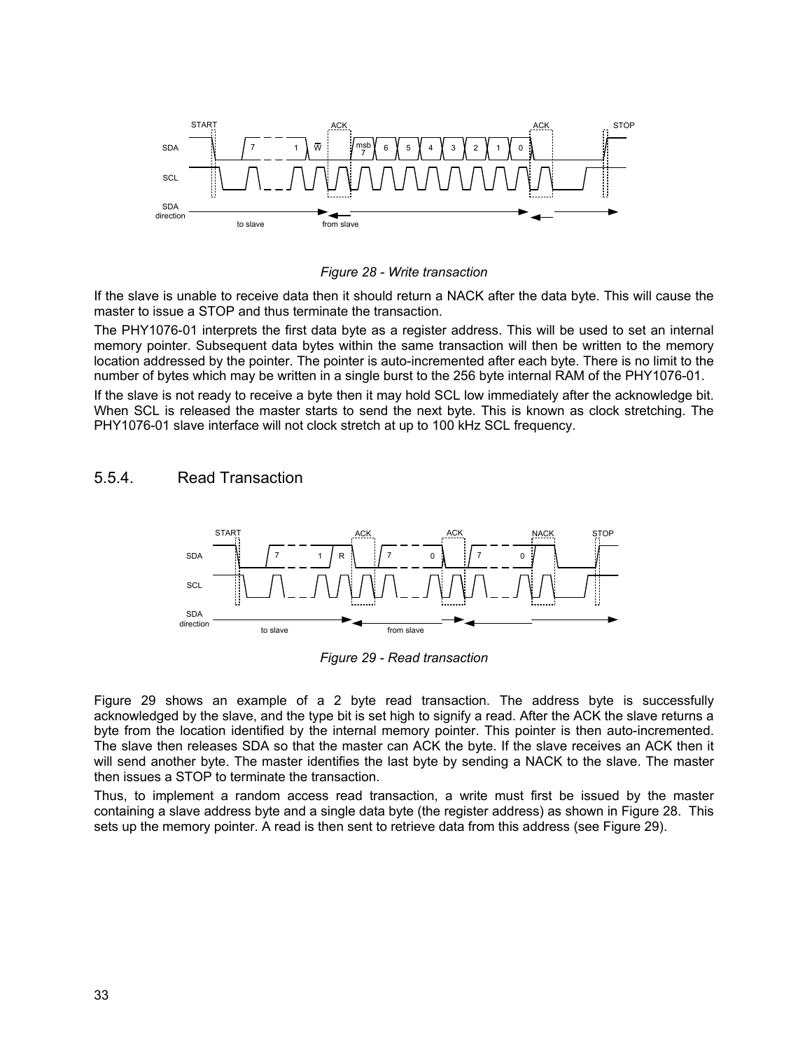*Figure 28 - Write transaction*

If the slave is unable to receive data then it should return a NACK after the data byte. This will cause the master to issue a STOP and thus terminate the transaction.

The PHY1076-01 interprets the first data byte as a register address. This will be used to set an internal memory pointer. Subsequent data bytes within the same transaction will then be written to the memory location addressed by the pointer. The pointer is auto-incremented after each byte. There is no limit to the number of bytes which may be written in a single burst to the 256 byte internal RAM of the PHY1076-01.

If the slave is not ready to receive a byte then it may hold SCL low immediately after the acknowledge bit. When SCL is released the master starts to send the next byte. This is known as clock stretching. The PHY1076-01 slave interface will not clock stretch at up to 100 kHz SCL frequency.

### 5.5.4. Read Transaction

*Figure 29 - Read transaction*

Figure 29 shows an example of a 2 byte read transaction. The address byte is successfully acknowledged by the slave, and the type bit is set high to signify a read. After the ACK the slave returns a byte from the location identified by the internal memory pointer. This pointer is then auto-incremented. The slave then releases SDA so that the master can ACK the byte. If the slave receives an ACK then it will send another byte. The master identifies the last byte by sending a NACK to the slave. The master then issues a STOP to terminate the transaction.

Thus, to implement a random access read transaction, a write must first be issued by the master containing a slave address byte and a single data byte (the register address) as shown in Figure 28. This sets up the memory pointer. A read is then sent to retrieve data from this address (see Figure 29).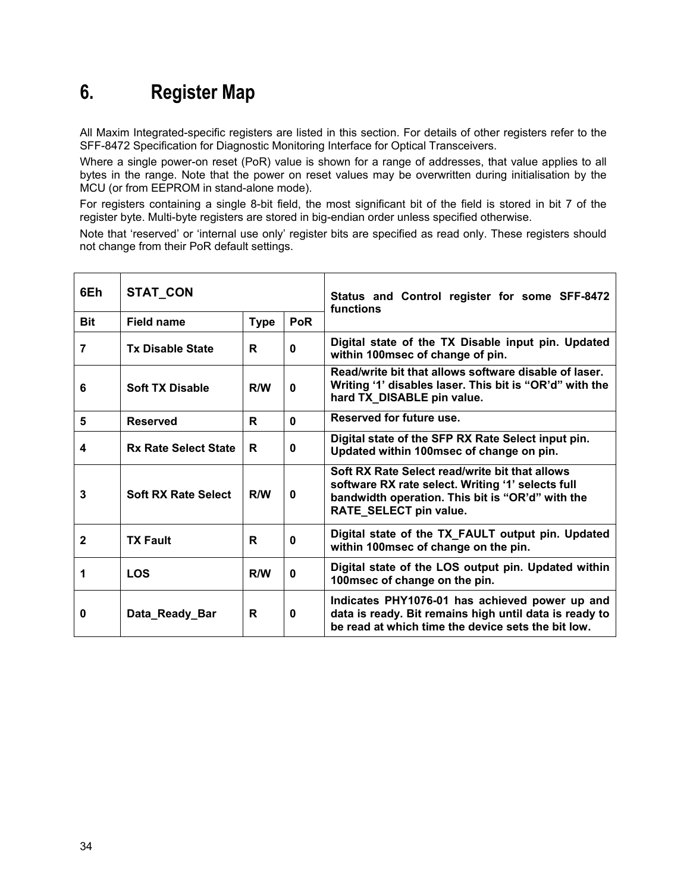# 6. Register Map

All Maxim Integrated-specific registers are listed in this section. For details of other registers refer to the SFF-8472 Specification for Diagnostic Monitoring Interface for Optical Transceivers.

Where a single power-on reset (PoR) value is shown for a range of addresses, that value applies to all bytes in the range. Note that the power on reset values may be overwritten during initialisation by the MCU (or from EEPROM in stand-alone mode).

For registers containing a single 8-bit field, the most significant bit of the field is stored in bit 7 of the register byte. Multi-byte registers are stored in big-endian order unless specified otherwise.

Note that 'reserved' or 'internal use only' register bits are specified as read only. These registers should not change from their PoR default settings.

| **6Eh** | **STAT_CON** | | | **Status and Control register for some SFF-8472 functions** |
|---|---|---|---|---|
| **Bit** | **Field name** | **Type** | **PoR** | |
| **7** | **Tx Disable State** | **R** | **0** | **Digital state of the TX Disable input pin. Updated within 100msec of change of pin.** |
| **6** | **Soft TX Disable** | **R/W** | **0** | **Read/write bit that allows software disable of laser. Writing '1' disables laser. This bit is "OR'd" with the hard TX_DISABLE pin value.** |
| **5** | **Reserved** | **R** | **0** | **Reserved for future use.** |
| **4** | **Rx Rate Select State** | **R** | **0** | **Digital state of the SFP RX Rate Select input pin. Updated within 100msec of change on pin.** |
| **3** | **Soft RX Rate Select** | **R/W** | **0** | **Soft RX Rate Select read/write bit that allows software RX rate select. Writing '1' selects full bandwidth operation. This bit is "OR'd" with the RATE_SELECT pin value.** |
| **2** | **TX Fault** | **R** | **0** | **Digital state of the TX_FAULT output pin. Updated within 100msec of change on the pin.** |
| **1** | **LOS** | **R/W** | **0** | **Digital state of the LOS output pin. Updated within 100msec of change on the pin.** |
| **0** | **Data_Ready_Bar** | **R** | **0** | **Indicates PHY1076-01 has achieved power up and data is ready. Bit remains high until data is ready to be read at which time the device sets the bit low.** |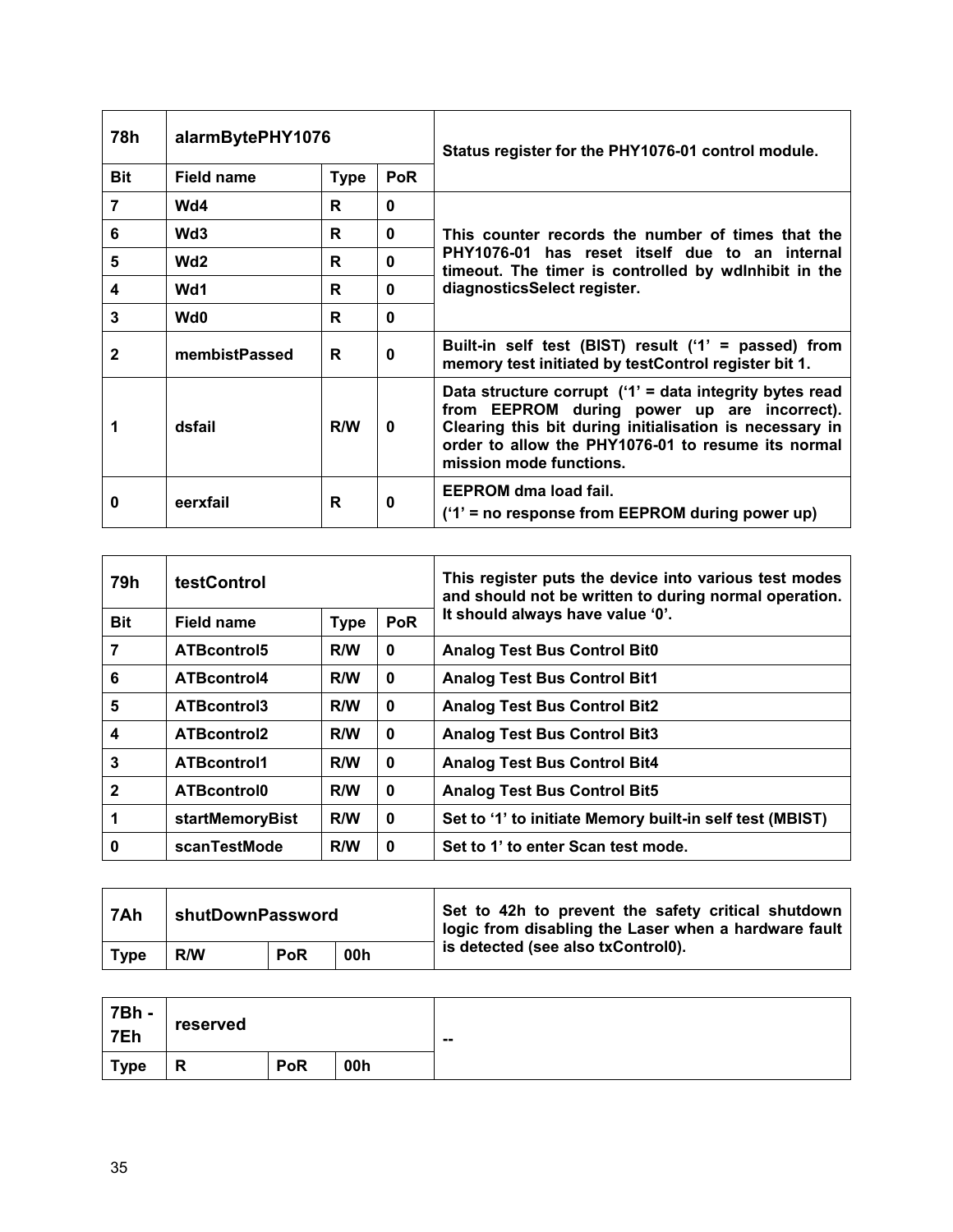| 78h | alarmBytePHY1076 | | | Status register for the PHY1076-01 control module. |
|---|---|---|---|---|
| **Bit** | **Field name** | **Type** | **PoR** | |
| 7 | Wd4 | R | 0 | This counter records the number of times that the PHY1076-01 has reset itself due to an internal timeout. The timer is controlled by wdInhibit in the diagnosticsSelect register. |
| 6 | Wd3 | R | 0 | |
| 5 | Wd2 | R | 0 | |
| 4 | Wd1 | R | 0 | |
| 3 | Wd0 | R | 0 | |
| 2 | membistPassed | R | 0 | Built-in self test (BIST) result ('1' = passed) from memory test initiated by testControl register bit 1. |
| 1 | dsfail | R/W | 0 | Data structure corrupt ('1' = data integrity bytes read from EEPROM during power up are incorrect). Clearing this bit during initialisation is necessary in order to allow the PHY1076-01 to resume its normal mission mode functions. |
| 0 | eerxfail | R | 0 | EEPROM dma load fail. ('1' = no response from EEPROM during power up) |

| 79h | testControl | | | This register puts the device into various test modes and should not be written to during normal operation. It should always have value '0'. |
|---|---|---|---|---|
| **Bit** | **Field name** | **Type** | **PoR** | |
| 7 | ATBcontrol5 | R/W | 0 | Analog Test Bus Control Bit0 |
| 6 | ATBcontrol4 | R/W | 0 | Analog Test Bus Control Bit1 |
| 5 | ATBcontrol3 | R/W | 0 | Analog Test Bus Control Bit2 |
| 4 | ATBcontrol2 | R/W | 0 | Analog Test Bus Control Bit3 |
| 3 | ATBcontrol1 | R/W | 0 | Analog Test Bus Control Bit4 |
| 2 | ATBcontrol0 | R/W | 0 | Analog Test Bus Control Bit5 |
| 1 | startMemoryBist | R/W | 0 | Set to '1' to initiate Memory built-in self test (MBIST) |
| 0 | scanTestMode | R/W | 0 | Set to 1' to enter Scan test mode. |

| 7Ah | shutDownPassword | | | Set to 42h to prevent the safety critical shutdown logic from disabling the Laser when a hardware fault is detected (see also txControl0). |
|---|---|---|---|---|
| **Type** | R/W | **PoR** | 00h | |

| 7Bh - 7Eh | reserved | | | -- |
|---|---|---|---|---|
| **Type** | R | **PoR** | 00h | |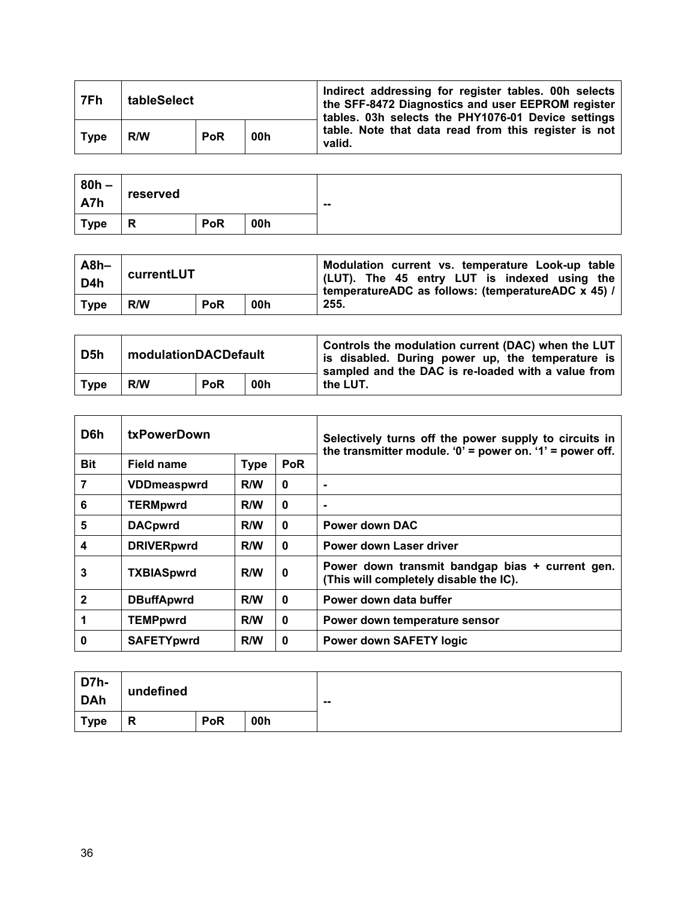| 7Fh | tableSelect | | | Indirect addressing for register tables. 00h selects the SFF-8472 Diagnostics and user EEPROM register tables. 03h selects the PHY1076-01 Device settings table. Note that data read from this register is not valid. |
|---|---|---|---|---|
| Type | R/W | PoR | 00h | |

| 80h – A7h | reserved | | | -- |
|---|---|---|---|---|
| Type | R | PoR | 00h | |

| A8h–D4h | currentLUT | | | Modulation current vs. temperature Look-up table (LUT). The 45 entry LUT is indexed using the temperatureADC as follows: (temperatureADC x 45) / 255. |
|---|---|---|---|---|
| Type | R/W | PoR | 00h | |

| D5h | modulationDACDefault | | | Controls the modulation current (DAC) when the LUT is disabled. During power up, the temperature is sampled and the DAC is re-loaded with a value from the LUT. |
|---|---|---|---|---|
| Type | R/W | PoR | 00h | |

| D6h | txPowerDown | | | Selectively turns off the power supply to circuits in the transmitter module. '0' = power on. '1' = power off. |
|---|---|---|---|---|
| Bit | Field name | Type | PoR | |
| 7 | VDDmeaspwrd | R/W | 0 | - |
| 6 | TERMpwrd | R/W | 0 | - |
| 5 | DACpwrd | R/W | 0 | Power down DAC |
| 4 | DRIVERpwrd | R/W | 0 | Power down Laser driver |
| 3 | TXBIASpwrd | R/W | 0 | Power down transmit bandgap bias + current gen. (This will completely disable the IC). |
| 2 | DBuffApwrd | R/W | 0 | Power down data buffer |
| 1 | TEMPpwrd | R/W | 0 | Power down temperature sensor |
| 0 | SAFETYpwrd | R/W | 0 | Power down SAFETY logic |

| D7h-DAh | undefined | | | -- |
|---|---|---|---|---|
| Type | R | PoR | 00h | |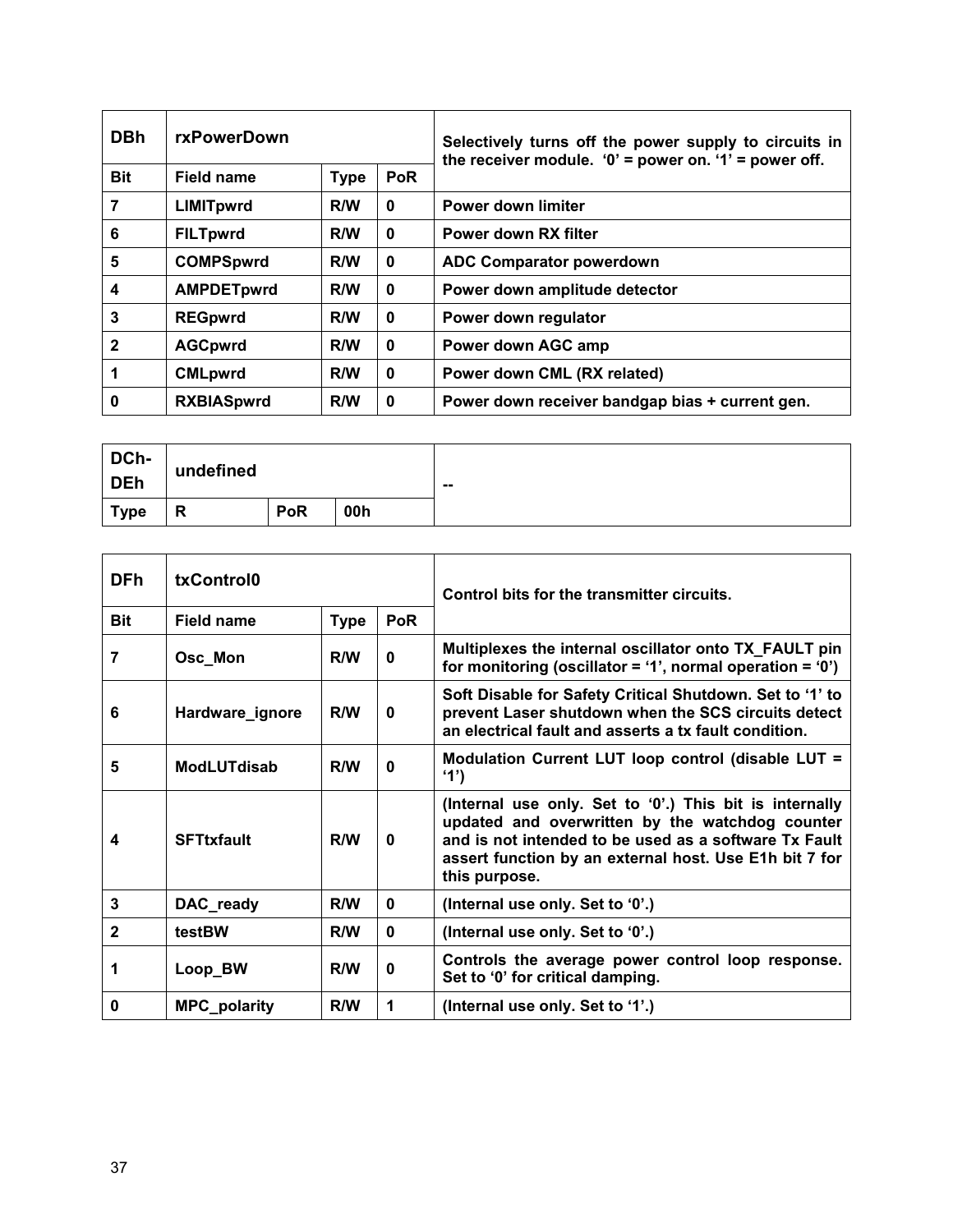| DBh | rxPowerDown | | | Selectively turns off the power supply to circuits in the receiver module. ‘0’ = power on. ‘1’ = power off. |
|---|---|---|---|---|
| **Bit** | **Field name** | **Type** | **PoR** | |
| 7 | LIMITpwrd | R/W | 0 | Power down limiter |
| 6 | FILTpwrd | R/W | 0 | Power down RX filter |
| 5 | COMPSpwrd | R/W | 0 | ADC Comparator powerdown |
| 4 | AMPDETpwrd | R/W | 0 | Power down amplitude detector |
| 3 | REGpwrd | R/W | 0 | Power down regulator |
| 2 | AGCpwrd | R/W | 0 | Power down AGC amp |
| 1 | CMLpwrd | R/W | 0 | Power down CML (RX related) |
| 0 | RXBIASpwrd | R/W | 0 | Power down receiver bandgap bias + current gen. |

| DCh-DEh | undefined | | | -- |
|---|---|---|---|---|
| **Type** | R | PoR | 00h | |

| DFh | txControl0 | | | Control bits for the transmitter circuits. |
|---|---|---|---|---|
| **Bit** | **Field name** | **Type** | **PoR** | |
| 7 | Osc_Mon | R/W | 0 | Multiplexes the internal oscillator onto TX_FAULT pin for monitoring (oscillator = ‘1’, normal operation = ‘0’) |
| 6 | Hardware_ignore | R/W | 0 | Soft Disable for Safety Critical Shutdown. Set to ‘1’ to prevent Laser shutdown when the SCS circuits detect an electrical fault and asserts a tx fault condition. |
| 5 | ModLUTdisab | R/W | 0 | Modulation Current LUT loop control (disable LUT = ‘1’) |
| 4 | SFTtxfault | R/W | 0 | (Internal use only. Set to ‘0’.) This bit is internally updated and overwritten by the watchdog counter and is not intended to be used as a software Tx Fault assert function by an external host. Use E1h bit 7 for this purpose. |
| 3 | DAC_ready | R/W | 0 | (Internal use only. Set to ‘0’.) |
| 2 | testBW | R/W | 0 | (Internal use only. Set to ‘0’.) |
| 1 | Loop_BW | R/W | 0 | Controls the average power control loop response. Set to ‘0’ for critical damping. |
| 0 | MPC_polarity | R/W | 1 | (Internal use only. Set to ‘1’.) |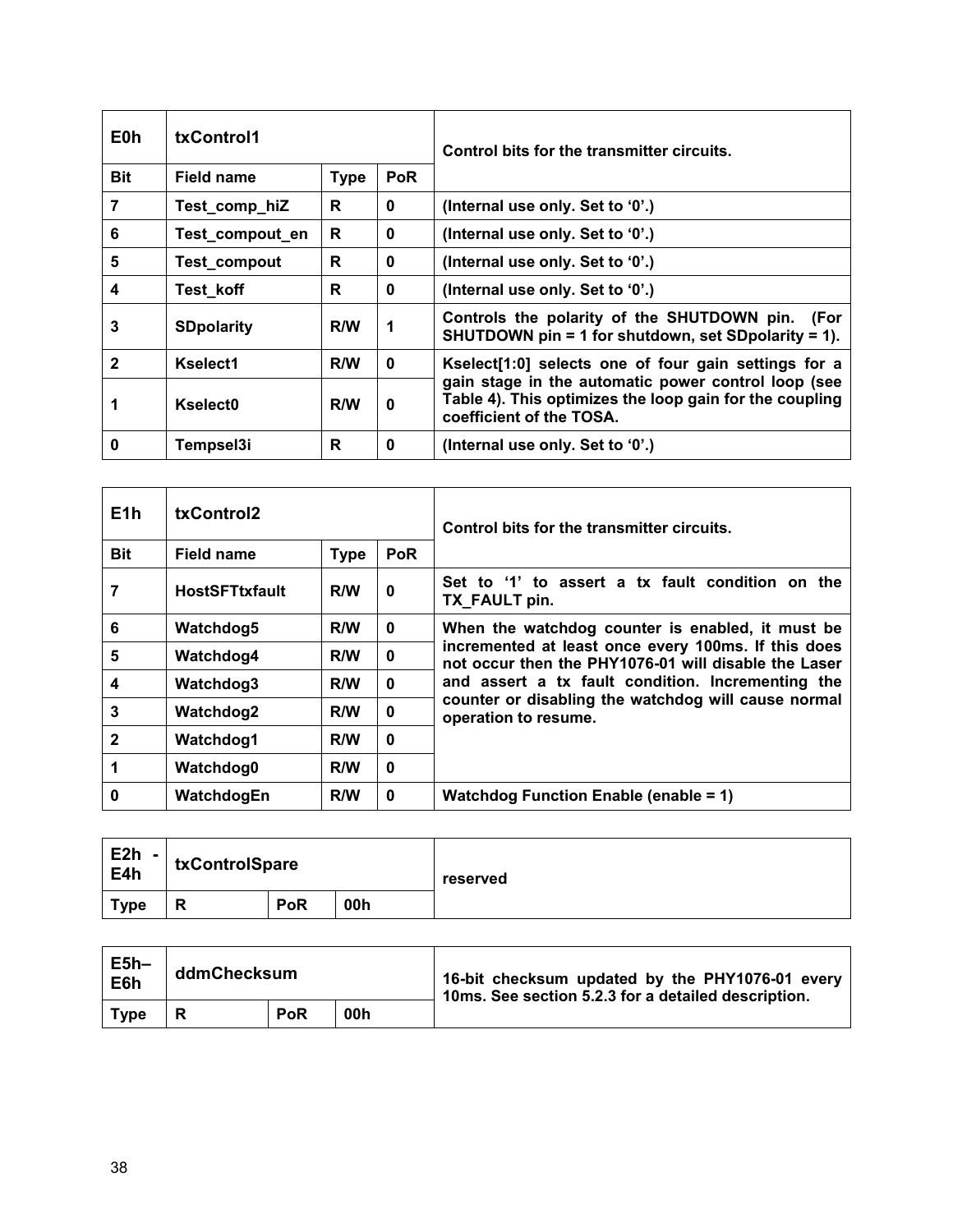| E0h | txControl1 | | | Control bits for the transmitter circuits. |
|---|---|---|---|---|
| **Bit** | **Field name** | **Type** | **PoR** | |
| 7 | Test_comp_hiZ | R | 0 | (Internal use only. Set to '0'.) |
| 6 | Test_compout_en | R | 0 | (Internal use only. Set to '0'.) |
| 5 | Test_compout | R | 0 | (Internal use only. Set to '0'.) |
| 4 | Test_koff | R | 0 | (Internal use only. Set to '0'.) |
| 3 | SDpolarity | R/W | 1 | Controls the polarity of the SHUTDOWN pin. (For SHUTDOWN pin = 1 for shutdown, set SDpolarity = 1). |
| 2 | Kselect1 | R/W | 0 | Kselect[1:0] selects one of four gain settings for a gain stage in the automatic power control loop (see Table 4). This optimizes the loop gain for the coupling coefficient of the TOSA. |
| 1 | Kselect0 | R/W | 0 | |
| 0 | Tempsel3i | R | 0 | (Internal use only. Set to '0'.) |

| E1h | txControl2 | | | Control bits for the transmitter circuits. |
|---|---|---|---|---|
| **Bit** | **Field name** | **Type** | **PoR** | |
| 7 | HostSFTtxfault | R/W | 0 | Set to '1' to assert a tx fault condition on the TX_FAULT pin. |
| 6 | Watchdog5 | R/W | 0 | When the watchdog counter is enabled, it must be incremented at least once every 100ms. If this does not occur then the PHY1076-01 will disable the Laser and assert a tx fault condition. Incrementing the counter or disabling the watchdog will cause normal operation to resume. |
| 5 | Watchdog4 | R/W | 0 | |
| 4 | Watchdog3 | R/W | 0 | |
| 3 | Watchdog2 | R/W | 0 | |
| 2 | Watchdog1 | R/W | 0 | |
| 1 | Watchdog0 | R/W | 0 | |
| 0 | WatchdogEn | R/W | 0 | Watchdog Function Enable (enable = 1) |

| E2h - E4h | txControlSpare | | | reserved |
|---|---|---|---|---|
| **Type** | R | **PoR** | 00h | |

| E5h–E6h | ddmChecksum | | | 16-bit checksum updated by the PHY1076-01 every 10ms. See section 5.2.3 for a detailed description. |
|---|---|---|---|---|
| **Type** | R | **PoR** | 00h | |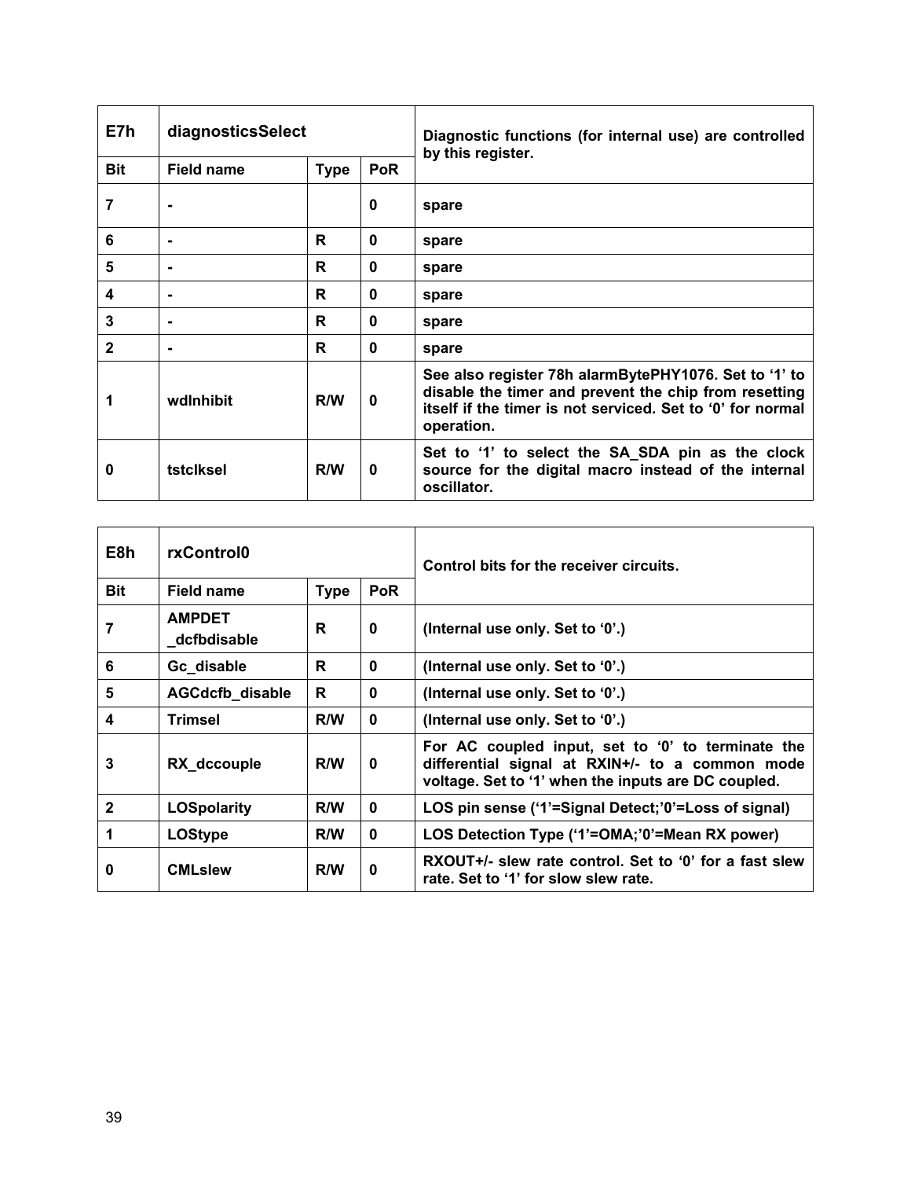| E7h | diagnosticsSelect | | | Diagnostic functions (for internal use) are controlled by this register. |
|---|---|---|---|---|
| **Bit** | **Field name** | **Type** | **PoR** | |
| 7 | - | | 0 | spare |
| 6 | - | R | 0 | spare |
| 5 | - | R | 0 | spare |
| 4 | - | R | 0 | spare |
| 3 | - | R | 0 | spare |
| 2 | - | R | 0 | spare |
| 1 | wdInhibit | R/W | 0 | See also register 78h alarmBytePHY1076. Set to '1' to disable the timer and prevent the chip from resetting itself if the timer is not serviced. Set to '0' for normal operation. |
| 0 | tstclksel | R/W | 0 | Set to '1' to select the SA_SDA pin as the clock source for the digital macro instead of the internal oscillator. |

| E8h | rxControl0 | | | Control bits for the receiver circuits. |
|---|---|---|---|---|
| **Bit** | **Field name** | **Type** | **PoR** | |
| 7 | AMPDET _dcfbdisable | R | 0 | (Internal use only. Set to '0'.) |
| 6 | Gc_disable | R | 0 | (Internal use only. Set to '0'.) |
| 5 | AGCdcfb_disable | R | 0 | (Internal use only. Set to '0'.) |
| 4 | Trimsel | R/W | 0 | (Internal use only. Set to '0'.) |
| 3 | RX_dccouple | R/W | 0 | For AC coupled input, set to '0' to terminate the differential signal at RXIN+/- to a common mode voltage. Set to '1' when the inputs are DC coupled. |
| 2 | LOSpolarity | R/W | 0 | LOS pin sense ('1'=Signal Detect;'0'=Loss of signal) |
| 1 | LOStype | R/W | 0 | LOS Detection Type ('1'=OMA;'0'=Mean RX power) |
| 0 | CMLslew | R/W | 0 | RXOUT+/- slew rate control. Set to '0' for a fast slew rate. Set to '1' for slow slew rate. |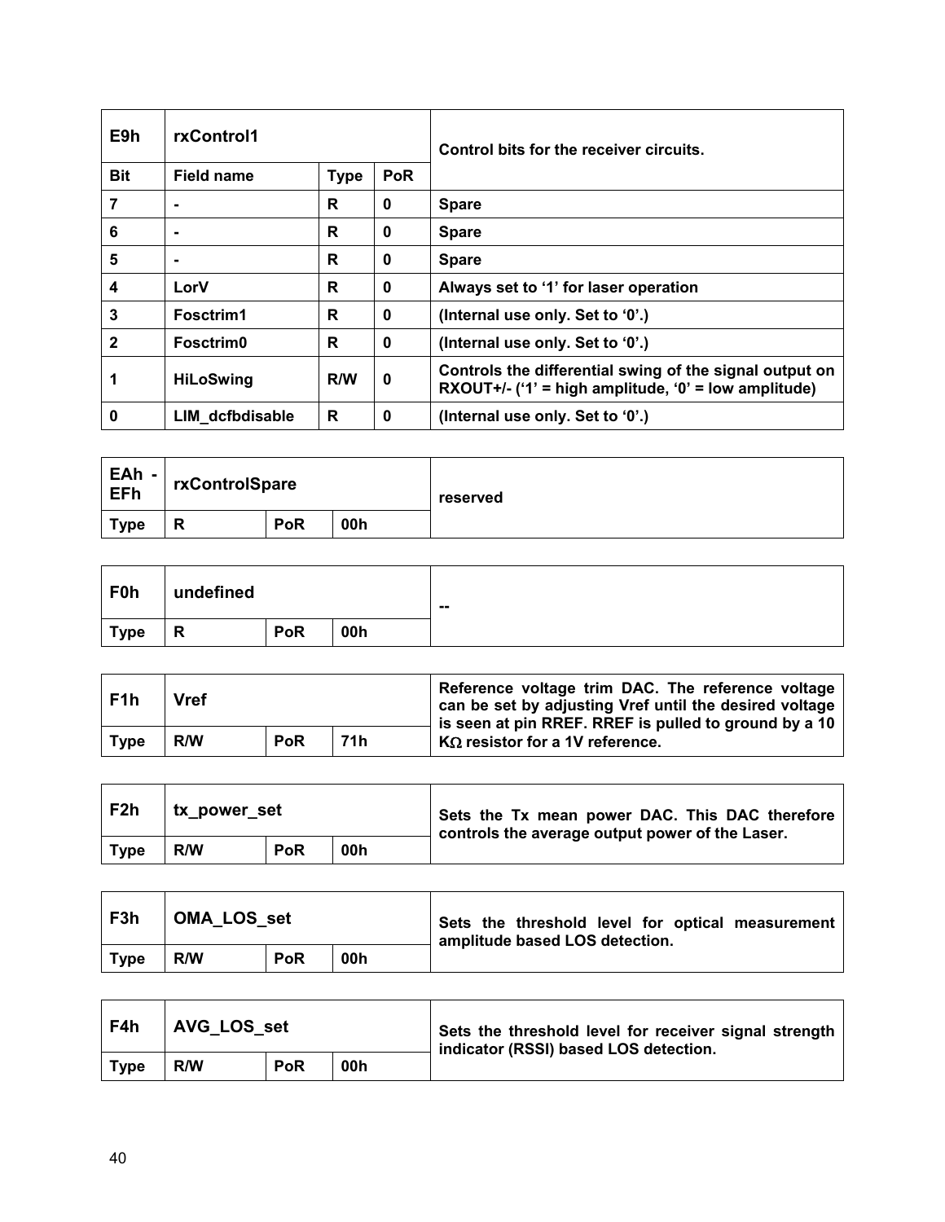| E9h | rxControl1 | | | Control bits for the receiver circuits. |
|---|---|---|---|---|
| **Bit** | **Field name** | **Type** | **PoR** | |
| 7 | - | R | 0 | Spare |
| 6 | - | R | 0 | Spare |
| 5 | - | R | 0 | Spare |
| 4 | LorV | R | 0 | Always set to '1' for laser operation |
| 3 | Fosctrim1 | R | 0 | (Internal use only. Set to '0'.) |
| 2 | Fosctrim0 | R | 0 | (Internal use only. Set to '0'.) |
| 1 | HiLoSwing | R/W | 0 | Controls the differential swing of the signal output on RXOUT+/- ('1' = high amplitude, '0' = low amplitude) |
| 0 | LIM_dcfbdisable | R | 0 | (Internal use only. Set to '0'.) |

| EAh - EFh | rxControlSpare | | | reserved |
|---|---|---|---|---|
| **Type** | R | **PoR** | 00h | |

| F0h | undefined | | | -- |
|---|---|---|---|---|
| **Type** | R | **PoR** | 00h | |

| F1h | Vref | | | Reference voltage trim DAC. The reference voltage can be set by adjusting Vref until the desired voltage is seen at pin RREF. RREF is pulled to ground by a 10 KΩ resistor for a 1V reference. |
|---|---|---|---|---|
| **Type** | R/W | **PoR** | 71h | |

| F2h | tx_power_set | | | Sets the Tx mean power DAC. This DAC therefore controls the average output power of the Laser. |
|---|---|---|---|---|
| **Type** | R/W | **PoR** | 00h | |

| F3h | OMA_LOS_set | | | Sets the threshold level for optical measurement amplitude based LOS detection. |
|---|---|---|---|---|
| **Type** | R/W | **PoR** | 00h | |

| F4h | AVG_LOS_set | | | Sets the threshold level for receiver signal strength indicator (RSSI) based LOS detection. |
|---|---|---|---|---|
| **Type** | R/W | **PoR** | 00h | |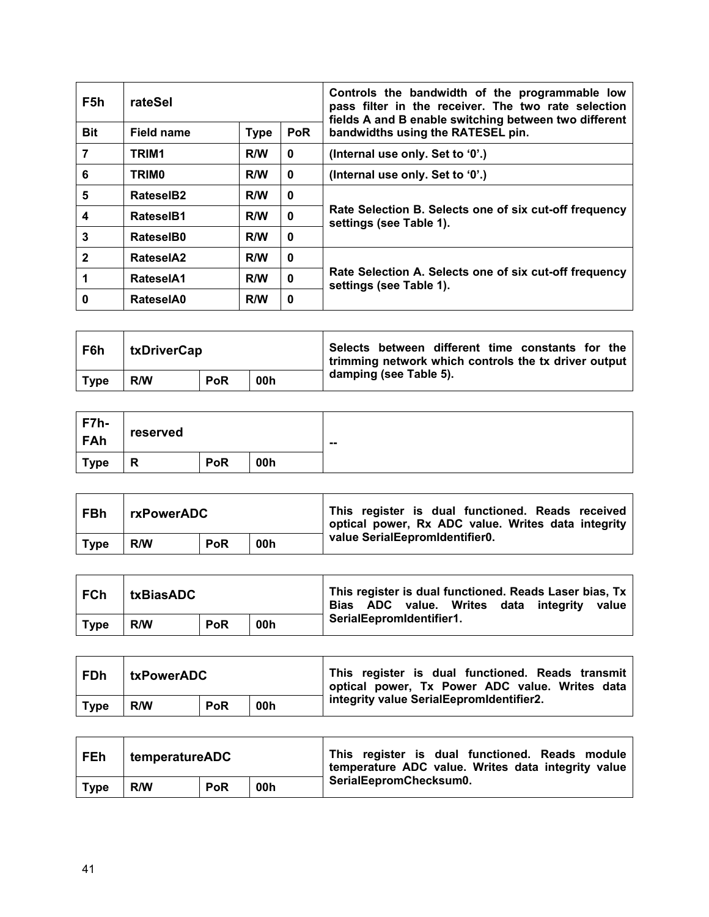| F5h | rateSel | | | Controls the bandwidth of the programmable low pass filter in the receiver. The two rate selection fields A and B enable switching between two different bandwidths using the RATESEL pin. |
|---|---|---|---|---|
| **Bit** | **Field name** | **Type** | **PoR** | |
| 7 | TRIM1 | R/W | 0 | (Internal use only. Set to '0'.) |
| 6 | TRIM0 | R/W | 0 | (Internal use only. Set to '0'.) |
| 5 | RateselB2 | R/W | 0 | Rate Selection B. Selects one of six cut-off frequency settings (see Table 1). |
| 4 | RateselB1 | R/W | 0 | |
| 3 | RateselB0 | R/W | 0 | |
| 2 | RateselA2 | R/W | 0 | Rate Selection A. Selects one of six cut-off frequency settings (see Table 1). |
| 1 | RateselA1 | R/W | 0 | |
| 0 | RateselA0 | R/W | 0 | |

| F6h | txDriverCap | | | Selects between different time constants for the trimming network which controls the tx driver output damping (see Table 5). |
|---|---|---|---|---|
| **Type** | R/W | **PoR** | 00h | |

| F7h-FAh | reserved | | | -- |
|---|---|---|---|---|
| **Type** | R | **PoR** | 00h | |

| FBh | rxPowerADC | | | This register is dual functioned. Reads received optical power, Rx ADC value. Writes data integrity value SerialEepromIdentifier0. |
|---|---|---|---|---|
| **Type** | R/W | **PoR** | 00h | |

| FCh | txBiasADC | | | This register is dual functioned. Reads Laser bias, Tx Bias ADC value. Writes data integrity value SerialEepromIdentifier1. |
|---|---|---|---|---|
| **Type** | R/W | **PoR** | 00h | |

| FDh | txPowerADC | | | This register is dual functioned. Reads transmit optical power, Tx Power ADC value. Writes data integrity value SerialEepromIdentifier2. |
|---|---|---|---|---|
| **Type** | R/W | **PoR** | 00h | |

| FEh | temperatureADC | | | This register is dual functioned. Reads module temperature ADC value. Writes data integrity value SerialEepromChecksum0. |
|---|---|---|---|---|
| **Type** | R/W | **PoR** | 00h | |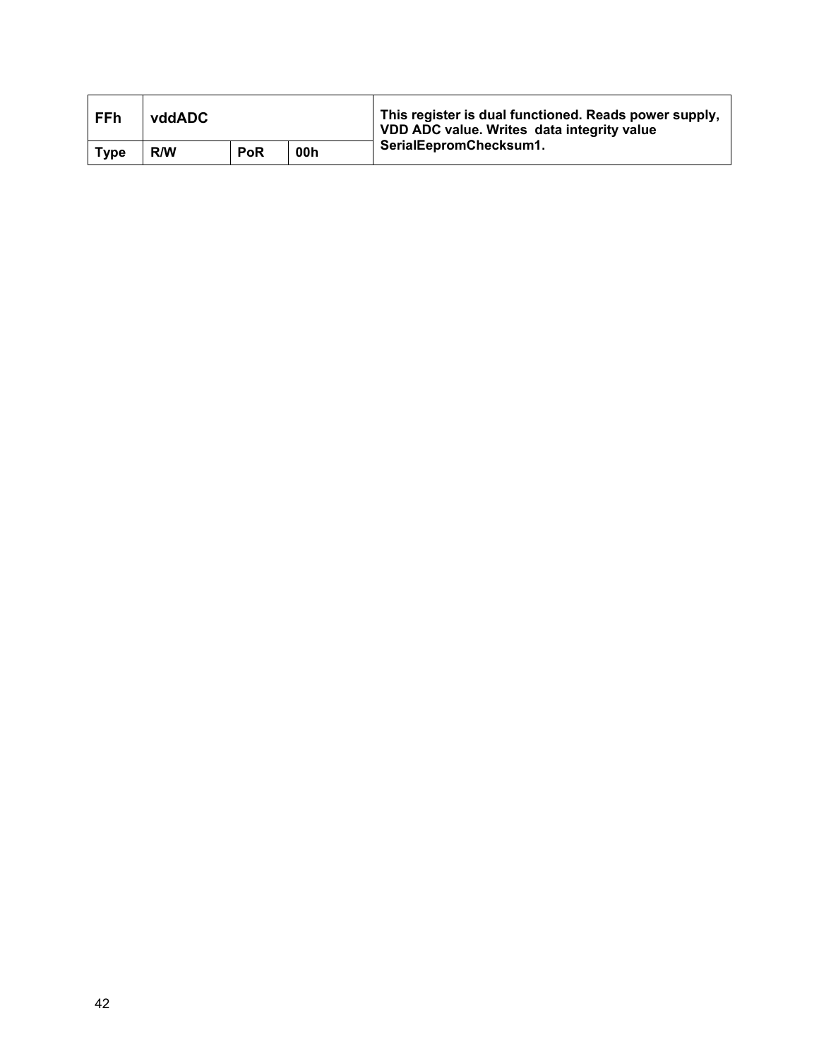| FFh | vddADC | | | This register is dual functioned. Reads power supply, VDD ADC value. Writes data integrity value SerialEepromChecksum1. |
|---|---|---|---|---|
| Type | R/W | PoR | 00h | |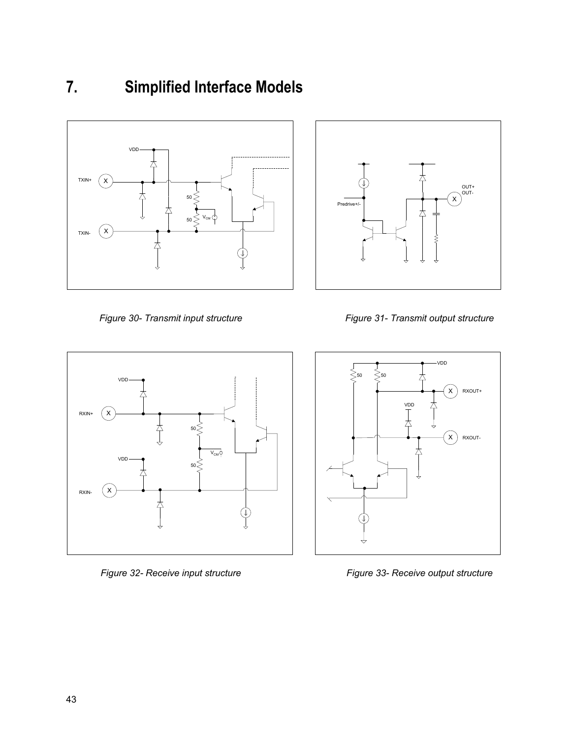# 7. Simplified Interface Models

*Figure 30- Transmit input structure*

*Figure 31- Transmit output structure*

*Figure 32- Receive input structure*

*Figure 33- Receive output structure*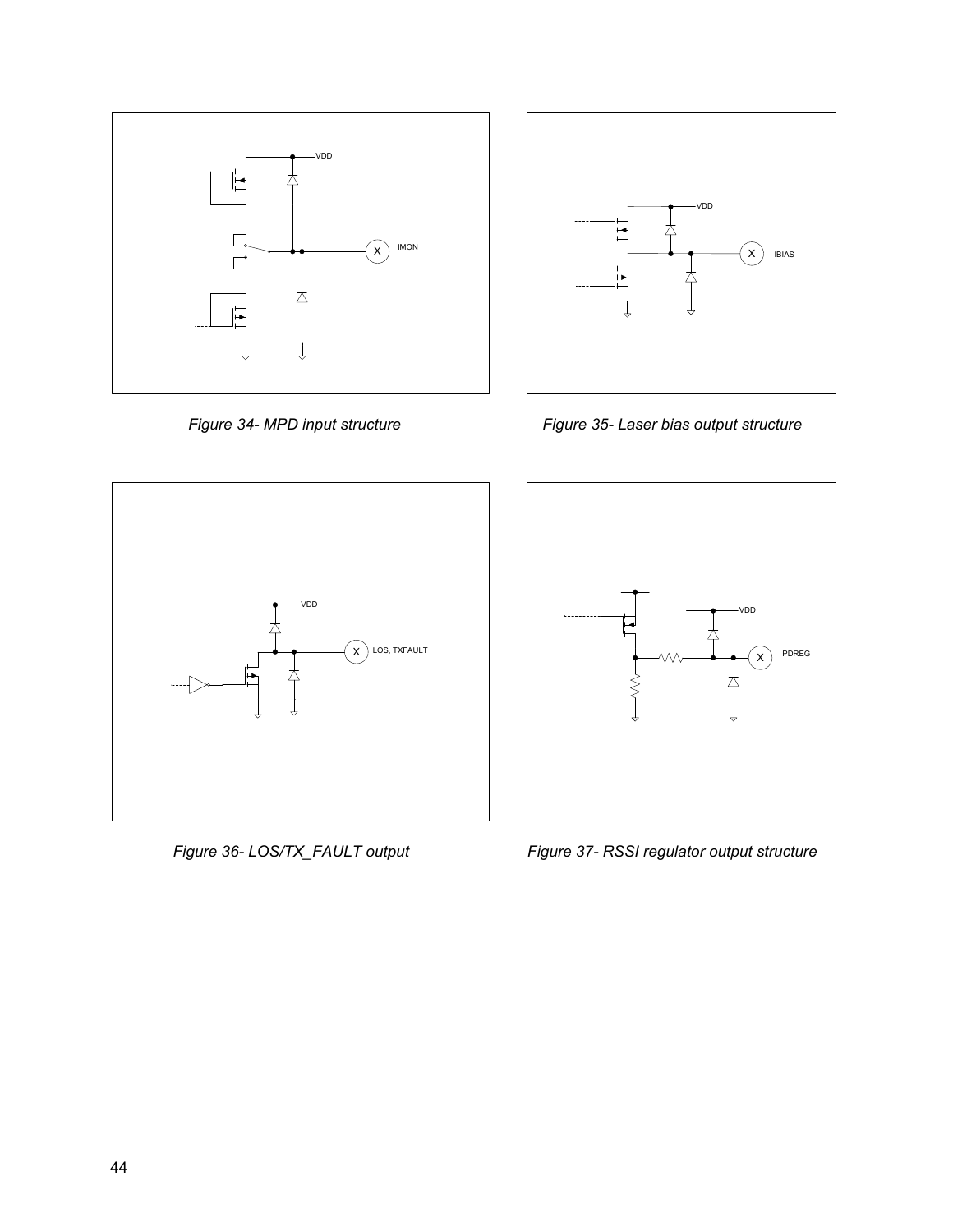VDD

IMON

*Figure 34- MPD input structure*

VDD

IBIAS

*Figure 35- Laser bias output structure*

VDD

LOS, TXFAULT

*Figure 36- LOS/TX_FAULT output*

VDD

PDREG

*Figure 37- RSSI regulator output structure*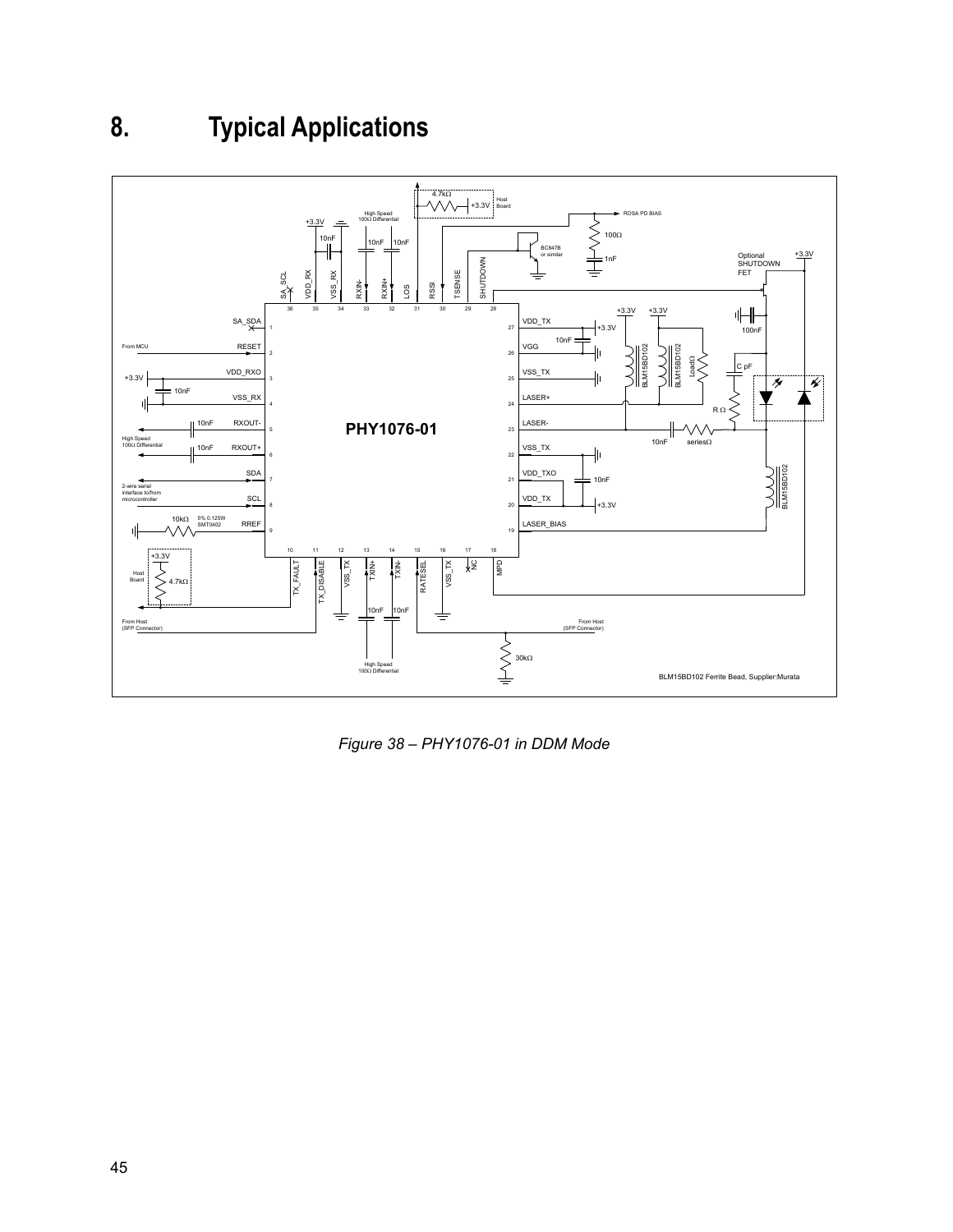# 8. Typical Applications

*Figure 38 – PHY1076-01 in DDM Mode*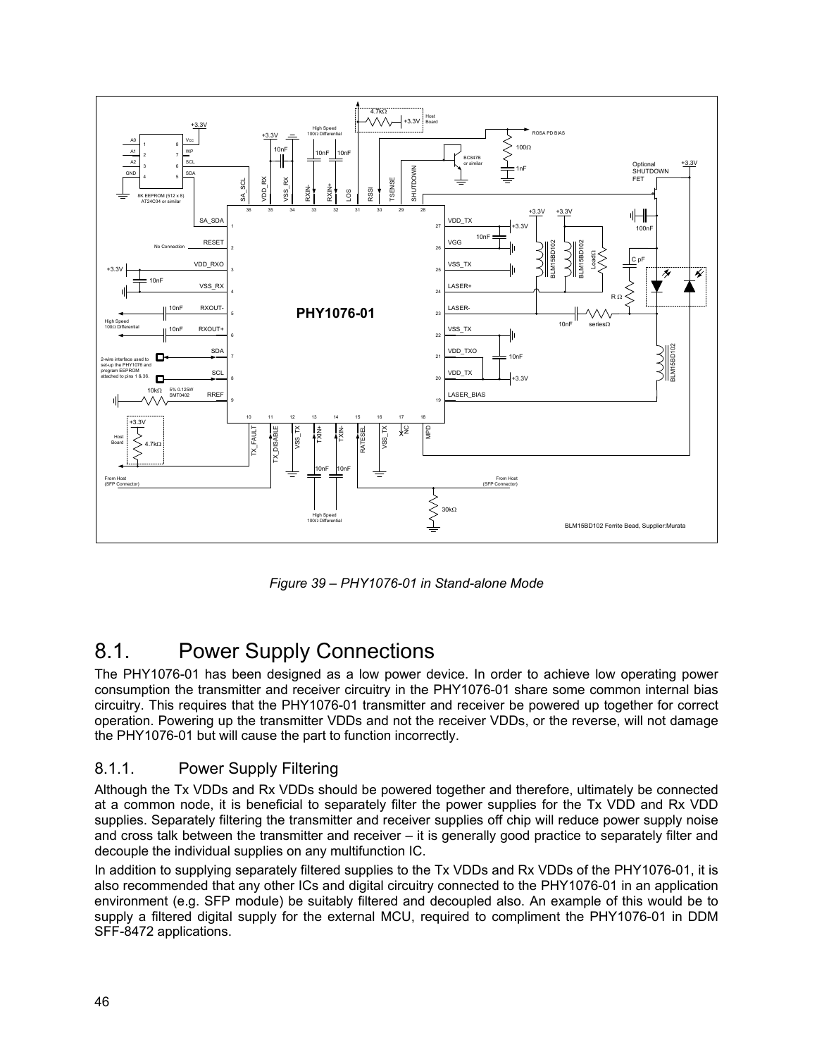*Figure 39 – PHY1076-01 in Stand-alone Mode*

# 8.1. Power Supply Connections

The PHY1076-01 has been designed as a low power device. In order to achieve low operating power consumption the transmitter and receiver circuitry in the PHY1076-01 share some common internal bias circuitry. This requires that the PHY1076-01 transmitter and receiver be powered up together for correct operation. Powering up the transmitter VDDs and not the receiver VDDs, or the reverse, will not damage the PHY1076-01 but will cause the part to function incorrectly.

## 8.1.1. Power Supply Filtering

Although the Tx VDDs and Rx VDDs should be powered together and therefore, ultimately be connected at a common node, it is beneficial to separately filter the power supplies for the Tx VDD and Rx VDD supplies. Separately filtering the transmitter and receiver supplies off chip will reduce power supply noise and cross talk between the transmitter and receiver – it is generally good practice to separately filter and decouple the individual supplies on any multifunction IC.

In addition to supplying separately filtered supplies to the Tx VDDs and Rx VDDs of the PHY1076-01, it is also recommended that any other ICs and digital circuitry connected to the PHY1076-01 in an application environment (e.g. SFP module) be suitably filtered and decoupled also. An example of this would be to supply a filtered digital supply for the external MCU, required to compliment the PHY1076-01 in DDM SFF-8472 applications.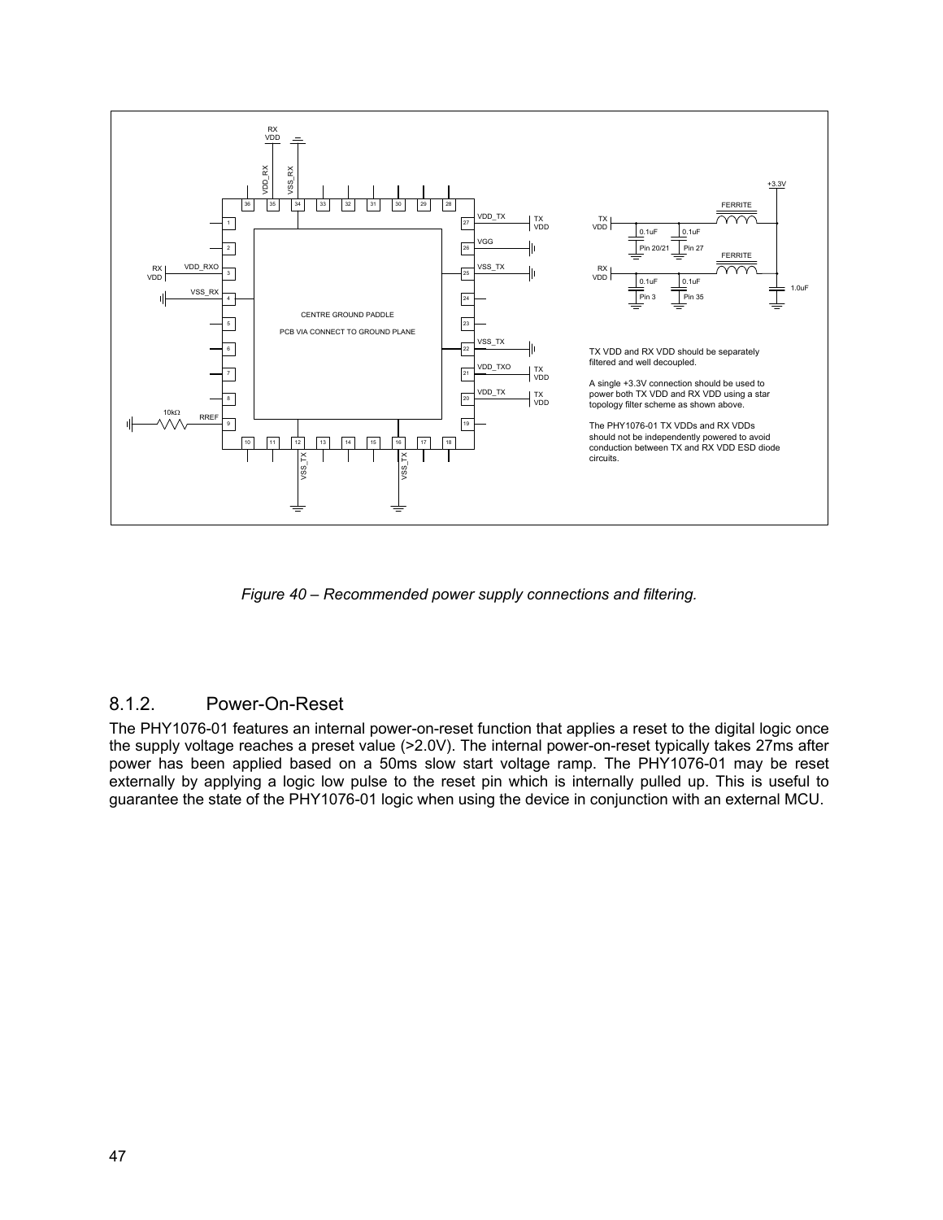TX VDD and RX VDD should be separately filtered and well decoupled.

A single +3.3V connection should be used to power both TX VDD and RX VDD using a star topology filter scheme as shown above.

The PHY1076-01 TX VDDs and RX VDDs should not be independently powered to avoid conduction between TX and RX VDD ESD diode circuits.

*Figure 40 – Recommended power supply connections and filtering.*

### 8.1.2. Power-On-Reset

The PHY1076-01 features an internal power-on-reset function that applies a reset to the digital logic once the supply voltage reaches a preset value (>2.0V). The internal power-on-reset typically takes 27ms after power has been applied based on a 50ms slow start voltage ramp. The PHY1076-01 may be reset externally by applying a logic low pulse to the reset pin which is internally pulled up. This is useful to guarantee the state of the PHY1076-01 logic when using the device in conjunction with an external MCU.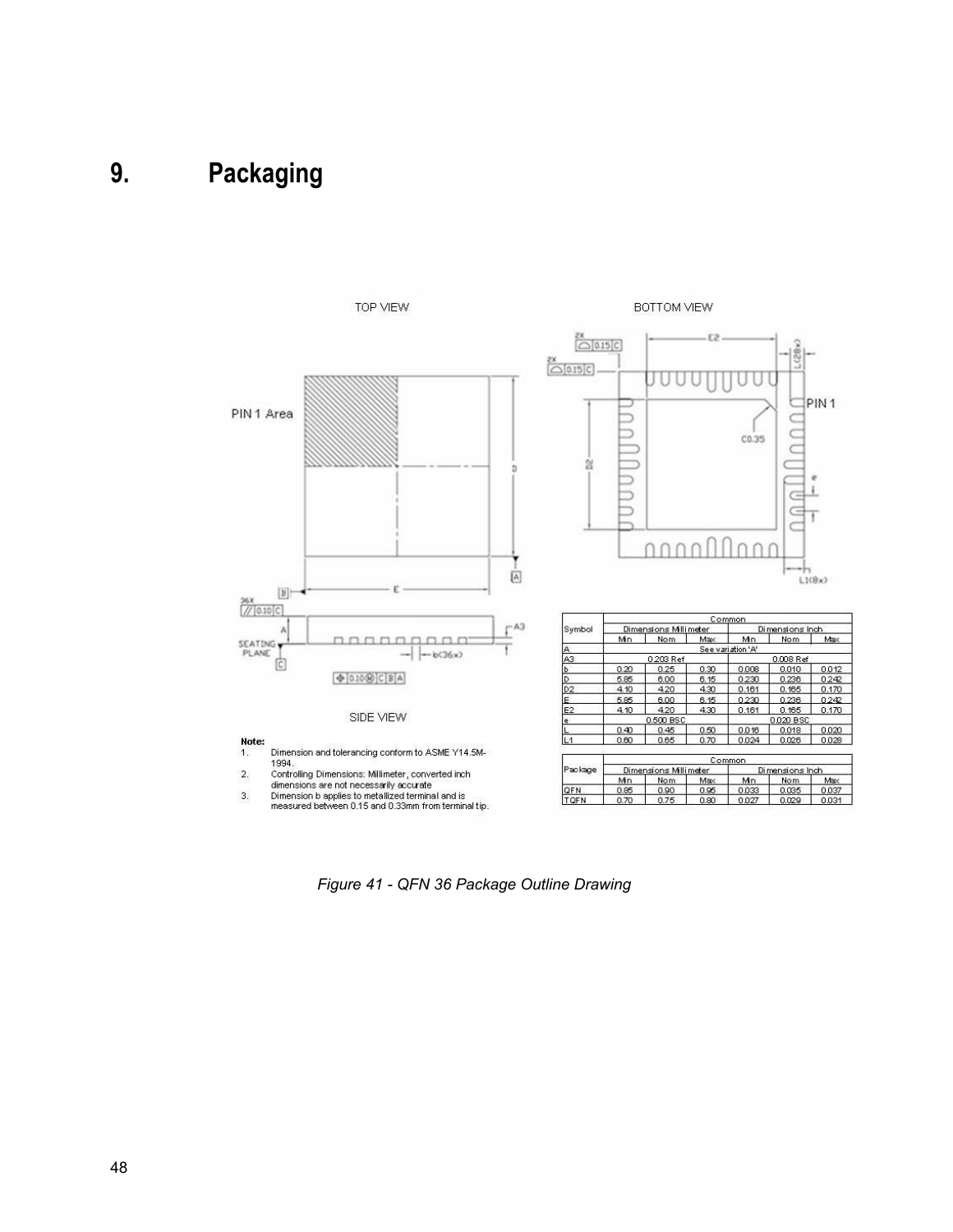# 9. Packaging

TOP VIEW

BOTTOM VIEW

PIN 1 Area

PIN 1

SIDE VIEW

**Note:**

1. Dimension and tolerancing conform to ASME Y14.5M-1994.
2. Controlling Dimensions: Millimeter, converted inch dimensions are not necessarily accurate
3. Dimension b applies to metallized terminal and is measured between 0.15 and 0.33mm from terminal tip.

| Symbol | Common | | | | | |
|---|---|---|---|---|---|---|
| | Dimensions Millimeter | | | Dimensions Inch | | |
| | Min | Nom | Max | Min | Nom | Max |
| A | See variation 'A' | | | | | |
| A3 | 0.203 Ref | | | 0.008 Ref | | |
| b | 0.20 | 0.25 | 0.30 | 0.008 | 0.010 | 0.012 |
| D | 5.85 | 6.00 | 6.15 | 0.230 | 0.236 | 0.242 |
| D2 | 4.10 | 4.20 | 4.30 | 0.161 | 0.165 | 0.170 |
| E | 5.85 | 6.00 | 6.15 | 0.230 | 0.236 | 0.242 |
| E2 | 4.10 | 4.20 | 4.30 | 0.161 | 0.165 | 0.170 |
| e | 0.500 BSC | | | 0.020 BSC | | |
| L | 0.40 | 0.45 | 0.50 | 0.016 | 0.018 | 0.020 |
| L1 | 0.60 | 0.65 | 0.70 | 0.024 | 0.026 | 0.028 |

| Package | Common | | | | | |
|---|---|---|---|---|---|---|
| | Dimensions Millimeter | | | Dimensions Inch | | |
| | Min | Nom | Max | Min | Nom | Max |
| QFN | 0.85 | 0.90 | 0.95 | 0.033 | 0.035 | 0.037 |
| TQFN | 0.70 | 0.75 | 0.80 | 0.027 | 0.029 | 0.031 |

*Figure 41 - QFN 36 Package Outline Drawing*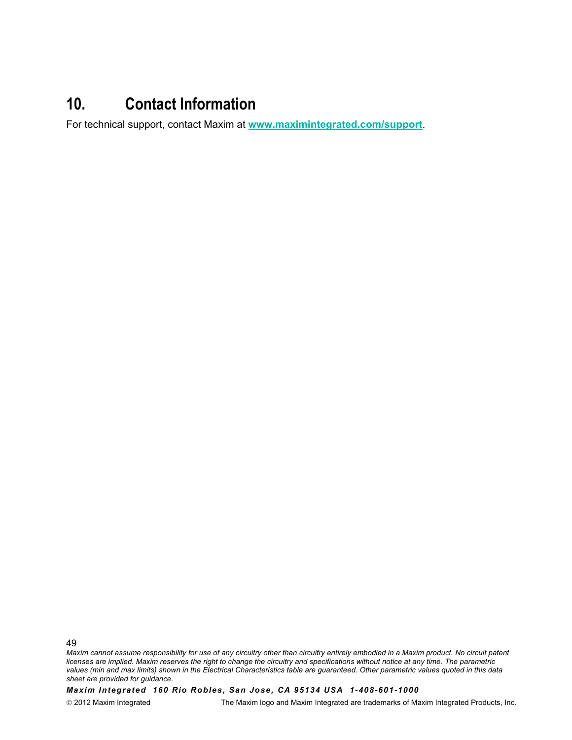# 10. Contact Information

For technical support, contact Maxim at **www.maximintegrated.com/support**.

*Maxim cannot assume responsibility for use of any circuitry other than circuitry entirely embodied in a Maxim product. No circuit patent licenses are implied. Maxim reserves the right to change the circuitry and specifications without notice at any time. The parametric values (min and max limits) shown in the Electrical Characteristics table are guaranteed. Other parametric values quoted in this data sheet are provided for guidance.*

***Maxim Integrated 160 Rio Robles, San Jose, CA 95134 USA 1-408-601-1000***

© 2012 Maxim Integrated The Maxim logo and Maxim Integrated are trademarks of Maxim Integrated Products, Inc.